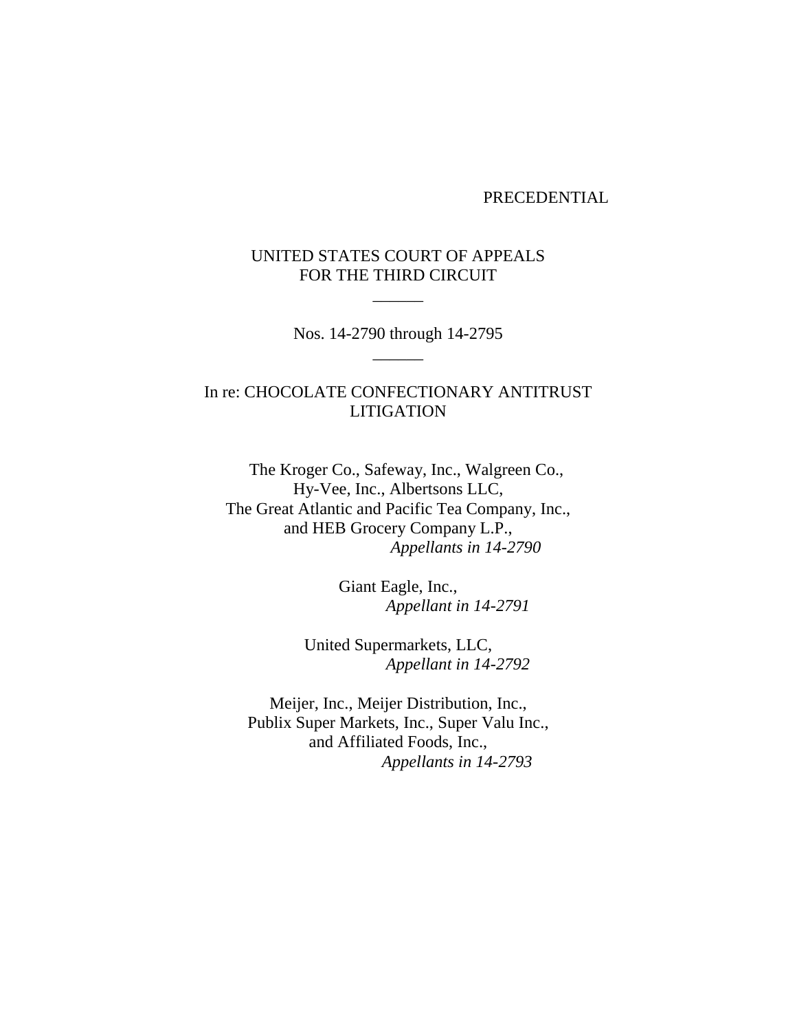PRECEDENTIAL

UNITED STATES COURT OF APPEALS
FOR THE THIRD CIRCUIT

\_\_\_\_\_\_

Nos. 14-2790 through 14-2795

\_\_\_\_\_\_

In re: CHOCOLATE CONFECTIONARY ANTITRUST LITIGATION

The Kroger Co., Safeway, Inc., Walgreen Co.,
Hy-Vee, Inc., Albertsons LLC,
The Great Atlantic and Pacific Tea Company, Inc.,
and HEB Grocery Company L.P.,
*Appellants in 14-2790*

Giant Eagle, Inc.,
*Appellant in 14-2791*

United Supermarkets, LLC,
*Appellant in 14-2792*

Meijer, Inc., Meijer Distribution, Inc.,
Publix Super Markets, Inc., Super Valu Inc.,
and Affiliated Foods, Inc.,
*Appellants in 14-2793*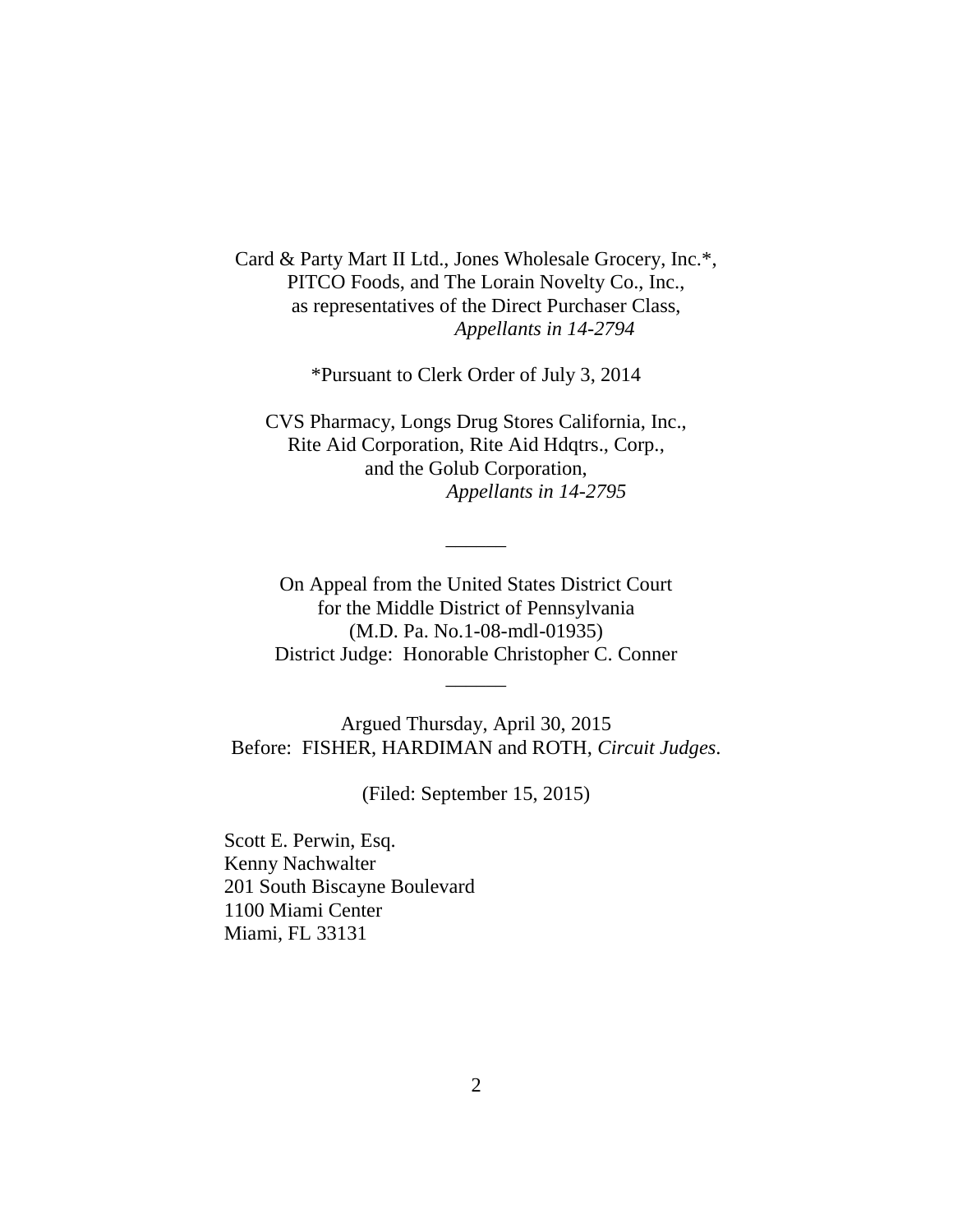Card & Party Mart II Ltd., Jones Wholesale Grocery, Inc.*,
PITCO Foods, and The Lorain Novelty Co., Inc.,
as representatives of the Direct Purchaser Class,
*Appellants in 14-2794*

*Pursuant to Clerk Order of July 3, 2014

CVS Pharmacy, Longs Drug Stores California, Inc.,
Rite Aid Corporation, Rite Aid Hdqtrs., Corp.,
and the Golub Corporation,
*Appellants in 14-2795*

______

On Appeal from the United States District Court
for the Middle District of Pennsylvania
(M.D. Pa. No.1-08-mdl-01935)
District Judge: Honorable Christopher C. Conner

______

Argued Thursday, April 30, 2015
Before: FISHER, HARDIMAN and ROTH, *Circuit Judges*.

(Filed: September 15, 2015)

Scott E. Perwin, Esq.
Kenny Nachwalter
201 South Biscayne Boulevard
1100 Miami Center
Miami, FL 33131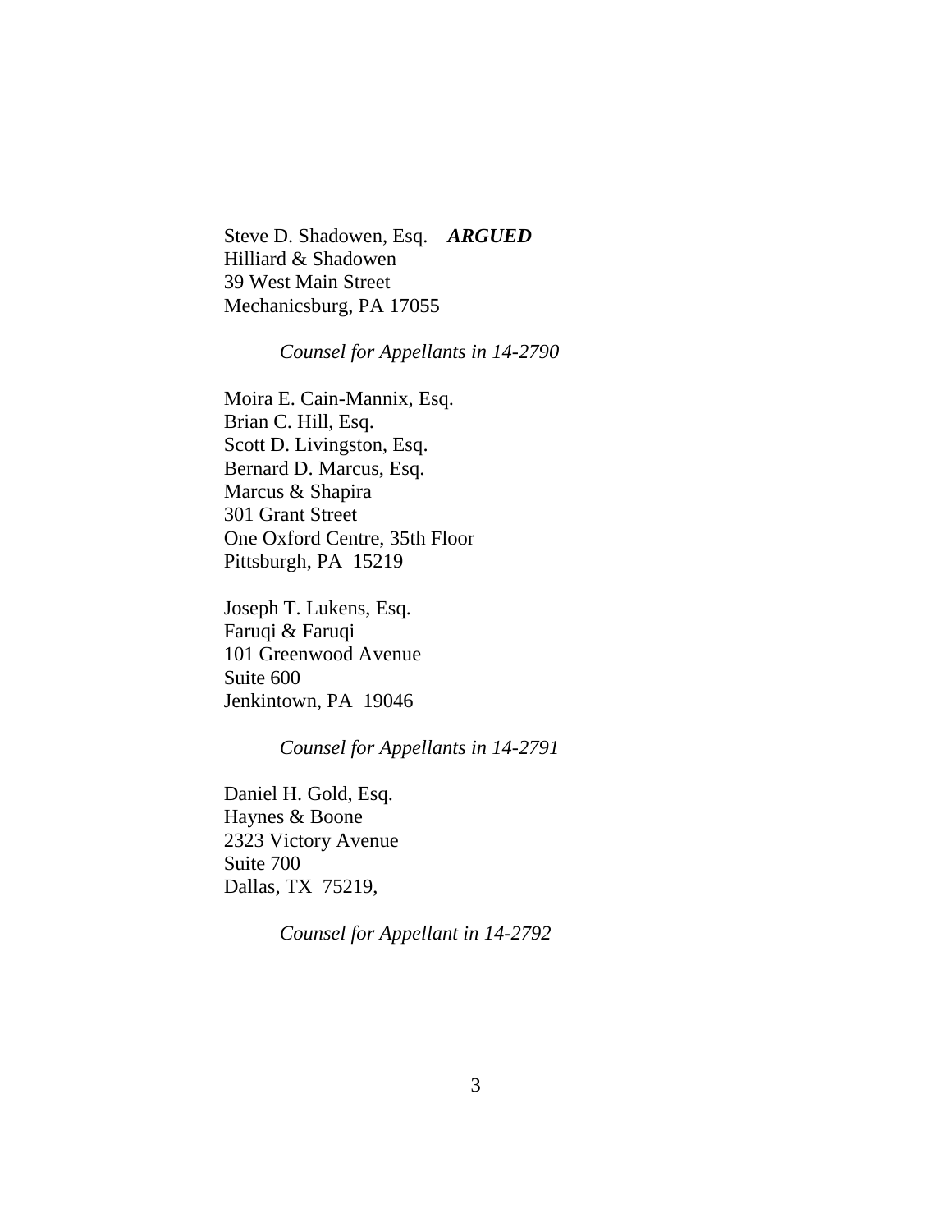Steve D. Shadowen, Esq. ***ARGUED***
Hilliard & Shadowen
39 West Main Street
Mechanicsburg, PA 17055

*Counsel for Appellants in 14-2790*

Moira E. Cain-Mannix, Esq.
Brian C. Hill, Esq.
Scott D. Livingston, Esq.
Bernard D. Marcus, Esq.
Marcus & Shapira
301 Grant Street
One Oxford Centre, 35th Floor
Pittsburgh, PA 15219

Joseph T. Lukens, Esq.
Faruqi & Faruqi
101 Greenwood Avenue
Suite 600
Jenkintown, PA 19046

*Counsel for Appellants in 14-2791*

Daniel H. Gold, Esq.
Haynes & Boone
2323 Victory Avenue
Suite 700
Dallas, TX 75219,

*Counsel for Appellant in 14-2792*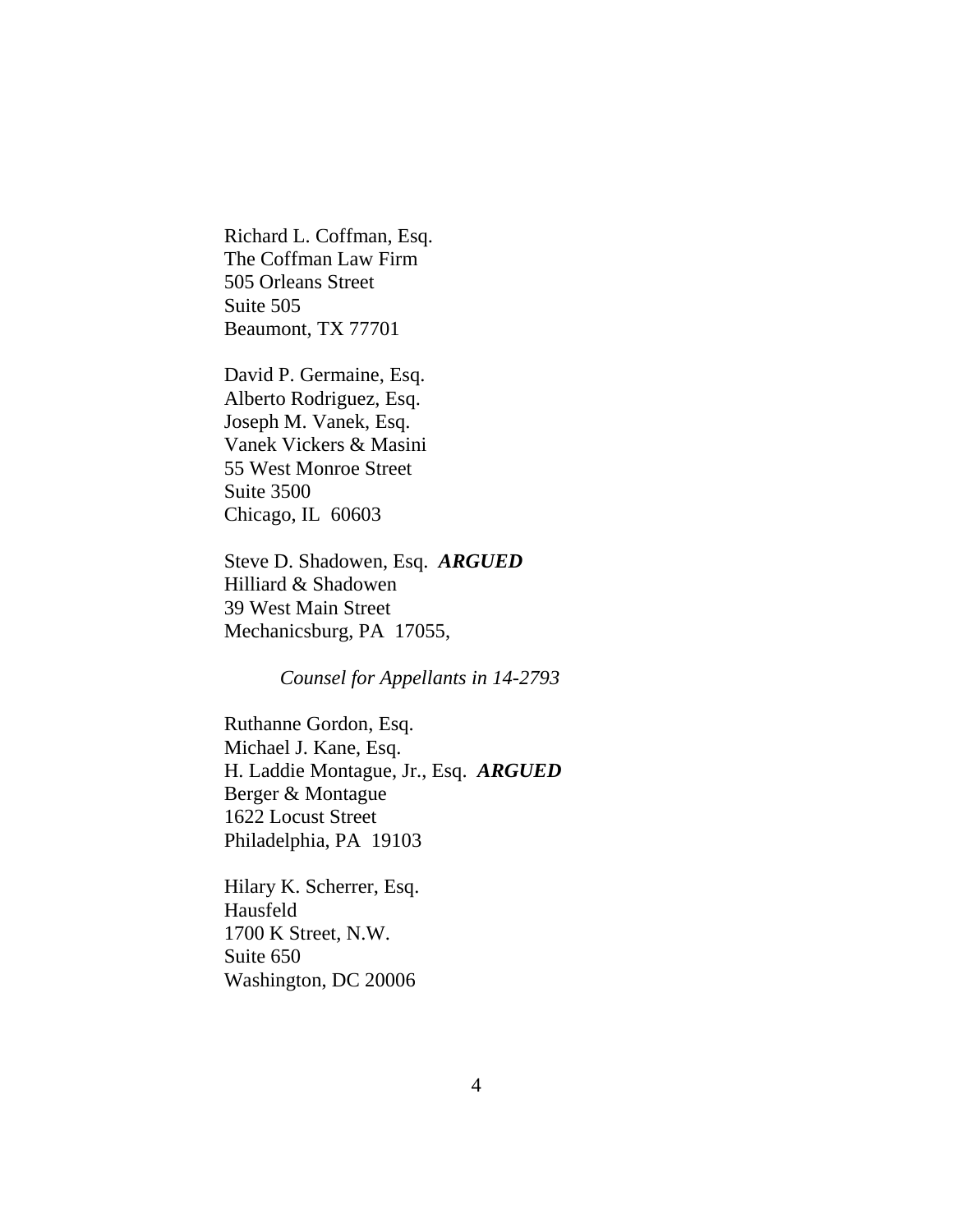Richard L. Coffman, Esq.
The Coffman Law Firm
505 Orleans Street
Suite 505
Beaumont, TX 77701

David P. Germaine, Esq.
Alberto Rodriguez, Esq.
Joseph M. Vanek, Esq.
Vanek Vickers & Masini
55 West Monroe Street
Suite 3500
Chicago, IL 60603

Steve D. Shadowen, Esq. ***ARGUED***
Hilliard & Shadowen
39 West Main Street
Mechanicsburg, PA 17055,

*Counsel for Appellants in 14-2793*

Ruthanne Gordon, Esq.
Michael J. Kane, Esq.
H. Laddie Montague, Jr., Esq. ***ARGUED***
Berger & Montague
1622 Locust Street
Philadelphia, PA 19103

Hilary K. Scherrer, Esq.
Hausfeld
1700 K Street, N.W.
Suite 650
Washington, DC 20006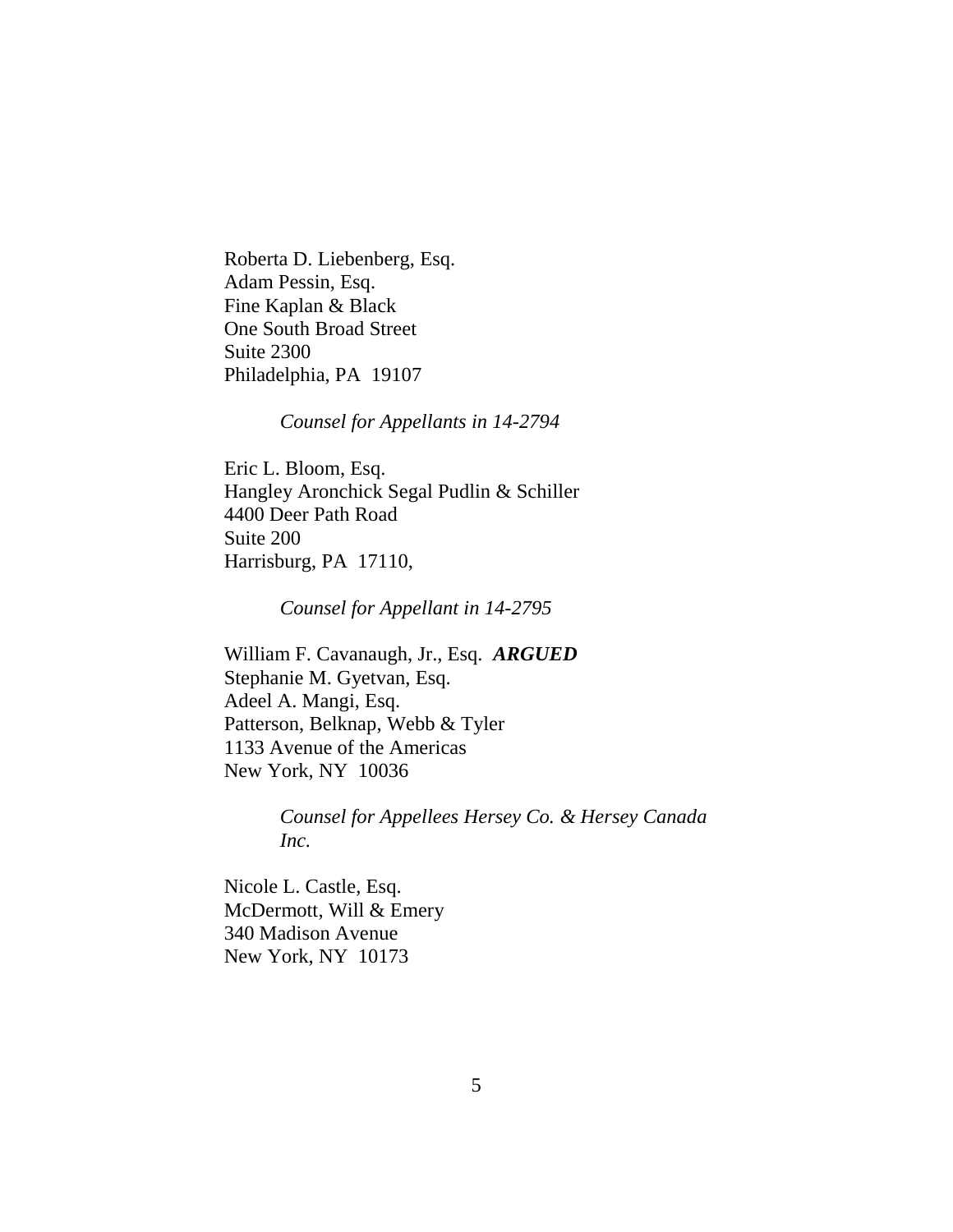Roberta D. Liebenberg, Esq.
Adam Pessin, Esq.
Fine Kaplan & Black
One South Broad Street
Suite 2300
Philadelphia, PA 19107

*Counsel for Appellants in 14-2794*

Eric L. Bloom, Esq.
Hangley Aronchick Segal Pudlin & Schiller
4400 Deer Path Road
Suite 200
Harrisburg, PA 17110,

*Counsel for Appellant in 14-2795*

William F. Cavanaugh, Jr., Esq. ***ARGUED***
Stephanie M. Gyetvan, Esq.
Adeel A. Mangi, Esq.
Patterson, Belknap, Webb & Tyler
1133 Avenue of the Americas
New York, NY 10036

*Counsel for Appellees Hersey Co. & Hersey Canada Inc.*

Nicole L. Castle, Esq.
McDermott, Will & Emery
340 Madison Avenue
New York, NY 10173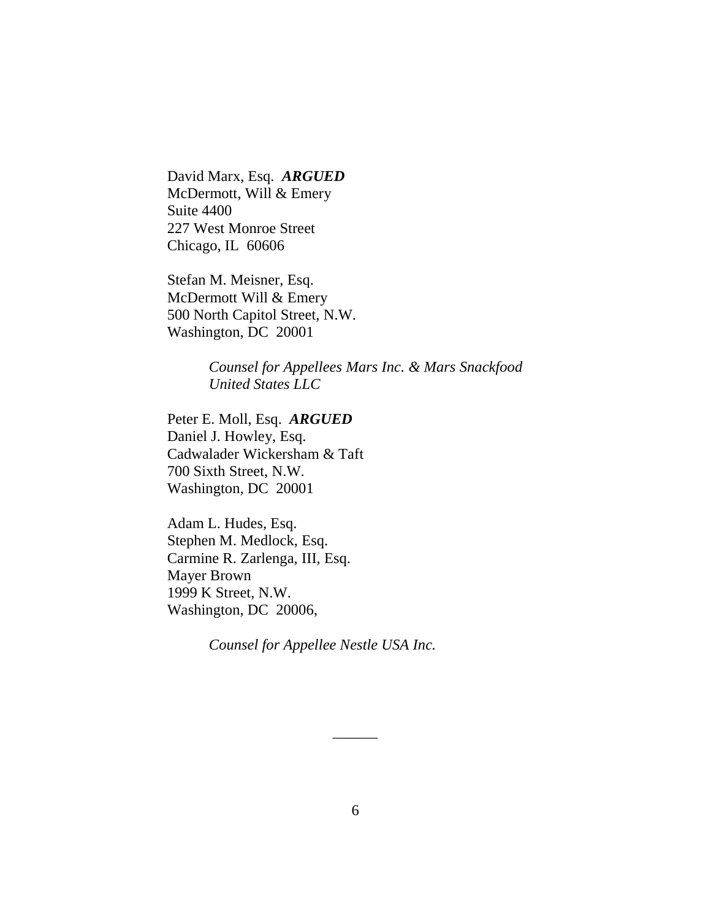David Marx, Esq. ***ARGUED***
McDermott, Will & Emery
Suite 4400
227 West Monroe Street
Chicago, IL 60606

Stefan M. Meisner, Esq.
McDermott Will & Emery
500 North Capitol Street, N.W.
Washington, DC 20001

*Counsel for Appellees Mars Inc. & Mars Snackfood United States LLC*

Peter E. Moll, Esq. ***ARGUED***
Daniel J. Howley, Esq.
Cadwalader Wickersham & Taft
700 Sixth Street, N.W.
Washington, DC 20001

Adam L. Hudes, Esq.
Stephen M. Medlock, Esq.
Carmine R. Zarlenga, III, Esq.
Mayer Brown
1999 K Street, N.W.
Washington, DC 20006,

*Counsel for Appellee Nestle USA Inc.*

\_\_\_\_\_\_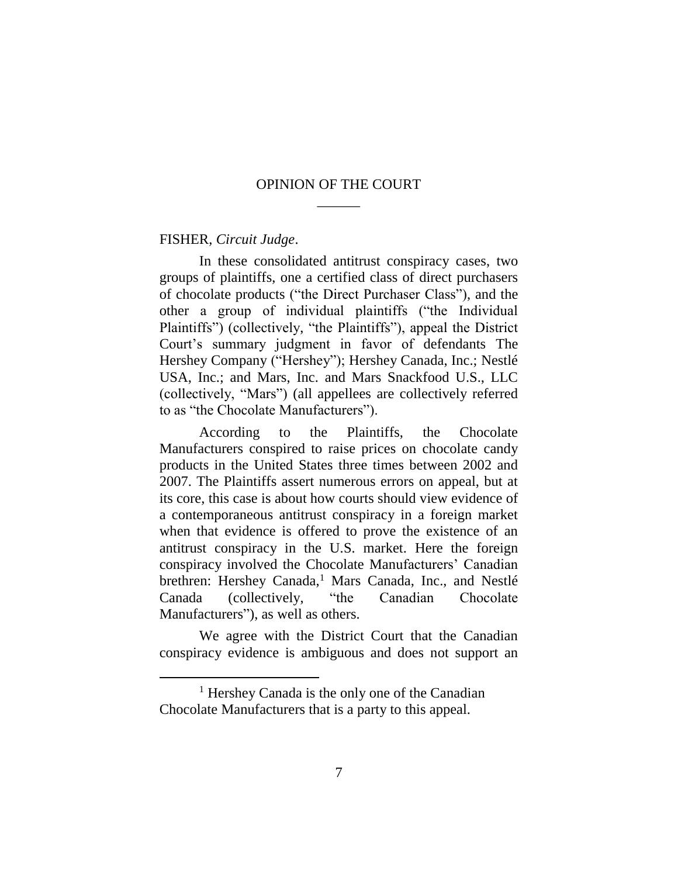## OPINION OF THE COURT

______

FISHER, *Circuit Judge*.

In these consolidated antitrust conspiracy cases, two groups of plaintiffs, one a certified class of direct purchasers of chocolate products ("the Direct Purchaser Class"), and the other a group of individual plaintiffs ("the Individual Plaintiffs") (collectively, "the Plaintiffs"), appeal the District Court's summary judgment in favor of defendants The Hershey Company ("Hershey"); Hershey Canada, Inc.; Nestlé USA, Inc.; and Mars, Inc. and Mars Snackfood U.S., LLC (collectively, "Mars") (all appellees are collectively referred to as "the Chocolate Manufacturers").

According to the Plaintiffs, the Chocolate Manufacturers conspired to raise prices on chocolate candy products in the United States three times between 2002 and 2007. The Plaintiffs assert numerous errors on appeal, but at its core, this case is about how courts should view evidence of a contemporaneous antitrust conspiracy in a foreign market when that evidence is offered to prove the existence of an antitrust conspiracy in the U.S. market. Here the foreign conspiracy involved the Chocolate Manufacturers' Canadian brethren: Hershey Canada,[1] Mars Canada, Inc., and Nestlé Canada (collectively, "the Canadian Chocolate Manufacturers"), as well as others.

We agree with the District Court that the Canadian conspiracy evidence is ambiguous and does not support an

[1] Hershey Canada is the only one of the Canadian Chocolate Manufacturers that is a party to this appeal.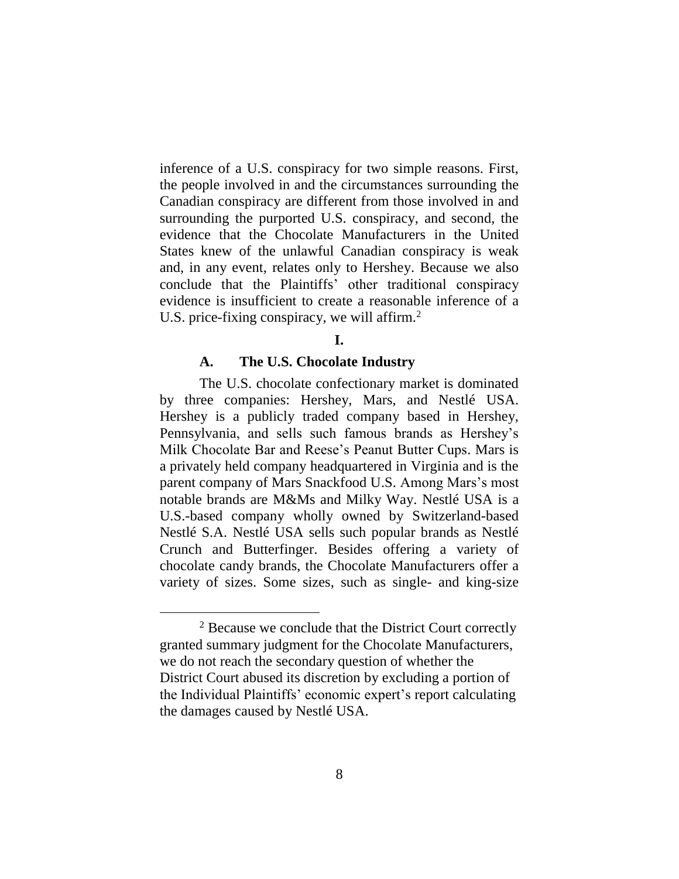inference of a U.S. conspiracy for two simple reasons. First, the people involved in and the circumstances surrounding the Canadian conspiracy are different from those involved in and surrounding the purported U.S. conspiracy, and second, the evidence that the Chocolate Manufacturers in the United States knew of the unlawful Canadian conspiracy is weak and, in any event, relates only to Hershey. Because we also conclude that the Plaintiffs' other traditional conspiracy evidence is insufficient to create a reasonable inference of a U.S. price-fixing conspiracy, we will affirm.[2]

## I.

### A. The U.S. Chocolate Industry

The U.S. chocolate confectionary market is dominated by three companies: Hershey, Mars, and Nestlé USA. Hershey is a publicly traded company based in Hershey, Pennsylvania, and sells such famous brands as Hershey's Milk Chocolate Bar and Reese's Peanut Butter Cups. Mars is a privately held company headquartered in Virginia and is the parent company of Mars Snackfood U.S. Among Mars's most notable brands are M&Ms and Milky Way. Nestlé USA is a U.S.-based company wholly owned by Switzerland-based Nestlé S.A. Nestlé USA sells such popular brands as Nestlé Crunch and Butterfinger. Besides offering a variety of chocolate candy brands, the Chocolate Manufacturers offer a variety of sizes. Some sizes, such as single- and king-size

[2] Because we conclude that the District Court correctly granted summary judgment for the Chocolate Manufacturers, we do not reach the secondary question of whether the District Court abused its discretion by excluding a portion of the Individual Plaintiffs' economic expert's report calculating the damages caused by Nestlé USA.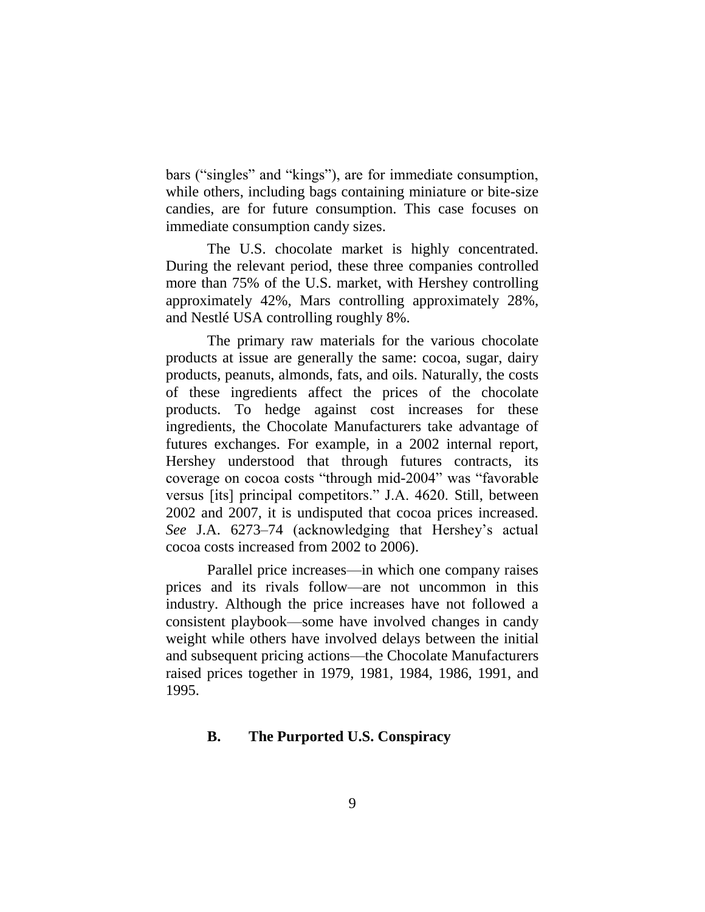bars ("singles" and "kings"), are for immediate consumption, while others, including bags containing miniature or bite-size candies, are for future consumption. This case focuses on immediate consumption candy sizes.

The U.S. chocolate market is highly concentrated. During the relevant period, these three companies controlled more than 75% of the U.S. market, with Hershey controlling approximately 42%, Mars controlling approximately 28%, and Nestlé USA controlling roughly 8%.

The primary raw materials for the various chocolate products at issue are generally the same: cocoa, sugar, dairy products, peanuts, almonds, fats, and oils. Naturally, the costs of these ingredients affect the prices of the chocolate products. To hedge against cost increases for these ingredients, the Chocolate Manufacturers take advantage of futures exchanges. For example, in a 2002 internal report, Hershey understood that through futures contracts, its coverage on cocoa costs "through mid-2004" was "favorable versus [its] principal competitors." J.A. 4620. Still, between 2002 and 2007, it is undisputed that cocoa prices increased. *See* J.A. 6273–74 (acknowledging that Hershey's actual cocoa costs increased from 2002 to 2006).

Parallel price increases—in which one company raises prices and its rivals follow—are not uncommon in this industry. Although the price increases have not followed a consistent playbook—some have involved changes in candy weight while others have involved delays between the initial and subsequent pricing actions—the Chocolate Manufacturers raised prices together in 1979, 1981, 1984, 1986, 1991, and 1995.

### B. The Purported U.S. Conspiracy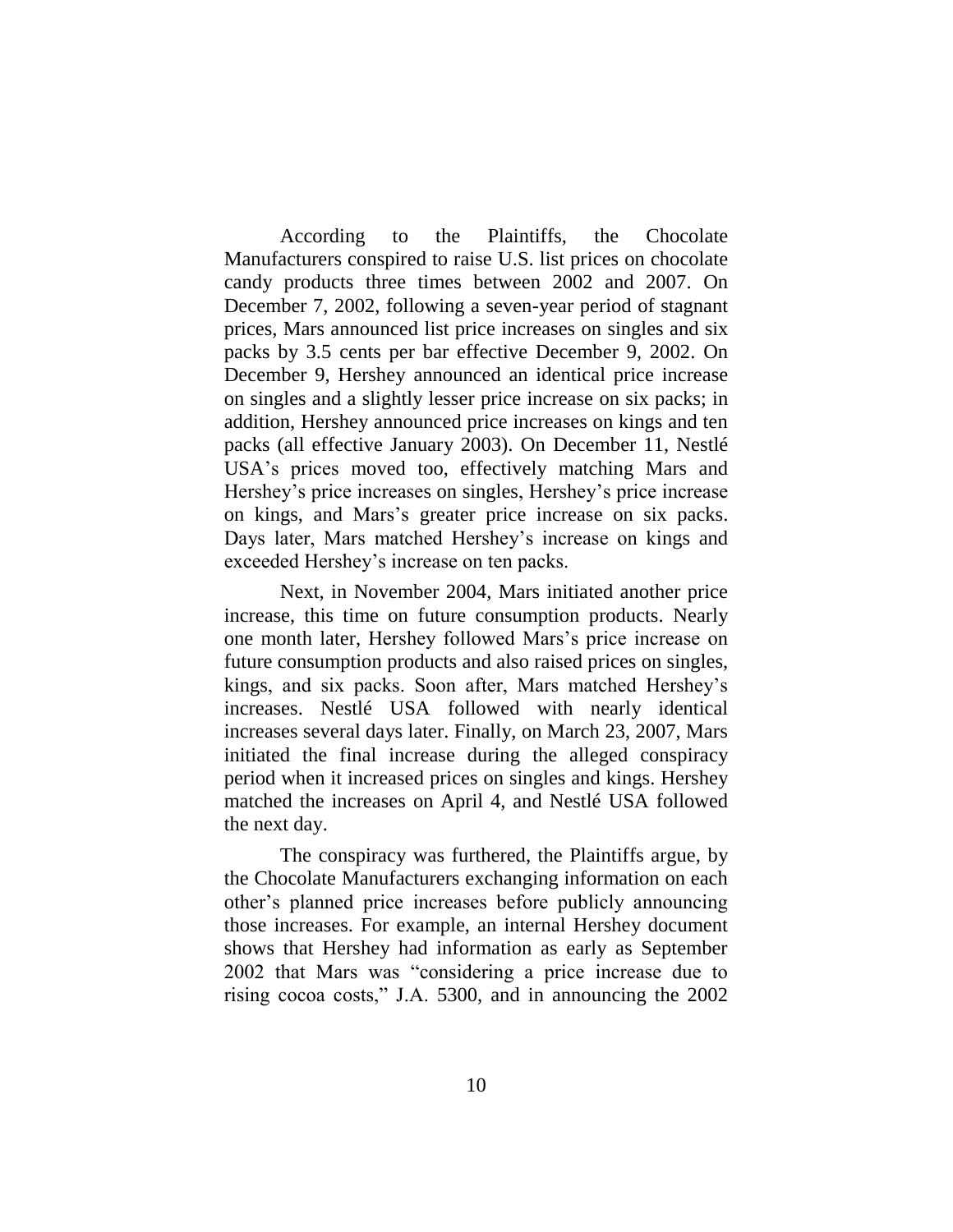According to the Plaintiffs, the Chocolate Manufacturers conspired to raise U.S. list prices on chocolate candy products three times between 2002 and 2007. On December 7, 2002, following a seven-year period of stagnant prices, Mars announced list price increases on singles and six packs by 3.5 cents per bar effective December 9, 2002. On December 9, Hershey announced an identical price increase on singles and a slightly lesser price increase on six packs; in addition, Hershey announced price increases on kings and ten packs (all effective January 2003). On December 11, Nestlé USA's prices moved too, effectively matching Mars and Hershey's price increases on singles, Hershey's price increase on kings, and Mars's greater price increase on six packs. Days later, Mars matched Hershey's increase on kings and exceeded Hershey's increase on ten packs.

Next, in November 2004, Mars initiated another price increase, this time on future consumption products. Nearly one month later, Hershey followed Mars's price increase on future consumption products and also raised prices on singles, kings, and six packs. Soon after, Mars matched Hershey's increases. Nestlé USA followed with nearly identical increases several days later. Finally, on March 23, 2007, Mars initiated the final increase during the alleged conspiracy period when it increased prices on singles and kings. Hershey matched the increases on April 4, and Nestlé USA followed the next day.

The conspiracy was furthered, the Plaintiffs argue, by the Chocolate Manufacturers exchanging information on each other's planned price increases before publicly announcing those increases. For example, an internal Hershey document shows that Hershey had information as early as September 2002 that Mars was "considering a price increase due to rising cocoa costs," J.A. 5300, and in announcing the 2002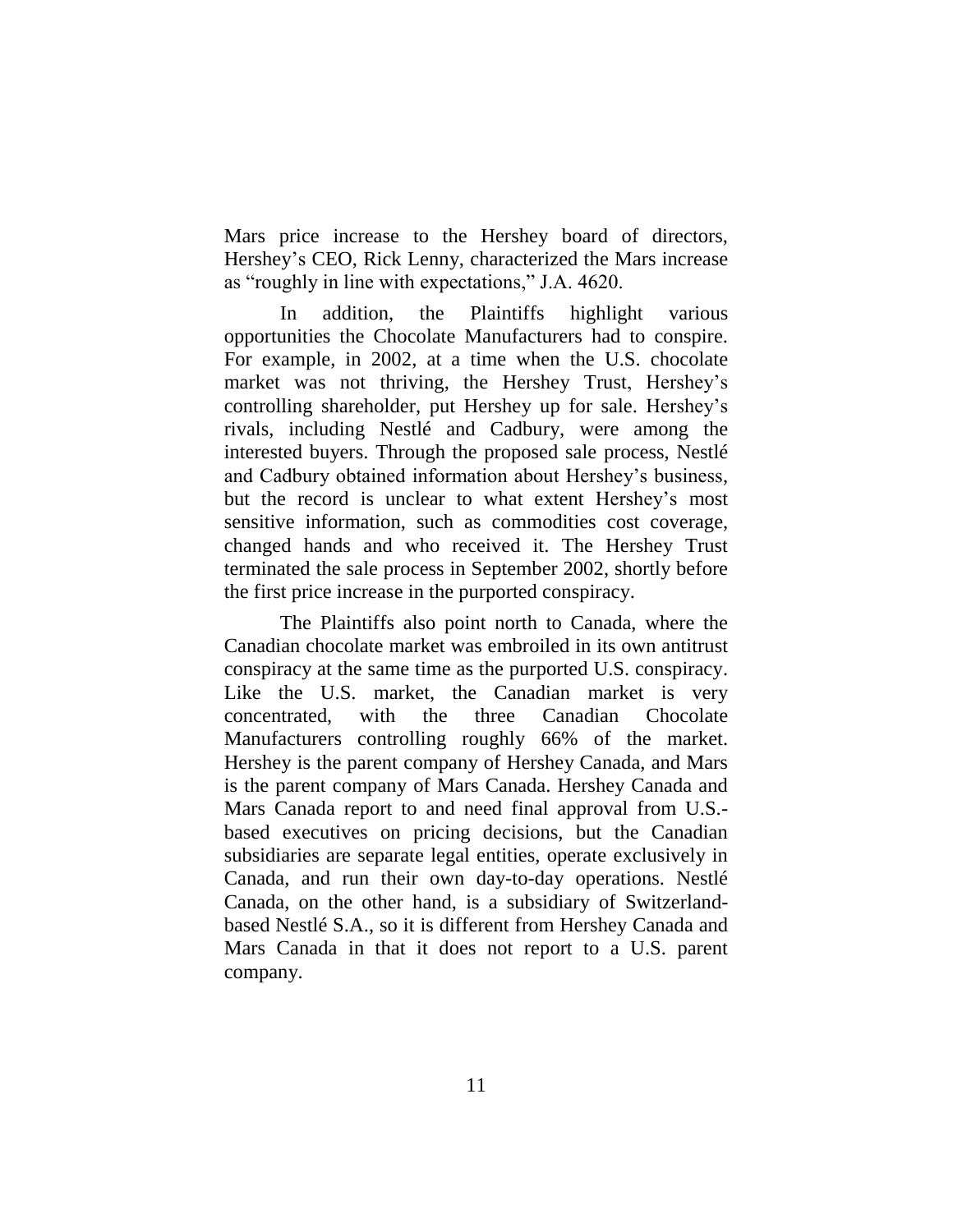Mars price increase to the Hershey board of directors, Hershey's CEO, Rick Lenny, characterized the Mars increase as "roughly in line with expectations," J.A. 4620.

In addition, the Plaintiffs highlight various opportunities the Chocolate Manufacturers had to conspire. For example, in 2002, at a time when the U.S. chocolate market was not thriving, the Hershey Trust, Hershey's controlling shareholder, put Hershey up for sale. Hershey's rivals, including Nestlé and Cadbury, were among the interested buyers. Through the proposed sale process, Nestlé and Cadbury obtained information about Hershey's business, but the record is unclear to what extent Hershey's most sensitive information, such as commodities cost coverage, changed hands and who received it. The Hershey Trust terminated the sale process in September 2002, shortly before the first price increase in the purported conspiracy.

The Plaintiffs also point north to Canada, where the Canadian chocolate market was embroiled in its own antitrust conspiracy at the same time as the purported U.S. conspiracy. Like the U.S. market, the Canadian market is very concentrated, with the three Canadian Chocolate Manufacturers controlling roughly 66% of the market. Hershey is the parent company of Hershey Canada, and Mars is the parent company of Mars Canada. Hershey Canada and Mars Canada report to and need final approval from U.S.-based executives on pricing decisions, but the Canadian subsidiaries are separate legal entities, operate exclusively in Canada, and run their own day-to-day operations. Nestlé Canada, on the other hand, is a subsidiary of Switzerland-based Nestlé S.A., so it is different from Hershey Canada and Mars Canada in that it does not report to a U.S. parent company.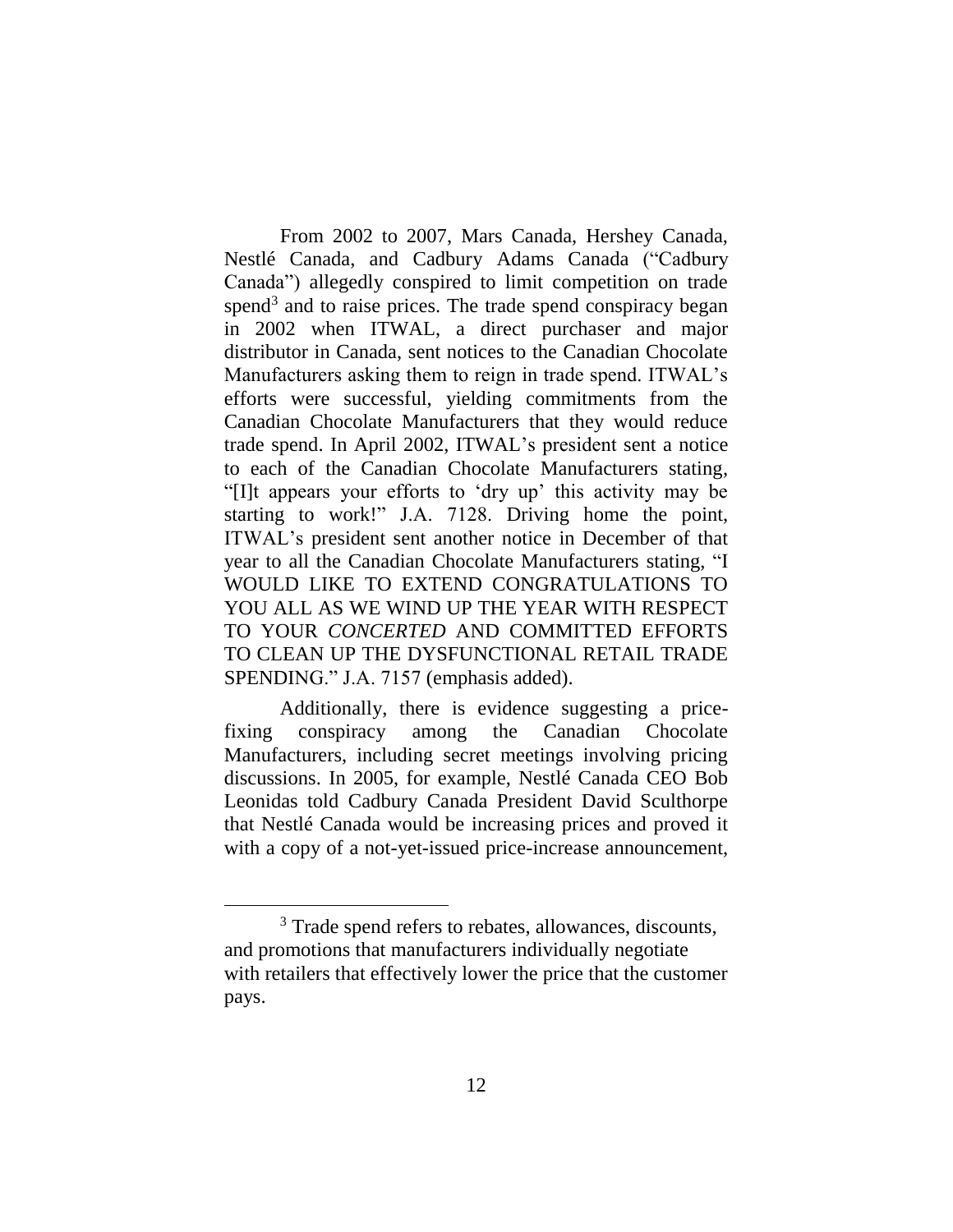From 2002 to 2007, Mars Canada, Hershey Canada, Nestlé Canada, and Cadbury Adams Canada ("Cadbury Canada") allegedly conspired to limit competition on trade spend[3] and to raise prices. The trade spend conspiracy began in 2002 when ITWAL, a direct purchaser and major distributor in Canada, sent notices to the Canadian Chocolate Manufacturers asking them to reign in trade spend. ITWAL's efforts were successful, yielding commitments from the Canadian Chocolate Manufacturers that they would reduce trade spend. In April 2002, ITWAL's president sent a notice to each of the Canadian Chocolate Manufacturers stating, "[I]t appears your efforts to 'dry up' this activity may be starting to work!" J.A. 7128. Driving home the point, ITWAL's president sent another notice in December of that year to all the Canadian Chocolate Manufacturers stating, "I WOULD LIKE TO EXTEND CONGRATULATIONS TO YOU ALL AS WE WIND UP THE YEAR WITH RESPECT TO YOUR *CONCERTED* AND COMMITTED EFFORTS TO CLEAN UP THE DYSFUNCTIONAL RETAIL TRADE SPENDING." J.A. 7157 (emphasis added).

Additionally, there is evidence suggesting a price-fixing conspiracy among the Canadian Chocolate Manufacturers, including secret meetings involving pricing discussions. In 2005, for example, Nestlé Canada CEO Bob Leonidas told Cadbury Canada President David Sculthorpe that Nestlé Canada would be increasing prices and proved it with a copy of a not-yet-issued price-increase announcement,

[3] Trade spend refers to rebates, allowances, discounts, and promotions that manufacturers individually negotiate with retailers that effectively lower the price that the customer pays.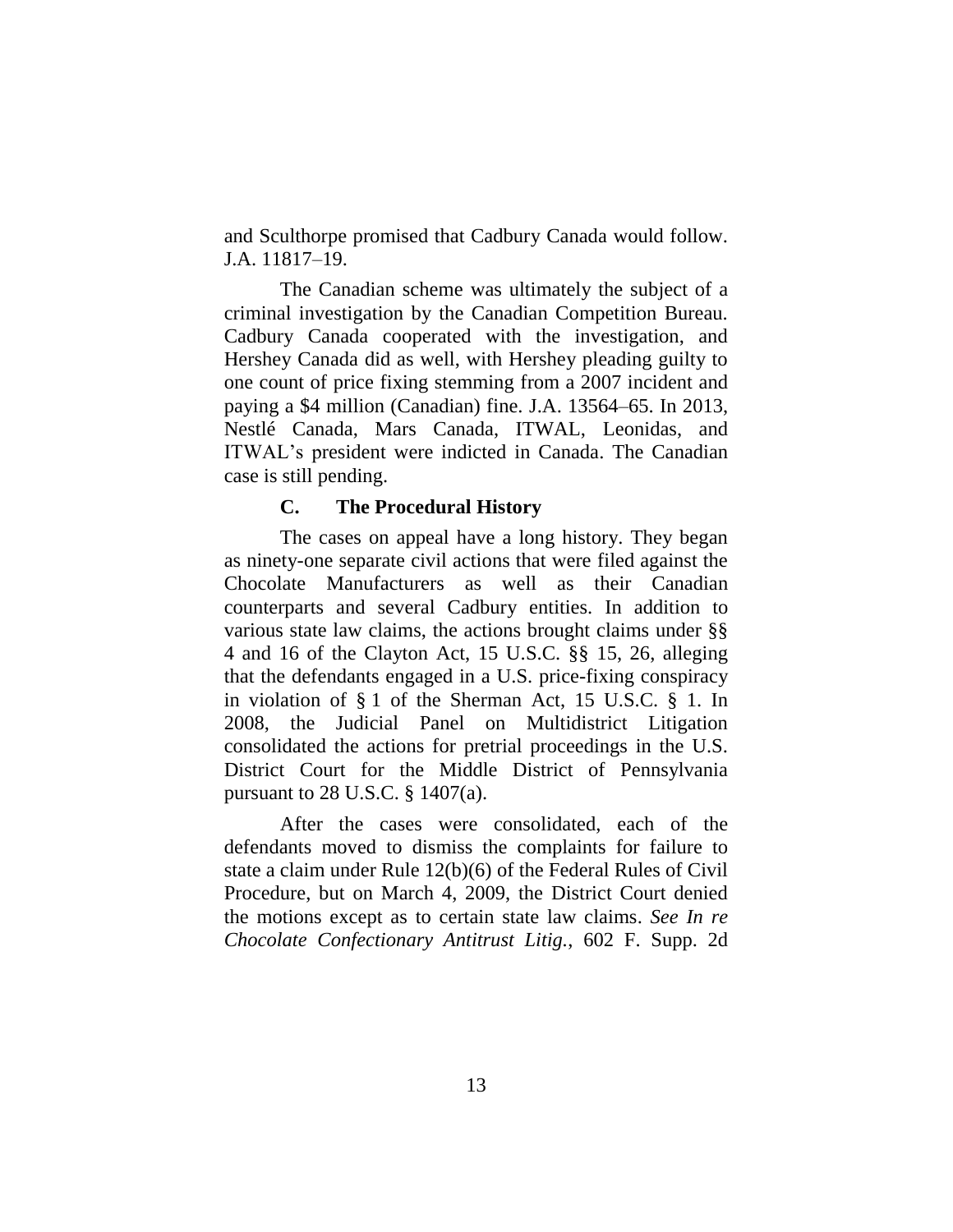and Sculthorpe promised that Cadbury Canada would follow. J.A. 11817–19.

The Canadian scheme was ultimately the subject of a criminal investigation by the Canadian Competition Bureau. Cadbury Canada cooperated with the investigation, and Hershey Canada did as well, with Hershey pleading guilty to one count of price fixing stemming from a 2007 incident and paying a $4 million (Canadian) fine. J.A. 13564–65. In 2013, Nestlé Canada, Mars Canada, ITWAL, Leonidas, and ITWAL's president were indicted in Canada. The Canadian case is still pending.

### C. The Procedural History

The cases on appeal have a long history. They began as ninety-one separate civil actions that were filed against the Chocolate Manufacturers as well as their Canadian counterparts and several Cadbury entities. In addition to various state law claims, the actions brought claims under §§ 4 and 16 of the Clayton Act, 15 U.S.C. §§ 15, 26, alleging that the defendants engaged in a U.S. price-fixing conspiracy in violation of § 1 of the Sherman Act, 15 U.S.C. § 1. In 2008, the Judicial Panel on Multidistrict Litigation consolidated the actions for pretrial proceedings in the U.S. District Court for the Middle District of Pennsylvania pursuant to 28 U.S.C. § 1407(a).

After the cases were consolidated, each of the defendants moved to dismiss the complaints for failure to state a claim under Rule 12(b)(6) of the Federal Rules of Civil Procedure, but on March 4, 2009, the District Court denied the motions except as to certain state law claims. *See In re Chocolate Confectionary Antitrust Litig.*, 602 F. Supp. 2d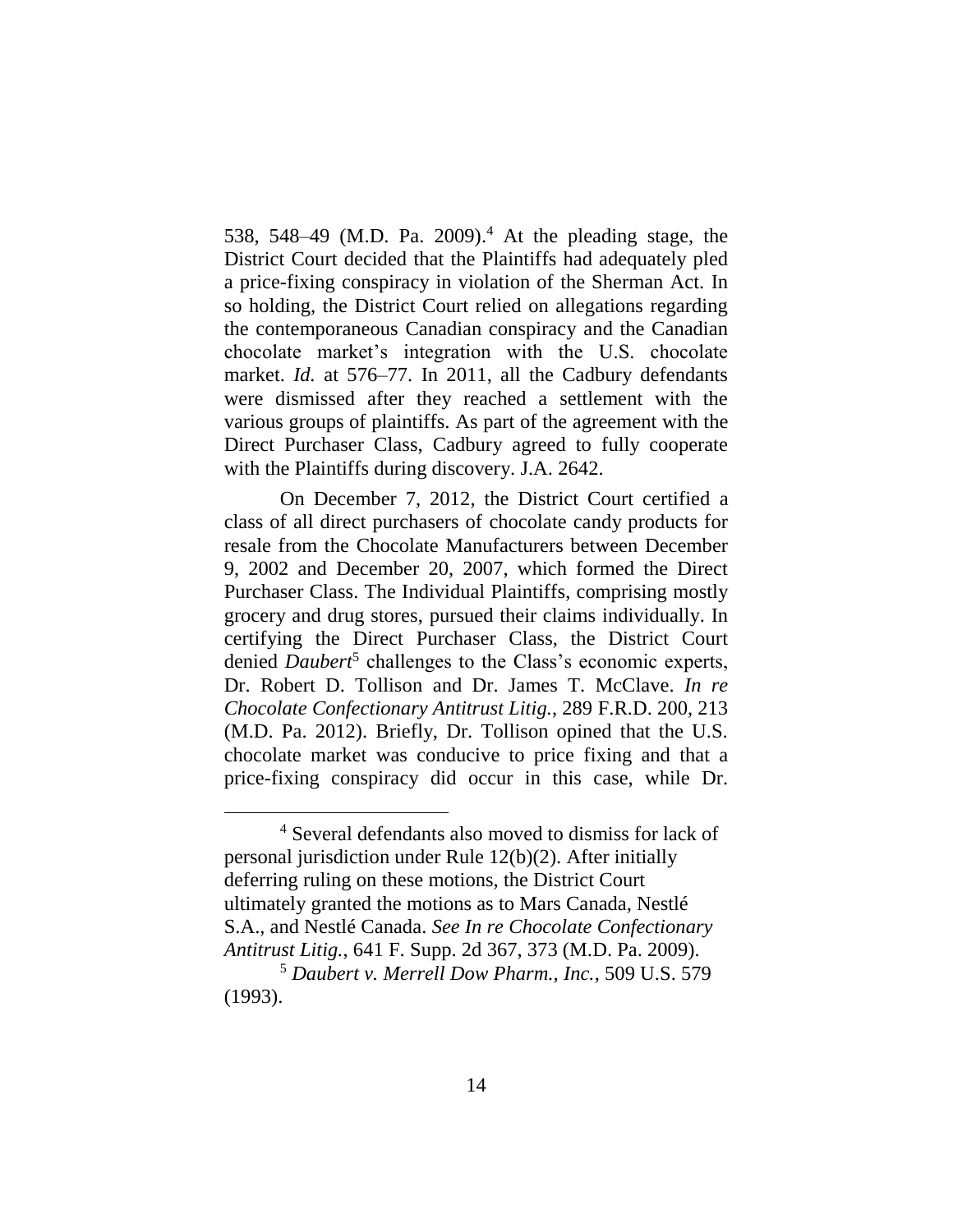538, 548–49 (M.D. Pa. 2009).[4] At the pleading stage, the District Court decided that the Plaintiffs had adequately pled a price-fixing conspiracy in violation of the Sherman Act. In so holding, the District Court relied on allegations regarding the contemporaneous Canadian conspiracy and the Canadian chocolate market's integration with the U.S. chocolate market. *Id.* at 576–77. In 2011, all the Cadbury defendants were dismissed after they reached a settlement with the various groups of plaintiffs. As part of the agreement with the Direct Purchaser Class, Cadbury agreed to fully cooperate with the Plaintiffs during discovery. J.A. 2642.

On December 7, 2012, the District Court certified a class of all direct purchasers of chocolate candy products for resale from the Chocolate Manufacturers between December 9, 2002 and December 20, 2007, which formed the Direct Purchaser Class. The Individual Plaintiffs, comprising mostly grocery and drug stores, pursued their claims individually. In certifying the Direct Purchaser Class, the District Court denied *Daubert*[5] challenges to the Class's economic experts, Dr. Robert D. Tollison and Dr. James T. McClave. *In re Chocolate Confectionary Antitrust Litig.*, 289 F.R.D. 200, 213 (M.D. Pa. 2012). Briefly, Dr. Tollison opined that the U.S. chocolate market was conducive to price fixing and that a price-fixing conspiracy did occur in this case, while Dr.

---

[4] Several defendants also moved to dismiss for lack of personal jurisdiction under Rule 12(b)(2). After initially deferring ruling on these motions, the District Court ultimately granted the motions as to Mars Canada, Nestlé S.A., and Nestlé Canada. *See In re Chocolate Confectionary Antitrust Litig.*, 641 F. Supp. 2d 367, 373 (M.D. Pa. 2009).

[5] *Daubert v. Merrell Dow Pharm., Inc.*, 509 U.S. 579 (1993).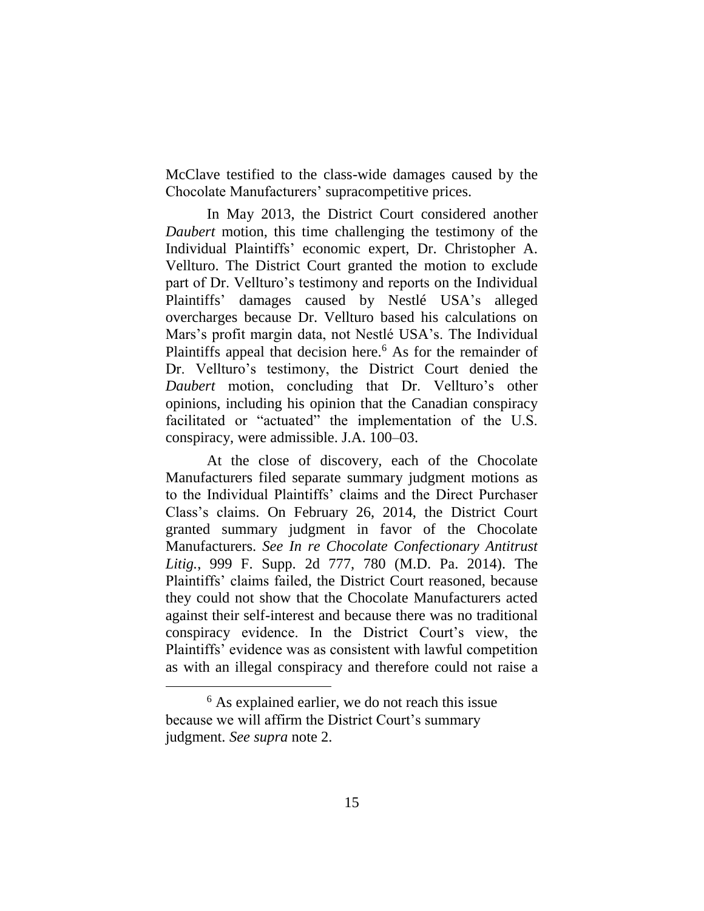McClave testified to the class-wide damages caused by the Chocolate Manufacturers' supracompetitive prices.

In May 2013, the District Court considered another *Daubert* motion, this time challenging the testimony of the Individual Plaintiffs' economic expert, Dr. Christopher A. Vellturo. The District Court granted the motion to exclude part of Dr. Vellturo's testimony and reports on the Individual Plaintiffs' damages caused by Nestlé USA's alleged overcharges because Dr. Vellturo based his calculations on Mars's profit margin data, not Nestlé USA's. The Individual Plaintiffs appeal that decision here.[6] As for the remainder of Dr. Vellturo's testimony, the District Court denied the *Daubert* motion, concluding that Dr. Vellturo's other opinions, including his opinion that the Canadian conspiracy facilitated or "actuated" the implementation of the U.S. conspiracy, were admissible. J.A. 100–03.

At the close of discovery, each of the Chocolate Manufacturers filed separate summary judgment motions as to the Individual Plaintiffs' claims and the Direct Purchaser Class's claims. On February 26, 2014, the District Court granted summary judgment in favor of the Chocolate Manufacturers. *See In re Chocolate Confectionary Antitrust Litig.*, 999 F. Supp. 2d 777, 780 (M.D. Pa. 2014). The Plaintiffs' claims failed, the District Court reasoned, because they could not show that the Chocolate Manufacturers acted against their self-interest and because there was no traditional conspiracy evidence. In the District Court's view, the Plaintiffs' evidence was as consistent with lawful competition as with an illegal conspiracy and therefore could not raise a

[6] As explained earlier, we do not reach this issue because we will affirm the District Court's summary judgment. *See supra* note 2.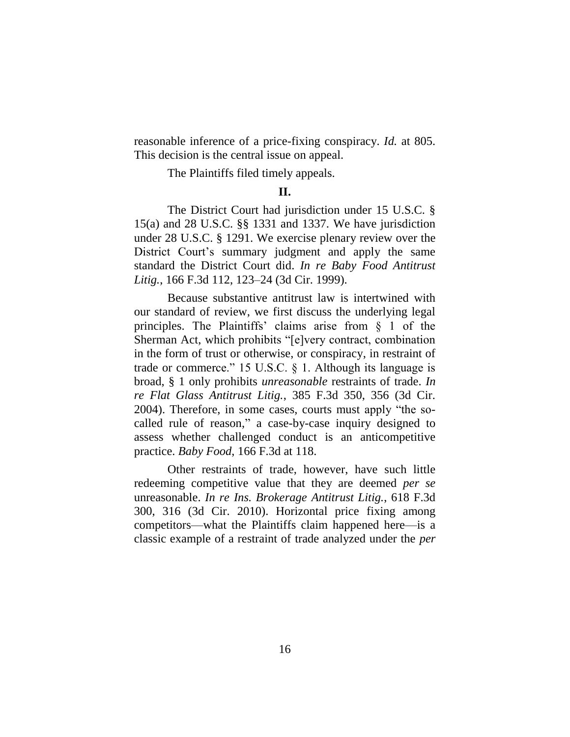reasonable inference of a price-fixing conspiracy. *Id.* at 805. This decision is the central issue on appeal.

The Plaintiffs filed timely appeals.

## II.

The District Court had jurisdiction under 15 U.S.C. § 15(a) and 28 U.S.C. §§ 1331 and 1337. We have jurisdiction under 28 U.S.C. § 1291. We exercise plenary review over the District Court's summary judgment and apply the same standard the District Court did. *In re Baby Food Antitrust Litig.*, 166 F.3d 112, 123–24 (3d Cir. 1999).

Because substantive antitrust law is intertwined with our standard of review, we first discuss the underlying legal principles. The Plaintiffs' claims arise from § 1 of the Sherman Act, which prohibits "[e]very contract, combination in the form of trust or otherwise, or conspiracy, in restraint of trade or commerce." 15 U.S.C. § 1. Although its language is broad, § 1 only prohibits *unreasonable* restraints of trade. *In re Flat Glass Antitrust Litig.*, 385 F.3d 350, 356 (3d Cir. 2004). Therefore, in some cases, courts must apply "the so-called rule of reason," a case-by-case inquiry designed to assess whether challenged conduct is an anticompetitive practice. *Baby Food*, 166 F.3d at 118.

Other restraints of trade, however, have such little redeeming competitive value that they are deemed *per se* unreasonable. *In re Ins. Brokerage Antitrust Litig.*, 618 F.3d 300, 316 (3d Cir. 2010). Horizontal price fixing among competitors—what the Plaintiffs claim happened here—is a classic example of a restraint of trade analyzed under the *per*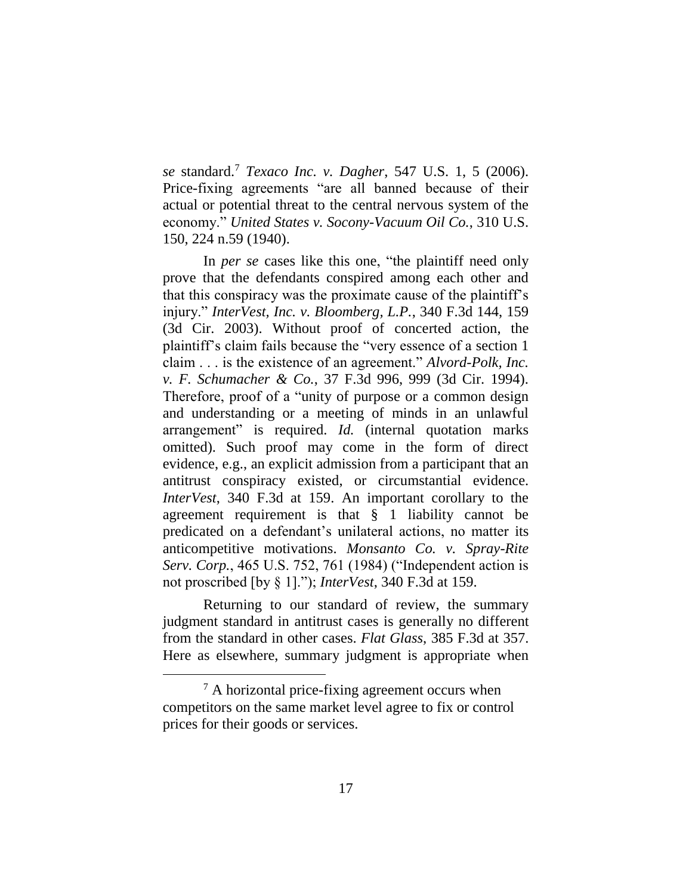*se* standard.[7] *Texaco Inc. v. Dagher*, 547 U.S. 1, 5 (2006). Price-fixing agreements "are all banned because of their actual or potential threat to the central nervous system of the economy." *United States v. Socony-Vacuum Oil Co.*, 310 U.S. 150, 224 n.59 (1940).

In *per se* cases like this one, "the plaintiff need only prove that the defendants conspired among each other and that this conspiracy was the proximate cause of the plaintiff's injury." *InterVest, Inc. v. Bloomberg, L.P.*, 340 F.3d 144, 159 (3d Cir. 2003). Without proof of concerted action, the plaintiff's claim fails because the "very essence of a section 1 claim . . . is the existence of an agreement." *Alvord-Polk, Inc. v. F. Schumacher & Co.*, 37 F.3d 996, 999 (3d Cir. 1994). Therefore, proof of a "unity of purpose or a common design and understanding or a meeting of minds in an unlawful arrangement" is required. *Id.* (internal quotation marks omitted). Such proof may come in the form of direct evidence, e.g., an explicit admission from a participant that an antitrust conspiracy existed, or circumstantial evidence. *InterVest*, 340 F.3d at 159. An important corollary to the agreement requirement is that § 1 liability cannot be predicated on a defendant's unilateral actions, no matter its anticompetitive motivations. *Monsanto Co. v. Spray-Rite Serv. Corp.*, 465 U.S. 752, 761 (1984) ("Independent action is not proscribed [by § 1]."); *InterVest*, 340 F.3d at 159.

Returning to our standard of review, the summary judgment standard in antitrust cases is generally no different from the standard in other cases. *Flat Glass*, 385 F.3d at 357. Here as elsewhere, summary judgment is appropriate when

---

[7] A horizontal price-fixing agreement occurs when competitors on the same market level agree to fix or control prices for their goods or services.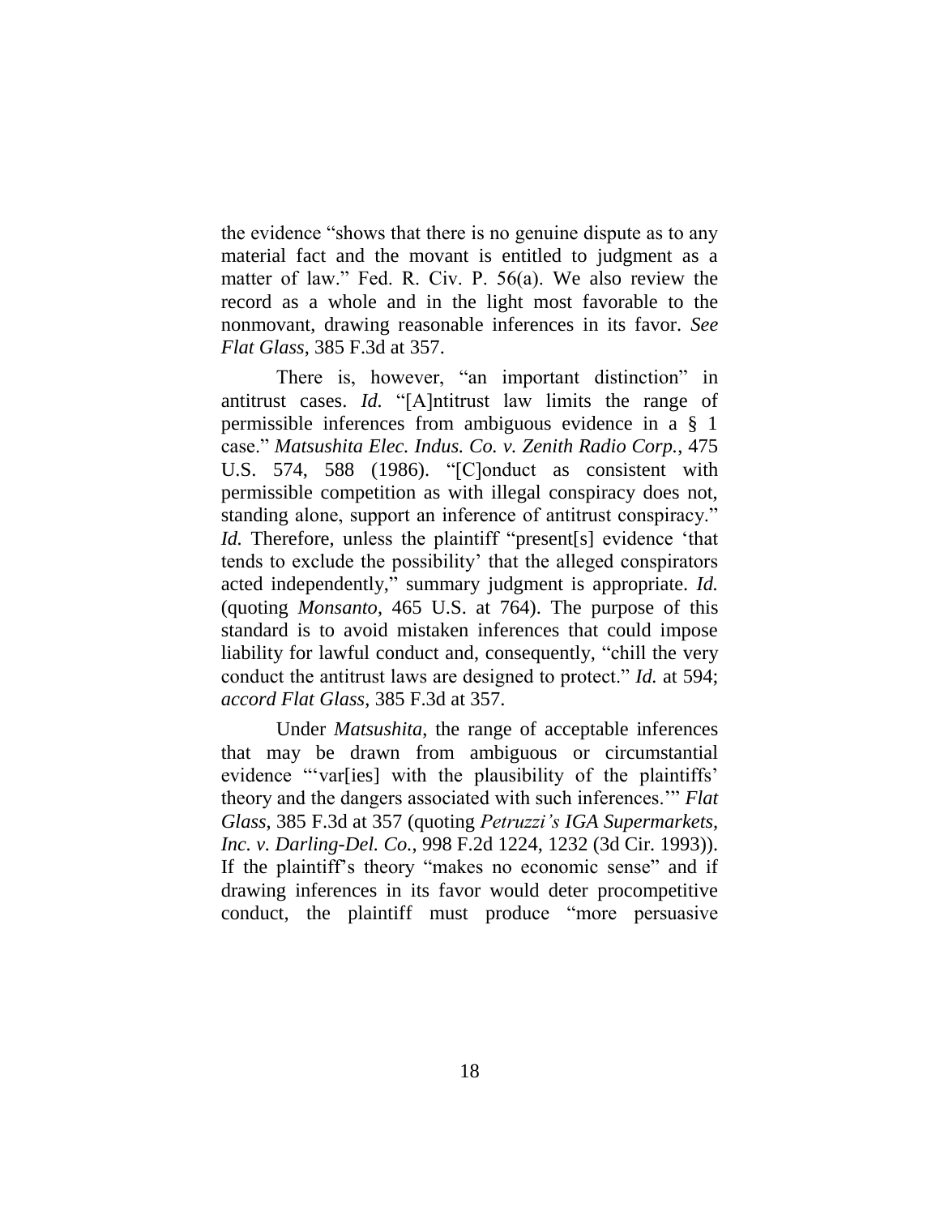the evidence "shows that there is no genuine dispute as to any material fact and the movant is entitled to judgment as a matter of law." Fed. R. Civ. P. 56(a). We also review the record as a whole and in the light most favorable to the nonmovant, drawing reasonable inferences in its favor. *See Flat Glass*, 385 F.3d at 357.

There is, however, "an important distinction" in antitrust cases. *Id.* "[A]ntitrust law limits the range of permissible inferences from ambiguous evidence in a § 1 case." *Matsushita Elec. Indus. Co. v. Zenith Radio Corp.*, 475 U.S. 574, 588 (1986). "[C]onduct as consistent with permissible competition as with illegal conspiracy does not, standing alone, support an inference of antitrust conspiracy." *Id.* Therefore, unless the plaintiff "present[s] evidence 'that tends to exclude the possibility' that the alleged conspirators acted independently," summary judgment is appropriate. *Id.* (quoting *Monsanto*, 465 U.S. at 764). The purpose of this standard is to avoid mistaken inferences that could impose liability for lawful conduct and, consequently, "chill the very conduct the antitrust laws are designed to protect." *Id.* at 594; *accord Flat Glass*, 385 F.3d at 357.

Under *Matsushita*, the range of acceptable inferences that may be drawn from ambiguous or circumstantial evidence "'var[ies] with the plausibility of the plaintiffs' theory and the dangers associated with such inferences.'" *Flat Glass*, 385 F.3d at 357 (quoting *Petruzzi's IGA Supermarkets, Inc. v. Darling-Del. Co.*, 998 F.2d 1224, 1232 (3d Cir. 1993)). If the plaintiff's theory "makes no economic sense" and if drawing inferences in its favor would deter procompetitive conduct, the plaintiff must produce "more persuasive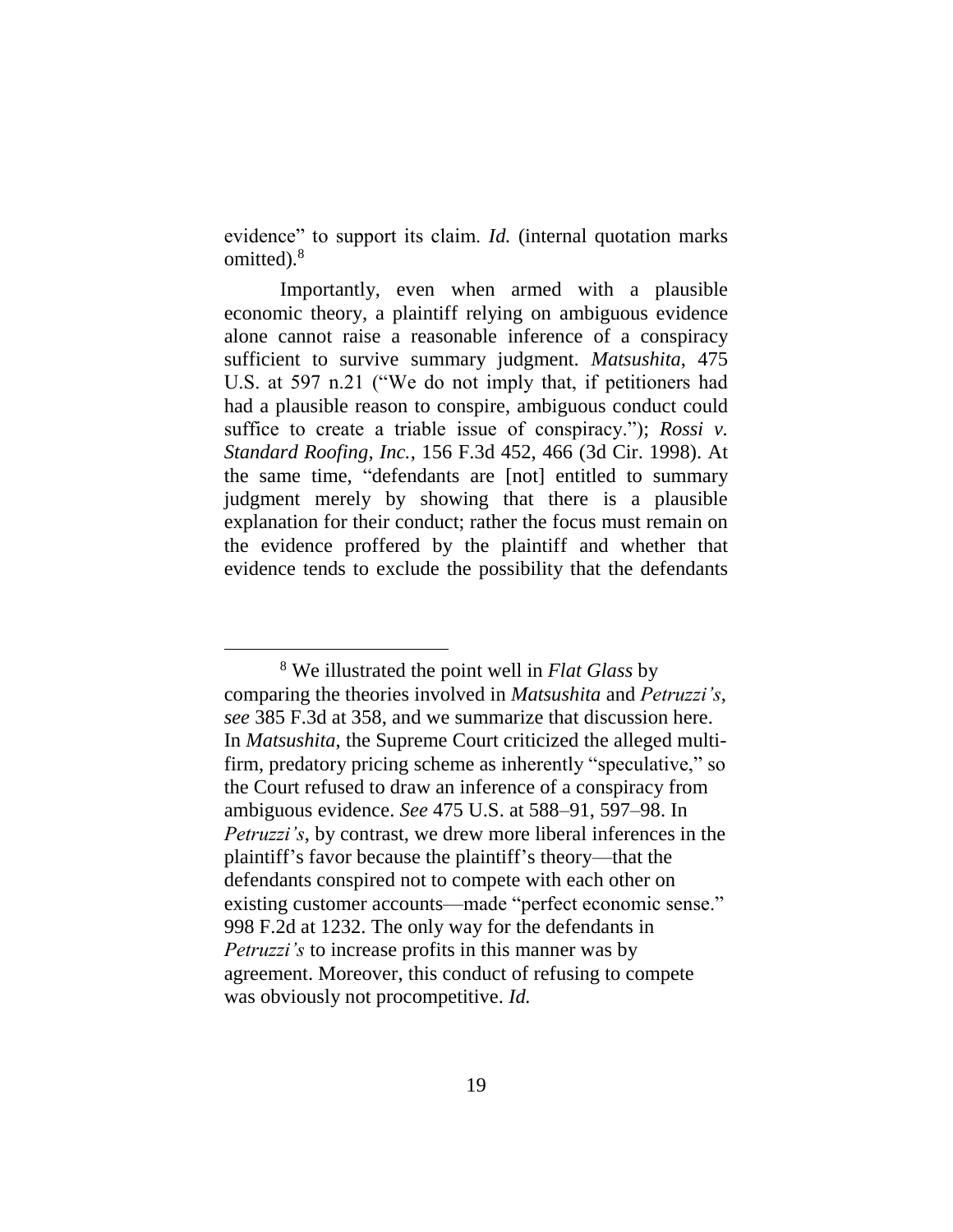evidence" to support its claim. *Id.* (internal quotation marks omitted).[8]

Importantly, even when armed with a plausible economic theory, a plaintiff relying on ambiguous evidence alone cannot raise a reasonable inference of a conspiracy sufficient to survive summary judgment. *Matsushita*, 475 U.S. at 597 n.21 ("We do not imply that, if petitioners had had a plausible reason to conspire, ambiguous conduct could suffice to create a triable issue of conspiracy."); *Rossi v. Standard Roofing, Inc.*, 156 F.3d 452, 466 (3d Cir. 1998). At the same time, "defendants are [not] entitled to summary judgment merely by showing that there is a plausible explanation for their conduct; rather the focus must remain on the evidence proffered by the plaintiff and whether that evidence tends to exclude the possibility that the defendants

---

[8] We illustrated the point well in *Flat Glass* by comparing the theories involved in *Matsushita* and *Petruzzi's*, *see* 385 F.3d at 358, and we summarize that discussion here. In *Matsushita*, the Supreme Court criticized the alleged multi-firm, predatory pricing scheme as inherently "speculative," so the Court refused to draw an inference of a conspiracy from ambiguous evidence. *See* 475 U.S. at 588–91, 597–98. In *Petruzzi's*, by contrast, we drew more liberal inferences in the plaintiff's favor because the plaintiff's theory—that the defendants conspired not to compete with each other on existing customer accounts—made "perfect economic sense." 998 F.2d at 1232. The only way for the defendants in *Petruzzi's* to increase profits in this manner was by agreement. Moreover, this conduct of refusing to compete was obviously not procompetitive. *Id.*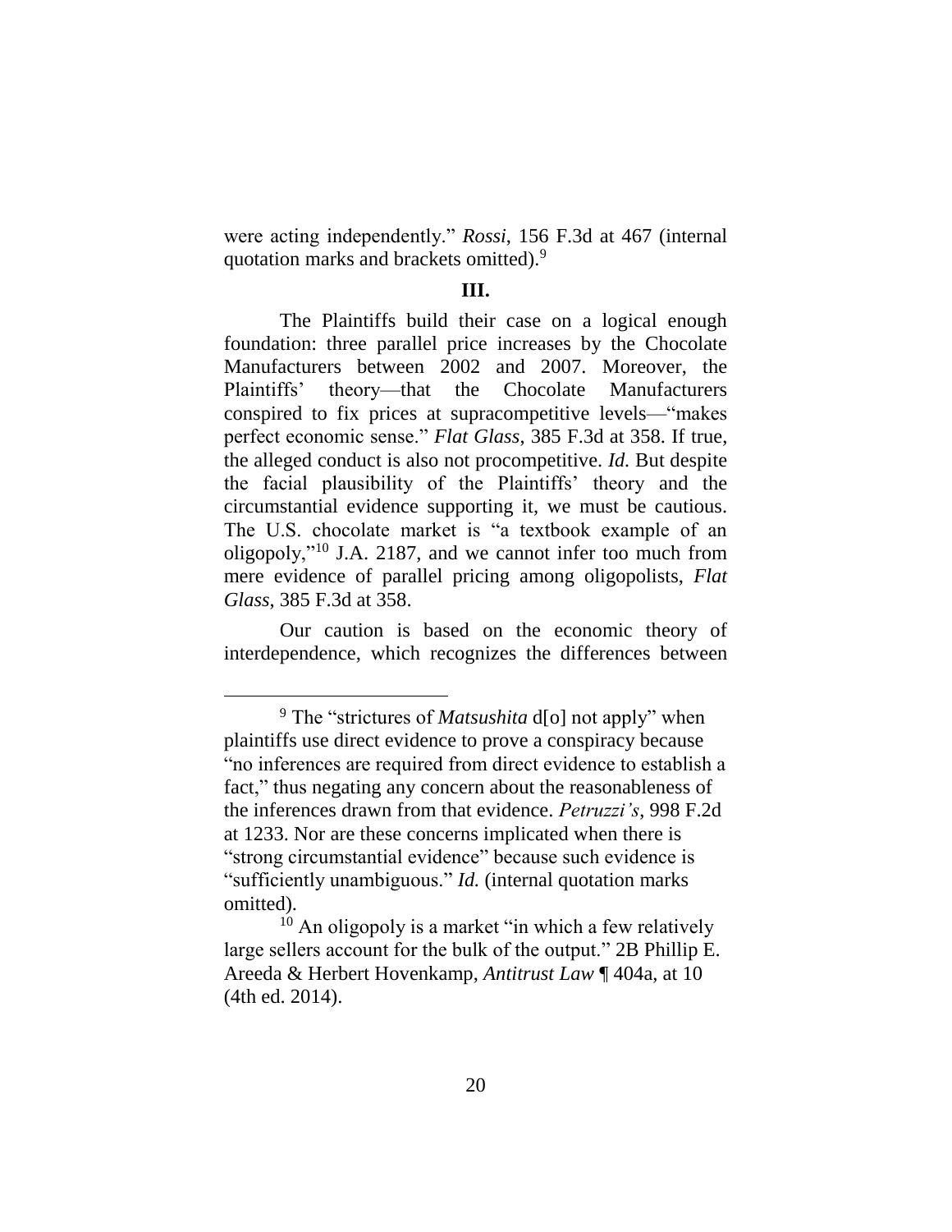were acting independently." *Rossi*, 156 F.3d at 467 (internal quotation marks and brackets omitted).[9]

## III.

The Plaintiffs build their case on a logical enough foundation: three parallel price increases by the Chocolate Manufacturers between 2002 and 2007. Moreover, the Plaintiffs' theory—that the Chocolate Manufacturers conspired to fix prices at supracompetitive levels—"makes perfect economic sense." *Flat Glass*, 385 F.3d at 358. If true, the alleged conduct is also not procompetitive. *Id.* But despite the facial plausibility of the Plaintiffs' theory and the circumstantial evidence supporting it, we must be cautious. The U.S. chocolate market is "a textbook example of an oligopoly,"[10] J.A. 2187, and we cannot infer too much from mere evidence of parallel pricing among oligopolists, *Flat Glass*, 385 F.3d at 358.

Our caution is based on the economic theory of interdependence, which recognizes the differences between

---

[9] The "strictures of *Matsushita* d[o] not apply" when plaintiffs use direct evidence to prove a conspiracy because "no inferences are required from direct evidence to establish a fact," thus negating any concern about the reasonableness of the inferences drawn from that evidence. *Petruzzi's*, 998 F.2d at 1233. Nor are these concerns implicated when there is "strong circumstantial evidence" because such evidence is "sufficiently unambiguous." *Id.* (internal quotation marks omitted).

[10] An oligopoly is a market "in which a few relatively large sellers account for the bulk of the output." 2B Phillip E. Areeda & Herbert Hovenkamp, *Antitrust Law* ¶ 404a, at 10 (4th ed. 2014).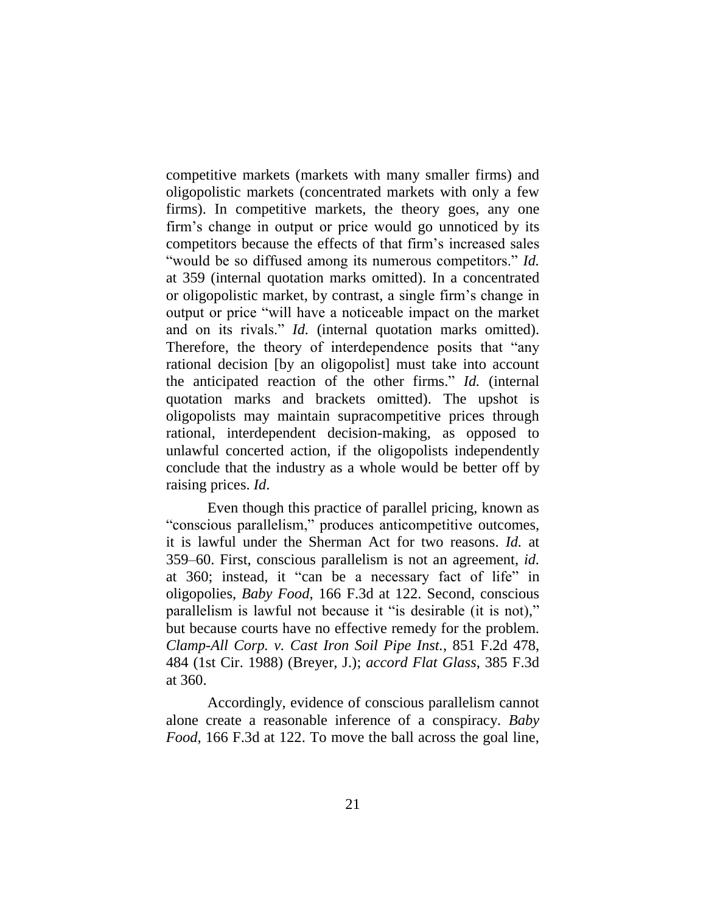competitive markets (markets with many smaller firms) and oligopolistic markets (concentrated markets with only a few firms). In competitive markets, the theory goes, any one firm's change in output or price would go unnoticed by its competitors because the effects of that firm's increased sales "would be so diffused among its numerous competitors." *Id.* at 359 (internal quotation marks omitted). In a concentrated or oligopolistic market, by contrast, a single firm's change in output or price "will have a noticeable impact on the market and on its rivals." *Id.* (internal quotation marks omitted). Therefore, the theory of interdependence posits that "any rational decision [by an oligopolist] must take into account the anticipated reaction of the other firms." *Id.* (internal quotation marks and brackets omitted). The upshot is oligopolists may maintain supracompetitive prices through rational, interdependent decision-making, as opposed to unlawful concerted action, if the oligopolists independently conclude that the industry as a whole would be better off by raising prices. *Id*.

Even though this practice of parallel pricing, known as "conscious parallelism," produces anticompetitive outcomes, it is lawful under the Sherman Act for two reasons. *Id.* at 359–60. First, conscious parallelism is not an agreement, *id.* at 360; instead, it "can be a necessary fact of life" in oligopolies, *Baby Food*, 166 F.3d at 122. Second, conscious parallelism is lawful not because it "is desirable (it is not)," but because courts have no effective remedy for the problem. *Clamp-All Corp. v. Cast Iron Soil Pipe Inst.*, 851 F.2d 478, 484 (1st Cir. 1988) (Breyer, J.); *accord Flat Glass*, 385 F.3d at 360.

Accordingly, evidence of conscious parallelism cannot alone create a reasonable inference of a conspiracy. *Baby Food*, 166 F.3d at 122. To move the ball across the goal line,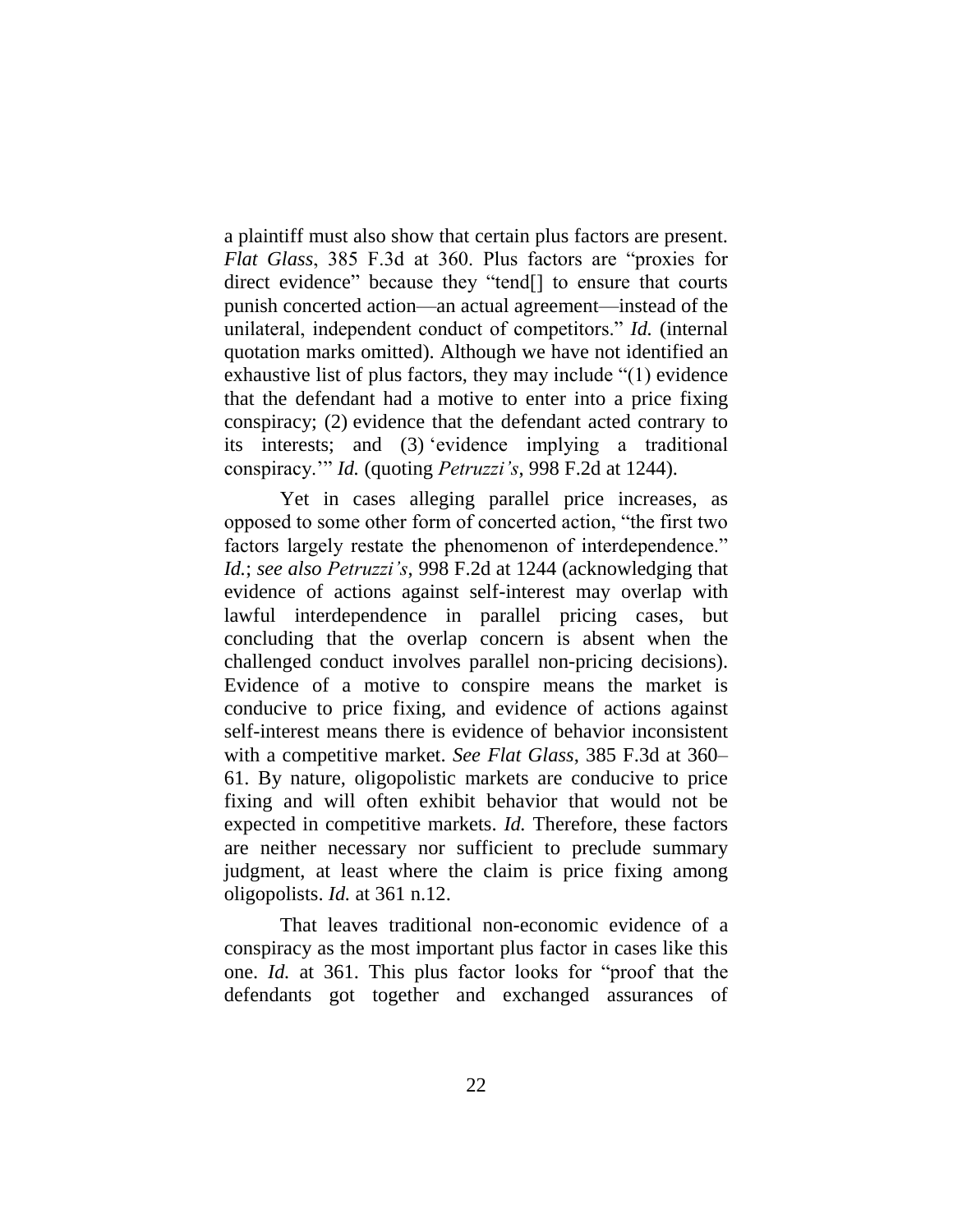a plaintiff must also show that certain plus factors are present. *Flat Glass*, 385 F.3d at 360. Plus factors are "proxies for direct evidence" because they "tend[] to ensure that courts punish concerted action—an actual agreement—instead of the unilateral, independent conduct of competitors." *Id.* (internal quotation marks omitted). Although we have not identified an exhaustive list of plus factors, they may include "(1) evidence that the defendant had a motive to enter into a price fixing conspiracy; (2) evidence that the defendant acted contrary to its interests; and (3) 'evidence implying a traditional conspiracy.'" *Id.* (quoting *Petruzzi's*, 998 F.2d at 1244).

Yet in cases alleging parallel price increases, as opposed to some other form of concerted action, "the first two factors largely restate the phenomenon of interdependence." *Id.*; *see also Petruzzi's*, 998 F.2d at 1244 (acknowledging that evidence of actions against self-interest may overlap with lawful interdependence in parallel pricing cases, but concluding that the overlap concern is absent when the challenged conduct involves parallel non-pricing decisions). Evidence of a motive to conspire means the market is conducive to price fixing, and evidence of actions against self-interest means there is evidence of behavior inconsistent with a competitive market. *See Flat Glass*, 385 F.3d at 360–61. By nature, oligopolistic markets are conducive to price fixing and will often exhibit behavior that would not be expected in competitive markets. *Id.* Therefore, these factors are neither necessary nor sufficient to preclude summary judgment, at least where the claim is price fixing among oligopolists. *Id.* at 361 n.12.

That leaves traditional non-economic evidence of a conspiracy as the most important plus factor in cases like this one. *Id.* at 361. This plus factor looks for "proof that the defendants got together and exchanged assurances of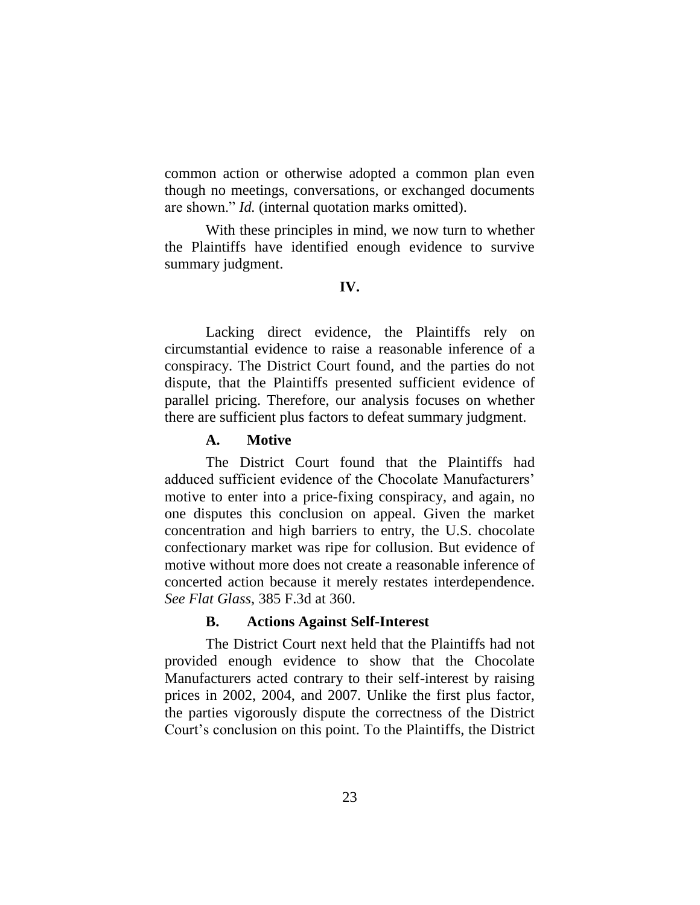common action or otherwise adopted a common plan even though no meetings, conversations, or exchanged documents are shown." *Id.* (internal quotation marks omitted).

With these principles in mind, we now turn to whether the Plaintiffs have identified enough evidence to survive summary judgment.

## IV.

Lacking direct evidence, the Plaintiffs rely on circumstantial evidence to raise a reasonable inference of a conspiracy. The District Court found, and the parties do not dispute, that the Plaintiffs presented sufficient evidence of parallel pricing. Therefore, our analysis focuses on whether there are sufficient plus factors to defeat summary judgment.

### A. Motive

The District Court found that the Plaintiffs had adduced sufficient evidence of the Chocolate Manufacturers' motive to enter into a price-fixing conspiracy, and again, no one disputes this conclusion on appeal. Given the market concentration and high barriers to entry, the U.S. chocolate confectionary market was ripe for collusion. But evidence of motive without more does not create a reasonable inference of concerted action because it merely restates interdependence. *See Flat Glass*, 385 F.3d at 360.

### B. Actions Against Self-Interest

The District Court next held that the Plaintiffs had not provided enough evidence to show that the Chocolate Manufacturers acted contrary to their self-interest by raising prices in 2002, 2004, and 2007. Unlike the first plus factor, the parties vigorously dispute the correctness of the District Court's conclusion on this point. To the Plaintiffs, the District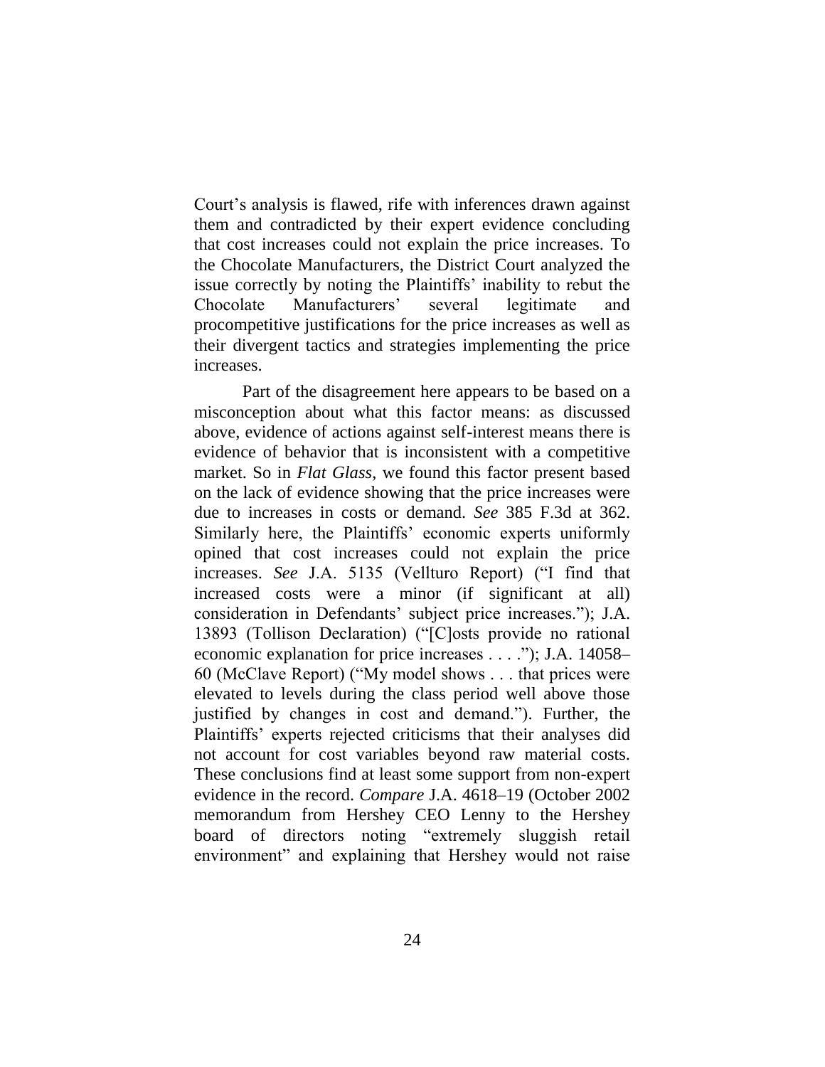Court's analysis is flawed, rife with inferences drawn against them and contradicted by their expert evidence concluding that cost increases could not explain the price increases. To the Chocolate Manufacturers, the District Court analyzed the issue correctly by noting the Plaintiffs' inability to rebut the Chocolate Manufacturers' several legitimate and procompetitive justifications for the price increases as well as their divergent tactics and strategies implementing the price increases.

Part of the disagreement here appears to be based on a misconception about what this factor means: as discussed above, evidence of actions against self-interest means there is evidence of behavior that is inconsistent with a competitive market. So in *Flat Glass*, we found this factor present based on the lack of evidence showing that the price increases were due to increases in costs or demand. *See* 385 F.3d at 362. Similarly here, the Plaintiffs' economic experts uniformly opined that cost increases could not explain the price increases. *See* J.A. 5135 (Vellturo Report) ("I find that increased costs were a minor (if significant at all) consideration in Defendants' subject price increases."); J.A. 13893 (Tollison Declaration) ("[C]osts provide no rational economic explanation for price increases . . . ."); J.A. 14058–60 (McClave Report) ("My model shows . . . that prices were elevated to levels during the class period well above those justified by changes in cost and demand."). Further, the Plaintiffs' experts rejected criticisms that their analyses did not account for cost variables beyond raw material costs. These conclusions find at least some support from non-expert evidence in the record. *Compare* J.A. 4618–19 (October 2002 memorandum from Hershey CEO Lenny to the Hershey board of directors noting "extremely sluggish retail environment" and explaining that Hershey would not raise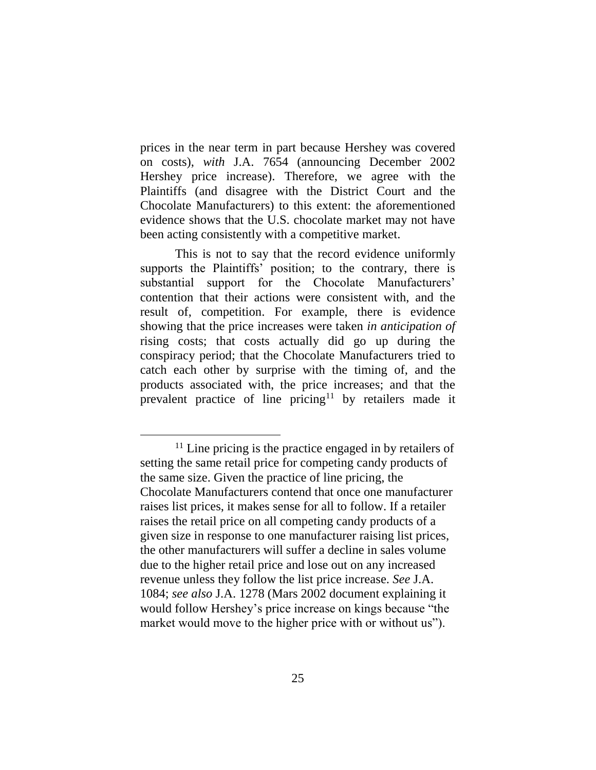prices in the near term in part because Hershey was covered on costs), *with* J.A. 7654 (announcing December 2002 Hershey price increase). Therefore, we agree with the Plaintiffs (and disagree with the District Court and the Chocolate Manufacturers) to this extent: the aforementioned evidence shows that the U.S. chocolate market may not have been acting consistently with a competitive market.

This is not to say that the record evidence uniformly supports the Plaintiffs' position; to the contrary, there is substantial support for the Chocolate Manufacturers' contention that their actions were consistent with, and the result of, competition. For example, there is evidence showing that the price increases were taken *in anticipation of* rising costs; that costs actually did go up during the conspiracy period; that the Chocolate Manufacturers tried to catch each other by surprise with the timing of, and the products associated with, the price increases; and that the prevalent practice of line pricing[11] by retailers made it

---

[11] Line pricing is the practice engaged in by retailers of setting the same retail price for competing candy products of the same size. Given the practice of line pricing, the Chocolate Manufacturers contend that once one manufacturer raises list prices, it makes sense for all to follow. If a retailer raises the retail price on all competing candy products of a given size in response to one manufacturer raising list prices, the other manufacturers will suffer a decline in sales volume due to the higher retail price and lose out on any increased revenue unless they follow the list price increase. *See* J.A. 1084; *see also* J.A. 1278 (Mars 2002 document explaining it would follow Hershey's price increase on kings because "the market would move to the higher price with or without us").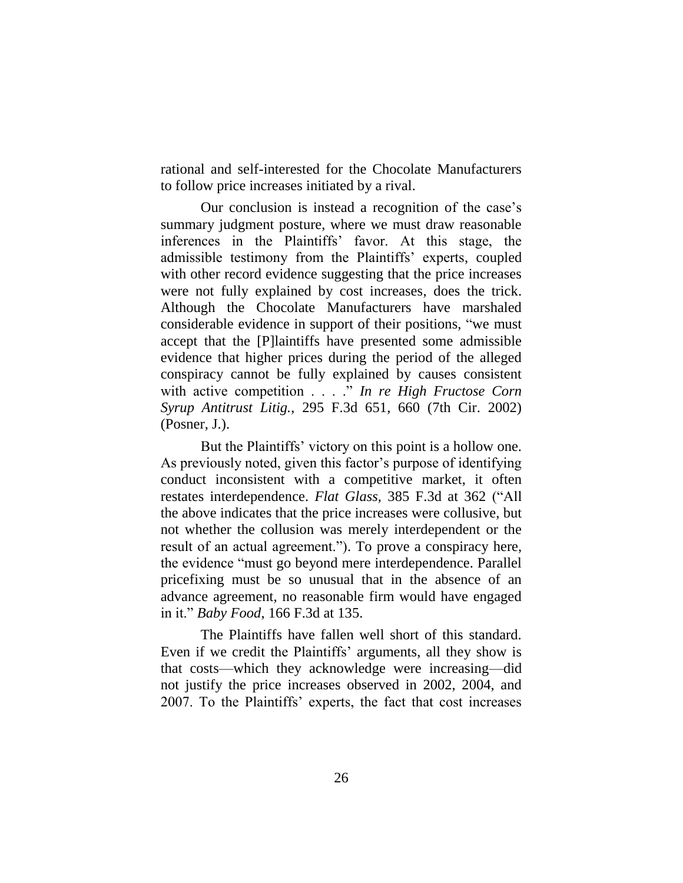rational and self-interested for the Chocolate Manufacturers to follow price increases initiated by a rival.

Our conclusion is instead a recognition of the case's summary judgment posture, where we must draw reasonable inferences in the Plaintiffs' favor. At this stage, the admissible testimony from the Plaintiffs' experts, coupled with other record evidence suggesting that the price increases were not fully explained by cost increases, does the trick. Although the Chocolate Manufacturers have marshaled considerable evidence in support of their positions, "we must accept that the [P]laintiffs have presented some admissible evidence that higher prices during the period of the alleged conspiracy cannot be fully explained by causes consistent with active competition . . . ." *In re High Fructose Corn Syrup Antitrust Litig.*, 295 F.3d 651, 660 (7th Cir. 2002) (Posner, J.).

But the Plaintiffs' victory on this point is a hollow one. As previously noted, given this factor's purpose of identifying conduct inconsistent with a competitive market, it often restates interdependence. *Flat Glass*, 385 F.3d at 362 ("All the above indicates that the price increases were collusive, but not whether the collusion was merely interdependent or the result of an actual agreement."). To prove a conspiracy here, the evidence "must go beyond mere interdependence. Parallel pricefixing must be so unusual that in the absence of an advance agreement, no reasonable firm would have engaged in it." *Baby Food*, 166 F.3d at 135.

The Plaintiffs have fallen well short of this standard. Even if we credit the Plaintiffs' arguments, all they show is that costs—which they acknowledge were increasing—did not justify the price increases observed in 2002, 2004, and 2007. To the Plaintiffs' experts, the fact that cost increases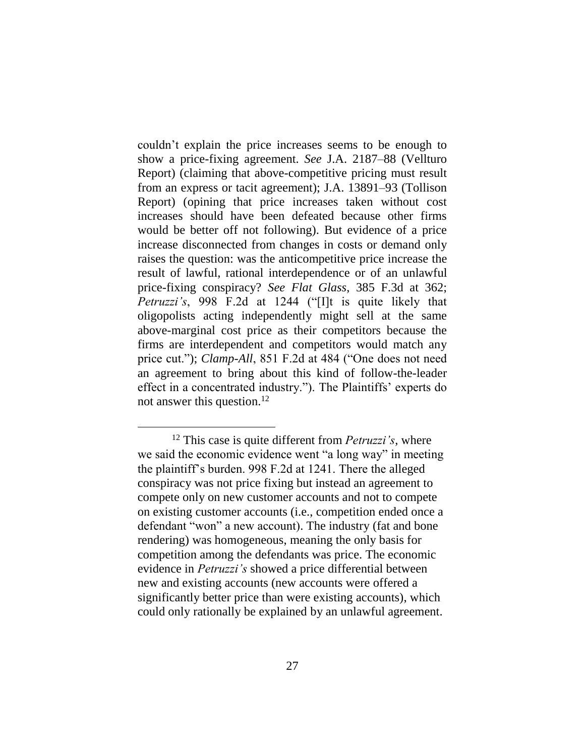couldn't explain the price increases seems to be enough to show a price-fixing agreement. *See* J.A. 2187–88 (Vellturo Report) (claiming that above-competitive pricing must result from an express or tacit agreement); J.A. 13891–93 (Tollison Report) (opining that price increases taken without cost increases should have been defeated because other firms would be better off not following). But evidence of a price increase disconnected from changes in costs or demand only raises the question: was the anticompetitive price increase the result of lawful, rational interdependence or of an unlawful price-fixing conspiracy? *See Flat Glass*, 385 F.3d at 362; *Petruzzi's*, 998 F.2d at 1244 ("[I]t is quite likely that oligopolists acting independently might sell at the same above-marginal cost price as their competitors because the firms are interdependent and competitors would match any price cut."); *Clamp-All*, 851 F.2d at 484 ("One does not need an agreement to bring about this kind of follow-the-leader effect in a concentrated industry."). The Plaintiffs' experts do not answer this question.[12]

[12] This case is quite different from *Petruzzi's*, where we said the economic evidence went "a long way" in meeting the plaintiff's burden. 998 F.2d at 1241. There the alleged conspiracy was not price fixing but instead an agreement to compete only on new customer accounts and not to compete on existing customer accounts (i.e., competition ended once a defendant "won" a new account). The industry (fat and bone rendering) was homogeneous, meaning the only basis for competition among the defendants was price. The economic evidence in *Petruzzi's* showed a price differential between new and existing accounts (new accounts were offered a significantly better price than were existing accounts), which could only rationally be explained by an unlawful agreement.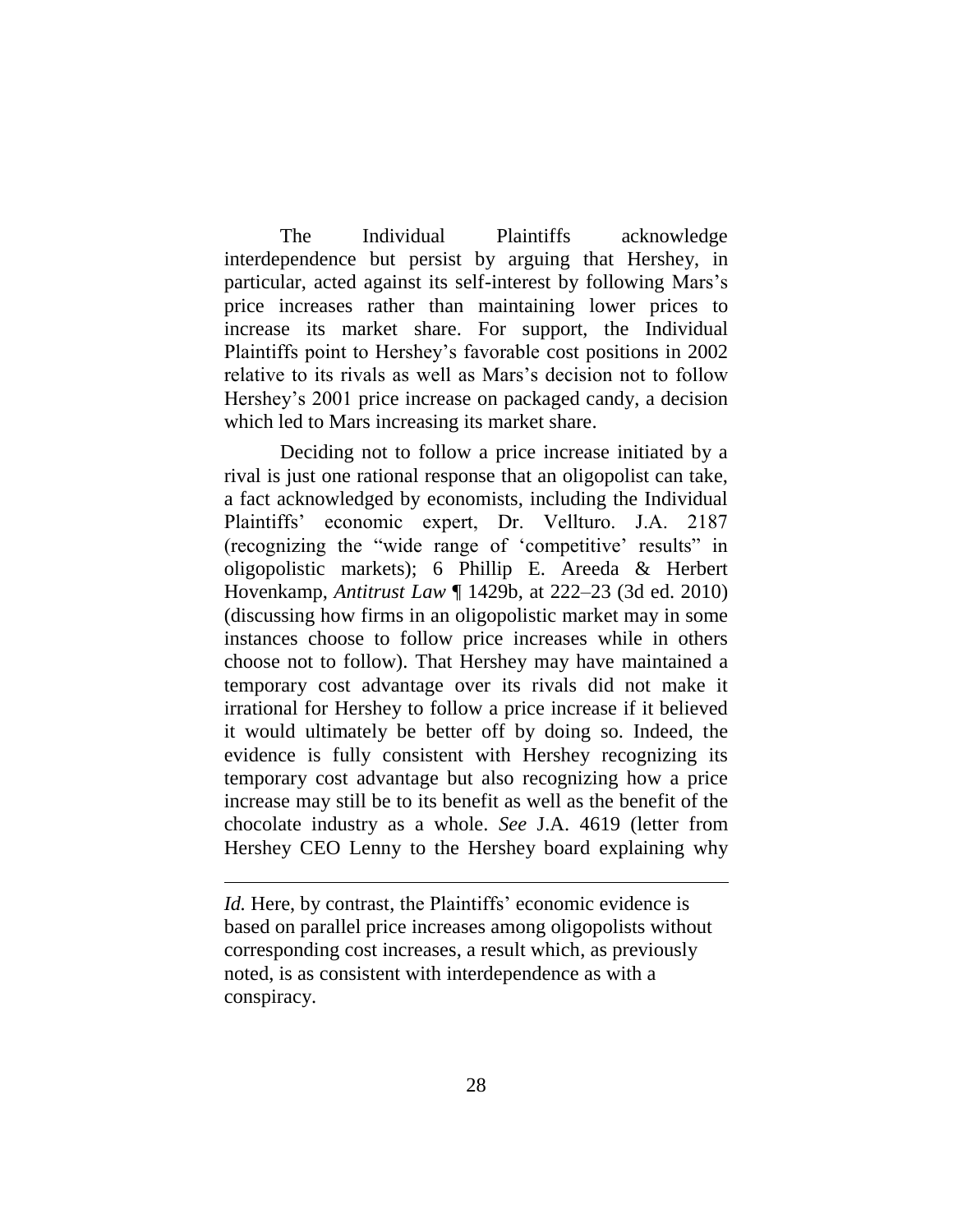The Individual Plaintiffs acknowledge interdependence but persist by arguing that Hershey, in particular, acted against its self-interest by following Mars's price increases rather than maintaining lower prices to increase its market share. For support, the Individual Plaintiffs point to Hershey's favorable cost positions in 2002 relative to its rivals as well as Mars's decision not to follow Hershey's 2001 price increase on packaged candy, a decision which led to Mars increasing its market share.

Deciding not to follow a price increase initiated by a rival is just one rational response that an oligopolist can take, a fact acknowledged by economists, including the Individual Plaintiffs' economic expert, Dr. Vellturo. J.A. 2187 (recognizing the "wide range of 'competitive' results" in oligopolistic markets); 6 Phillip E. Areeda & Herbert Hovenkamp, *Antitrust Law* ¶ 1429b, at 222–23 (3d ed. 2010) (discussing how firms in an oligopolistic market may in some instances choose to follow price increases while in others choose not to follow). That Hershey may have maintained a temporary cost advantage over its rivals did not make it irrational for Hershey to follow a price increase if it believed it would ultimately be better off by doing so. Indeed, the evidence is fully consistent with Hershey recognizing its temporary cost advantage but also recognizing how a price increase may still be to its benefit as well as the benefit of the chocolate industry as a whole. *See* J.A. 4619 (letter from Hershey CEO Lenny to the Hershey board explaining why

---

*Id.* Here, by contrast, the Plaintiffs' economic evidence is based on parallel price increases among oligopolists without corresponding cost increases, a result which, as previously noted, is as consistent with interdependence as with a conspiracy.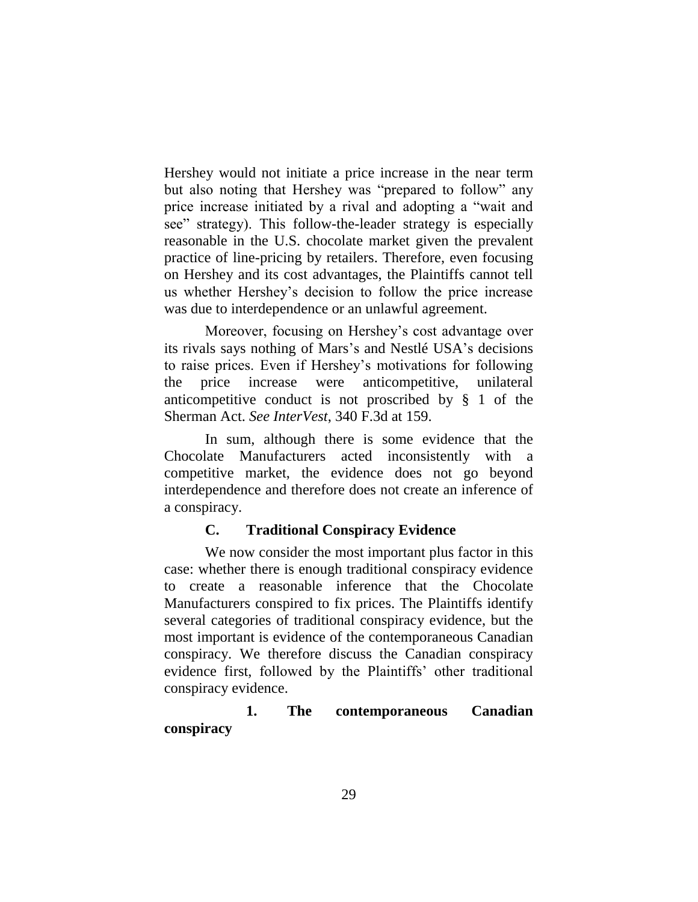Hershey would not initiate a price increase in the near term but also noting that Hershey was "prepared to follow" any price increase initiated by a rival and adopting a "wait and see" strategy). This follow-the-leader strategy is especially reasonable in the U.S. chocolate market given the prevalent practice of line-pricing by retailers. Therefore, even focusing on Hershey and its cost advantages, the Plaintiffs cannot tell us whether Hershey's decision to follow the price increase was due to interdependence or an unlawful agreement.

Moreover, focusing on Hershey's cost advantage over its rivals says nothing of Mars's and Nestlé USA's decisions to raise prices. Even if Hershey's motivations for following the price increase were anticompetitive, unilateral anticompetitive conduct is not proscribed by § 1 of the Sherman Act. *See InterVest*, 340 F.3d at 159.

In sum, although there is some evidence that the Chocolate Manufacturers acted inconsistently with a competitive market, the evidence does not go beyond interdependence and therefore does not create an inference of a conspiracy.

### C. Traditional Conspiracy Evidence

We now consider the most important plus factor in this case: whether there is enough traditional conspiracy evidence to create a reasonable inference that the Chocolate Manufacturers conspired to fix prices. The Plaintiffs identify several categories of traditional conspiracy evidence, but the most important is evidence of the contemporaneous Canadian conspiracy. We therefore discuss the Canadian conspiracy evidence first, followed by the Plaintiffs' other traditional conspiracy evidence.

#### 1. The contemporaneous Canadian conspiracy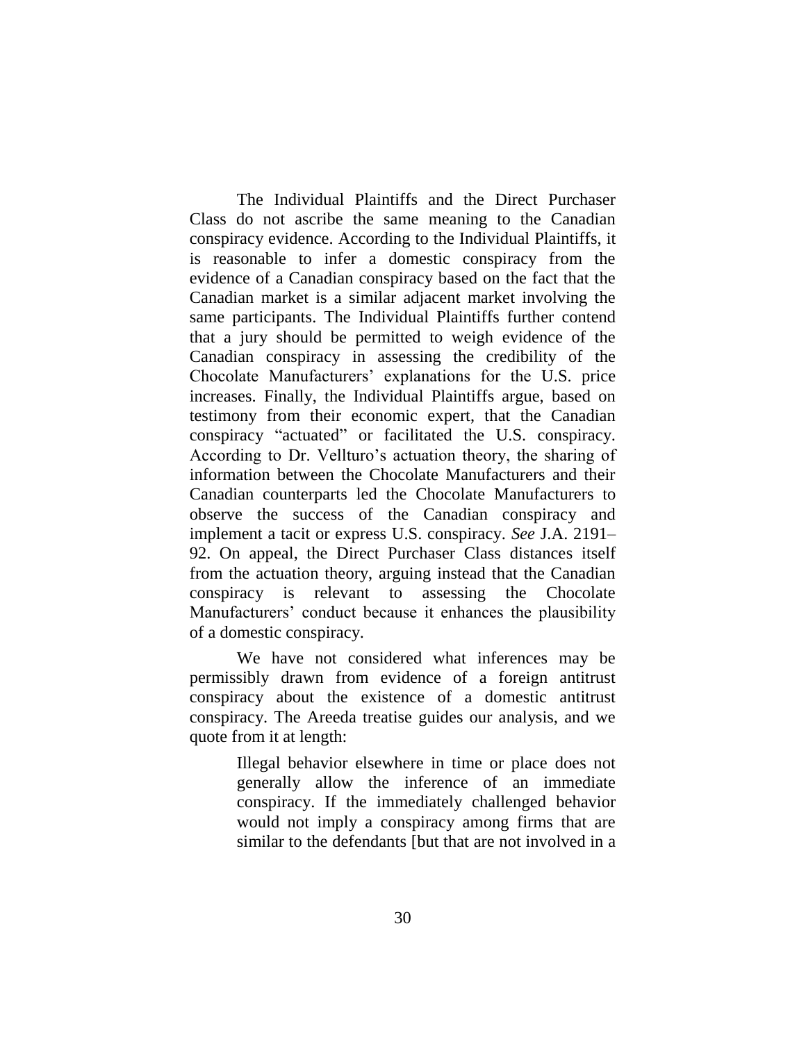The Individual Plaintiffs and the Direct Purchaser Class do not ascribe the same meaning to the Canadian conspiracy evidence. According to the Individual Plaintiffs, it is reasonable to infer a domestic conspiracy from the evidence of a Canadian conspiracy based on the fact that the Canadian market is a similar adjacent market involving the same participants. The Individual Plaintiffs further contend that a jury should be permitted to weigh evidence of the Canadian conspiracy in assessing the credibility of the Chocolate Manufacturers' explanations for the U.S. price increases. Finally, the Individual Plaintiffs argue, based on testimony from their economic expert, that the Canadian conspiracy "actuated" or facilitated the U.S. conspiracy. According to Dr. Vellturo's actuation theory, the sharing of information between the Chocolate Manufacturers and their Canadian counterparts led the Chocolate Manufacturers to observe the success of the Canadian conspiracy and implement a tacit or express U.S. conspiracy. *See* J.A. 2191–92. On appeal, the Direct Purchaser Class distances itself from the actuation theory, arguing instead that the Canadian conspiracy is relevant to assessing the Chocolate Manufacturers' conduct because it enhances the plausibility of a domestic conspiracy.

We have not considered what inferences may be permissibly drawn from evidence of a foreign antitrust conspiracy about the existence of a domestic antitrust conspiracy. The Areeda treatise guides our analysis, and we quote from it at length:

> Illegal behavior elsewhere in time or place does not generally allow the inference of an immediate conspiracy. If the immediately challenged behavior would not imply a conspiracy among firms that are similar to the defendants [but that are not involved in a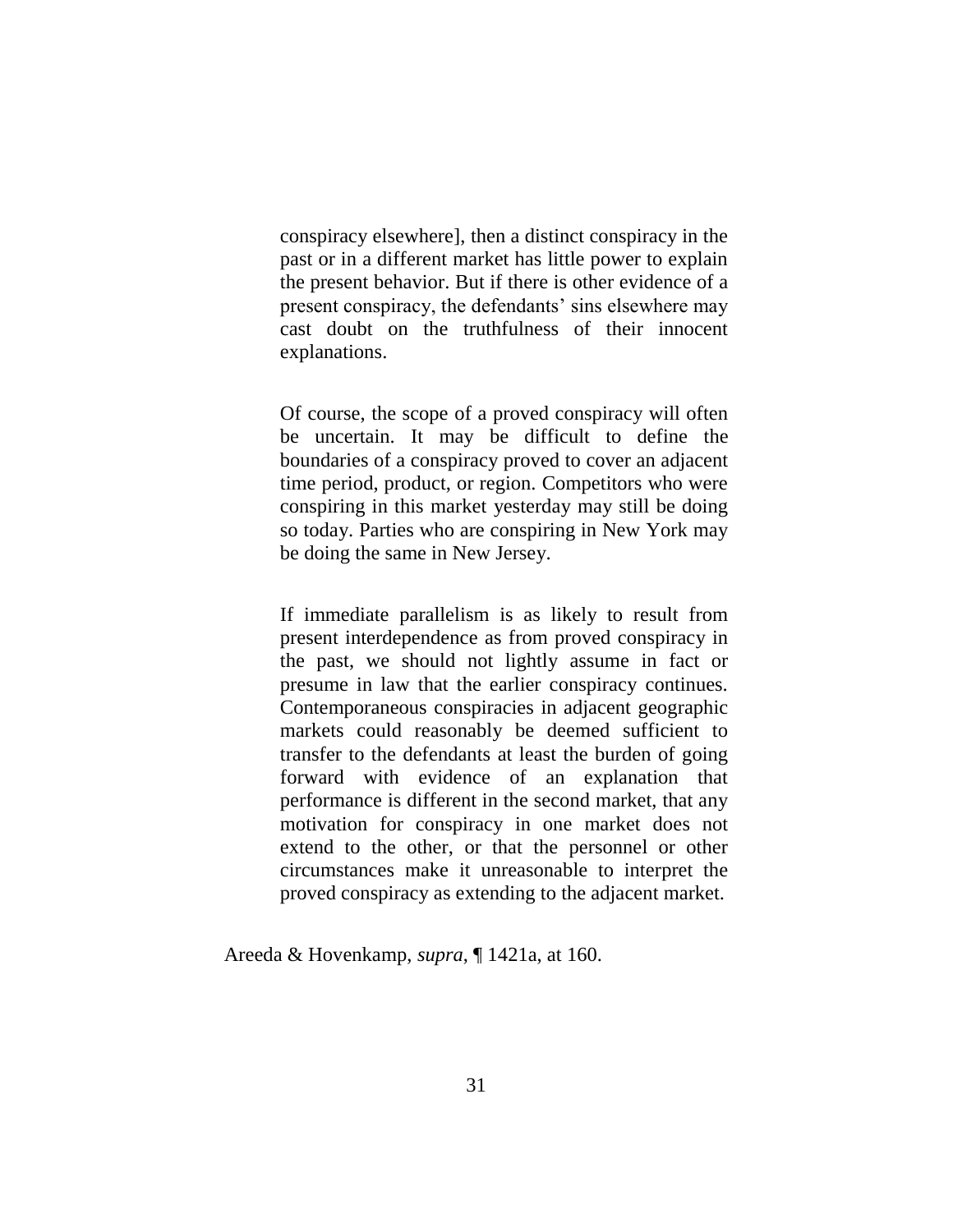> conspiracy elsewhere], then a distinct conspiracy in the past or in a different market has little power to explain the present behavior. But if there is other evidence of a present conspiracy, the defendants' sins elsewhere may cast doubt on the truthfulness of their innocent explanations.
>
> Of course, the scope of a proved conspiracy will often be uncertain. It may be difficult to define the boundaries of a conspiracy proved to cover an adjacent time period, product, or region. Competitors who were conspiring in this market yesterday may still be doing so today. Parties who are conspiring in New York may be doing the same in New Jersey.
>
> If immediate parallelism is as likely to result from present interdependence as from proved conspiracy in the past, we should not lightly assume in fact or presume in law that the earlier conspiracy continues. Contemporaneous conspiracies in adjacent geographic markets could reasonably be deemed sufficient to transfer to the defendants at least the burden of going forward with evidence of an explanation that performance is different in the second market, that any motivation for conspiracy in one market does not extend to the other, or that the personnel or other circumstances make it unreasonable to interpret the proved conspiracy as extending to the adjacent market.

Areeda & Hovenkamp, *supra*, ¶ 1421a, at 160.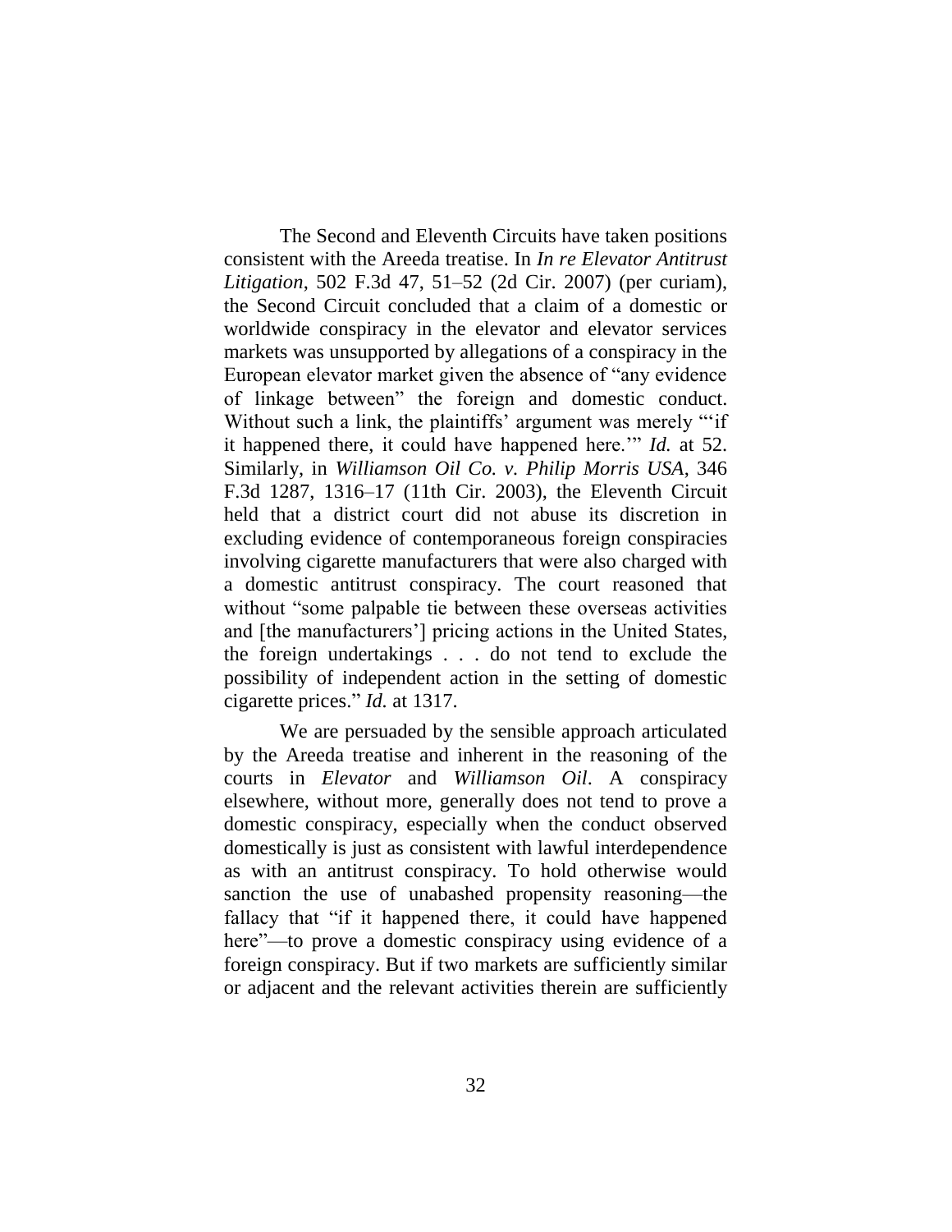The Second and Eleventh Circuits have taken positions consistent with the Areeda treatise. In *In re Elevator Antitrust Litigation*, 502 F.3d 47, 51–52 (2d Cir. 2007) (per curiam), the Second Circuit concluded that a claim of a domestic or worldwide conspiracy in the elevator and elevator services markets was unsupported by allegations of a conspiracy in the European elevator market given the absence of "any evidence of linkage between" the foreign and domestic conduct. Without such a link, the plaintiffs' argument was merely "'if it happened there, it could have happened here.'" *Id.* at 52. Similarly, in *Williamson Oil Co. v. Philip Morris USA*, 346 F.3d 1287, 1316–17 (11th Cir. 2003), the Eleventh Circuit held that a district court did not abuse its discretion in excluding evidence of contemporaneous foreign conspiracies involving cigarette manufacturers that were also charged with a domestic antitrust conspiracy. The court reasoned that without "some palpable tie between these overseas activities and [the manufacturers'] pricing actions in the United States, the foreign undertakings . . . do not tend to exclude the possibility of independent action in the setting of domestic cigarette prices." *Id.* at 1317.

We are persuaded by the sensible approach articulated by the Areeda treatise and inherent in the reasoning of the courts in *Elevator* and *Williamson Oil*. A conspiracy elsewhere, without more, generally does not tend to prove a domestic conspiracy, especially when the conduct observed domestically is just as consistent with lawful interdependence as with an antitrust conspiracy. To hold otherwise would sanction the use of unabashed propensity reasoning—the fallacy that "if it happened there, it could have happened here"—to prove a domestic conspiracy using evidence of a foreign conspiracy. But if two markets are sufficiently similar or adjacent and the relevant activities therein are sufficiently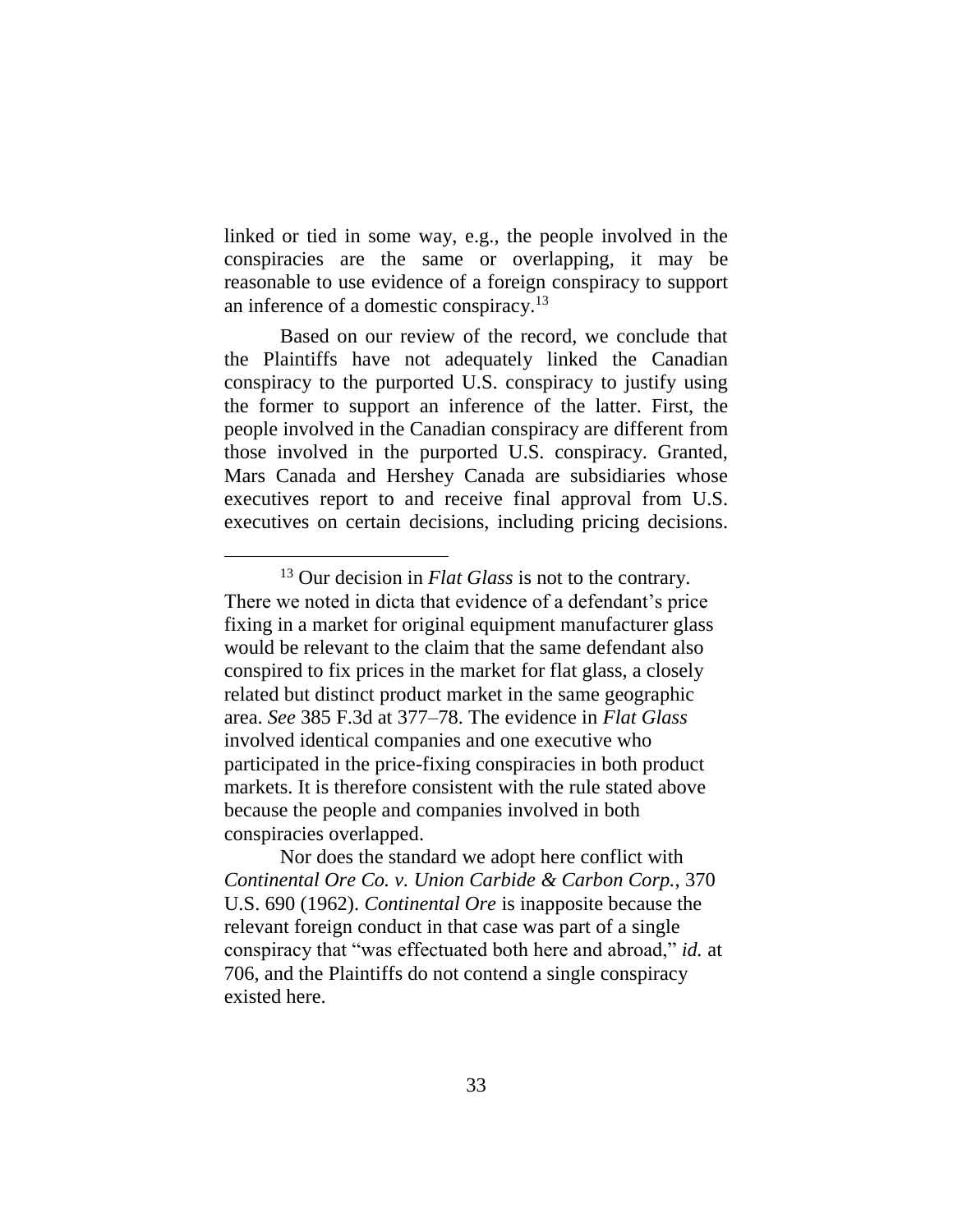linked or tied in some way, e.g., the people involved in the conspiracies are the same or overlapping, it may be reasonable to use evidence of a foreign conspiracy to support an inference of a domestic conspiracy.[13]

Based on our review of the record, we conclude that the Plaintiffs have not adequately linked the Canadian conspiracy to the purported U.S. conspiracy to justify using the former to support an inference of the latter. First, the people involved in the Canadian conspiracy are different from those involved in the purported U.S. conspiracy. Granted, Mars Canada and Hershey Canada are subsidiaries whose executives report to and receive final approval from U.S. executives on certain decisions, including pricing decisions.

---

[13] Our decision in *Flat Glass* is not to the contrary. There we noted in dicta that evidence of a defendant's price fixing in a market for original equipment manufacturer glass would be relevant to the claim that the same defendant also conspired to fix prices in the market for flat glass, a closely related but distinct product market in the same geographic area. *See* 385 F.3d at 377–78. The evidence in *Flat Glass* involved identical companies and one executive who participated in the price-fixing conspiracies in both product markets. It is therefore consistent with the rule stated above because the people and companies involved in both conspiracies overlapped.

Nor does the standard we adopt here conflict with *Continental Ore Co. v. Union Carbide & Carbon Corp.*, 370 U.S. 690 (1962). *Continental Ore* is inapposite because the relevant foreign conduct in that case was part of a single conspiracy that "was effectuated both here and abroad," *id.* at 706, and the Plaintiffs do not contend a single conspiracy existed here.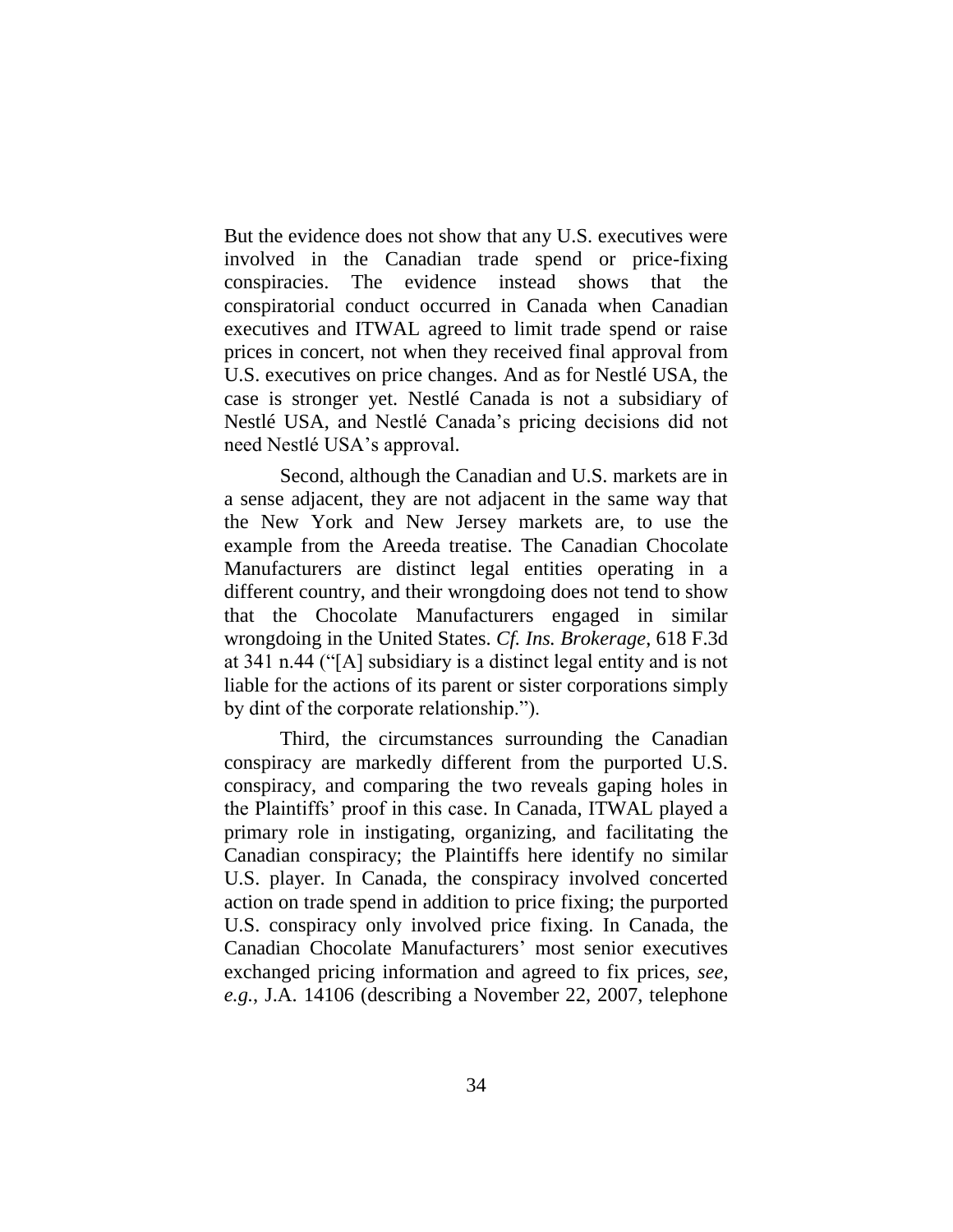But the evidence does not show that any U.S. executives were involved in the Canadian trade spend or price-fixing conspiracies. The evidence instead shows that the conspiratorial conduct occurred in Canada when Canadian executives and ITWAL agreed to limit trade spend or raise prices in concert, not when they received final approval from U.S. executives on price changes. And as for Nestlé USA, the case is stronger yet. Nestlé Canada is not a subsidiary of Nestlé USA, and Nestlé Canada's pricing decisions did not need Nestlé USA's approval.

Second, although the Canadian and U.S. markets are in a sense adjacent, they are not adjacent in the same way that the New York and New Jersey markets are, to use the example from the Areeda treatise. The Canadian Chocolate Manufacturers are distinct legal entities operating in a different country, and their wrongdoing does not tend to show that the Chocolate Manufacturers engaged in similar wrongdoing in the United States. *Cf. Ins. Brokerage*, 618 F.3d at 341 n.44 ("[A] subsidiary is a distinct legal entity and is not liable for the actions of its parent or sister corporations simply by dint of the corporate relationship.").

Third, the circumstances surrounding the Canadian conspiracy are markedly different from the purported U.S. conspiracy, and comparing the two reveals gaping holes in the Plaintiffs' proof in this case. In Canada, ITWAL played a primary role in instigating, organizing, and facilitating the Canadian conspiracy; the Plaintiffs here identify no similar U.S. player. In Canada, the conspiracy involved concerted action on trade spend in addition to price fixing; the purported U.S. conspiracy only involved price fixing. In Canada, the Canadian Chocolate Manufacturers' most senior executives exchanged pricing information and agreed to fix prices, *see, e.g.*, J.A. 14106 (describing a November 22, 2007, telephone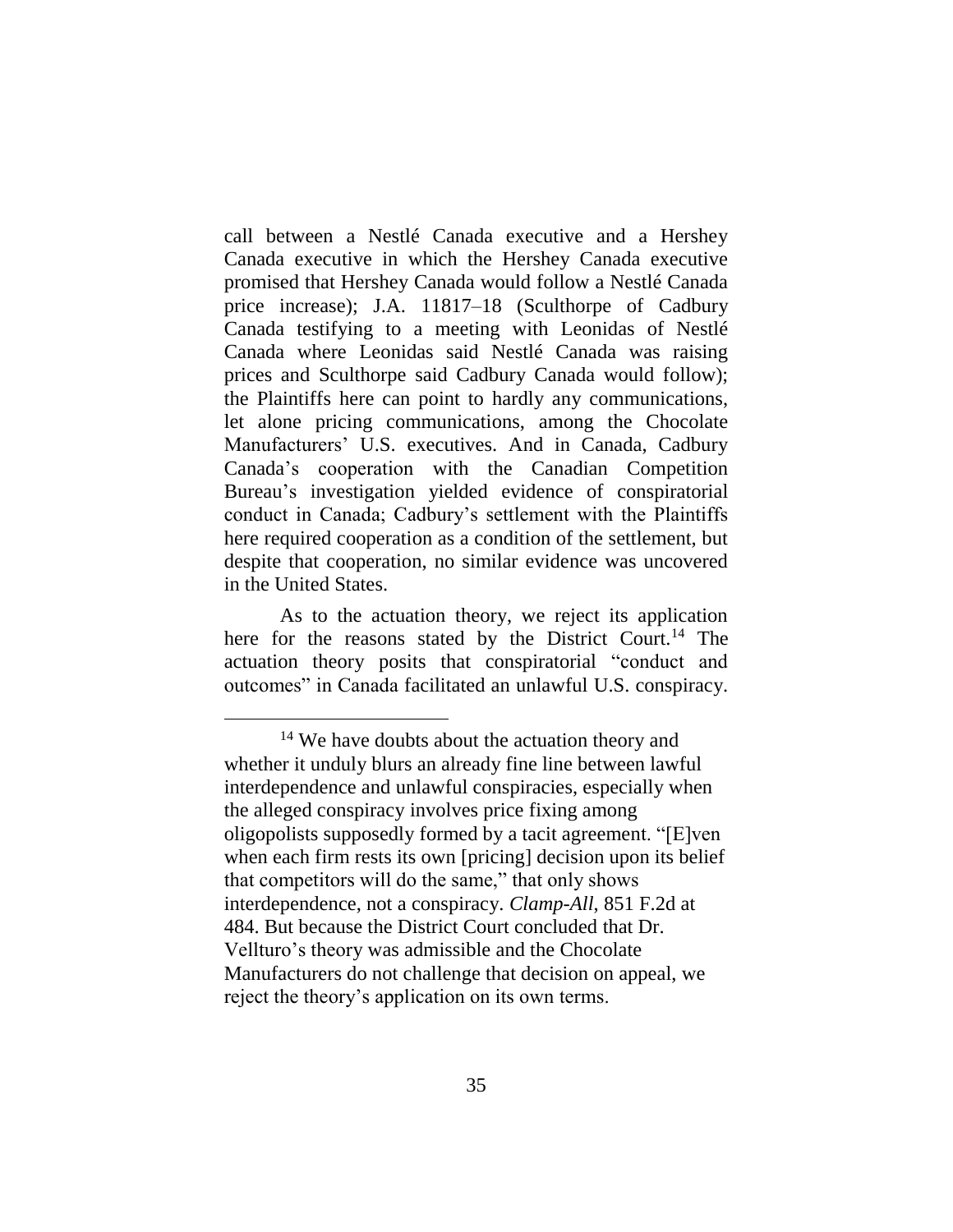call between a Nestlé Canada executive and a Hershey Canada executive in which the Hershey Canada executive promised that Hershey Canada would follow a Nestlé Canada price increase); J.A. 11817–18 (Sculthorpe of Cadbury Canada testifying to a meeting with Leonidas of Nestlé Canada where Leonidas said Nestlé Canada was raising prices and Sculthorpe said Cadbury Canada would follow); the Plaintiffs here can point to hardly any communications, let alone pricing communications, among the Chocolate Manufacturers' U.S. executives. And in Canada, Cadbury Canada's cooperation with the Canadian Competition Bureau's investigation yielded evidence of conspiratorial conduct in Canada; Cadbury's settlement with the Plaintiffs here required cooperation as a condition of the settlement, but despite that cooperation, no similar evidence was uncovered in the United States.

As to the actuation theory, we reject its application here for the reasons stated by the District Court.[14] The actuation theory posits that conspiratorial "conduct and outcomes" in Canada facilitated an unlawful U.S. conspiracy.

---

[14] We have doubts about the actuation theory and whether it unduly blurs an already fine line between lawful interdependence and unlawful conspiracies, especially when the alleged conspiracy involves price fixing among oligopolists supposedly formed by a tacit agreement. "[E]ven when each firm rests its own [pricing] decision upon its belief that competitors will do the same," that only shows interdependence, not a conspiracy. *Clamp-All*, 851 F.2d at 484. But because the District Court concluded that Dr. Vellturo's theory was admissible and the Chocolate Manufacturers do not challenge that decision on appeal, we reject the theory's application on its own terms.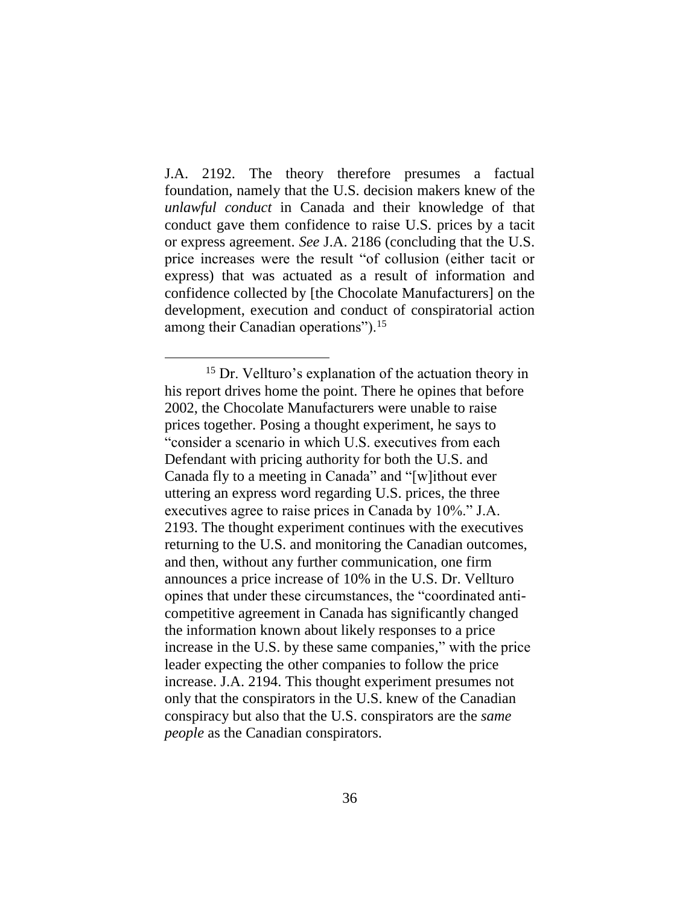J.A. 2192. The theory therefore presumes a factual foundation, namely that the U.S. decision makers knew of the *unlawful conduct* in Canada and their knowledge of that conduct gave them confidence to raise U.S. prices by a tacit or express agreement. *See* J.A. 2186 (concluding that the U.S. price increases were the result "of collusion (either tacit or express) that was actuated as a result of information and confidence collected by [the Chocolate Manufacturers] on the development, execution and conduct of conspiratorial action among their Canadian operations").[15]

---

[15] Dr. Vellturo's explanation of the actuation theory in his report drives home the point. There he opines that before 2002, the Chocolate Manufacturers were unable to raise prices together. Posing a thought experiment, he says to "consider a scenario in which U.S. executives from each Defendant with pricing authority for both the U.S. and Canada fly to a meeting in Canada" and "[w]ithout ever uttering an express word regarding U.S. prices, the three executives agree to raise prices in Canada by 10%." J.A. 2193. The thought experiment continues with the executives returning to the U.S. and monitoring the Canadian outcomes, and then, without any further communication, one firm announces a price increase of 10% in the U.S. Dr. Vellturo opines that under these circumstances, the "coordinated anti-competitive agreement in Canada has significantly changed the information known about likely responses to a price increase in the U.S. by these same companies," with the price leader expecting the other companies to follow the price increase. J.A. 2194. This thought experiment presumes not only that the conspirators in the U.S. knew of the Canadian conspiracy but also that the U.S. conspirators are the *same people* as the Canadian conspirators.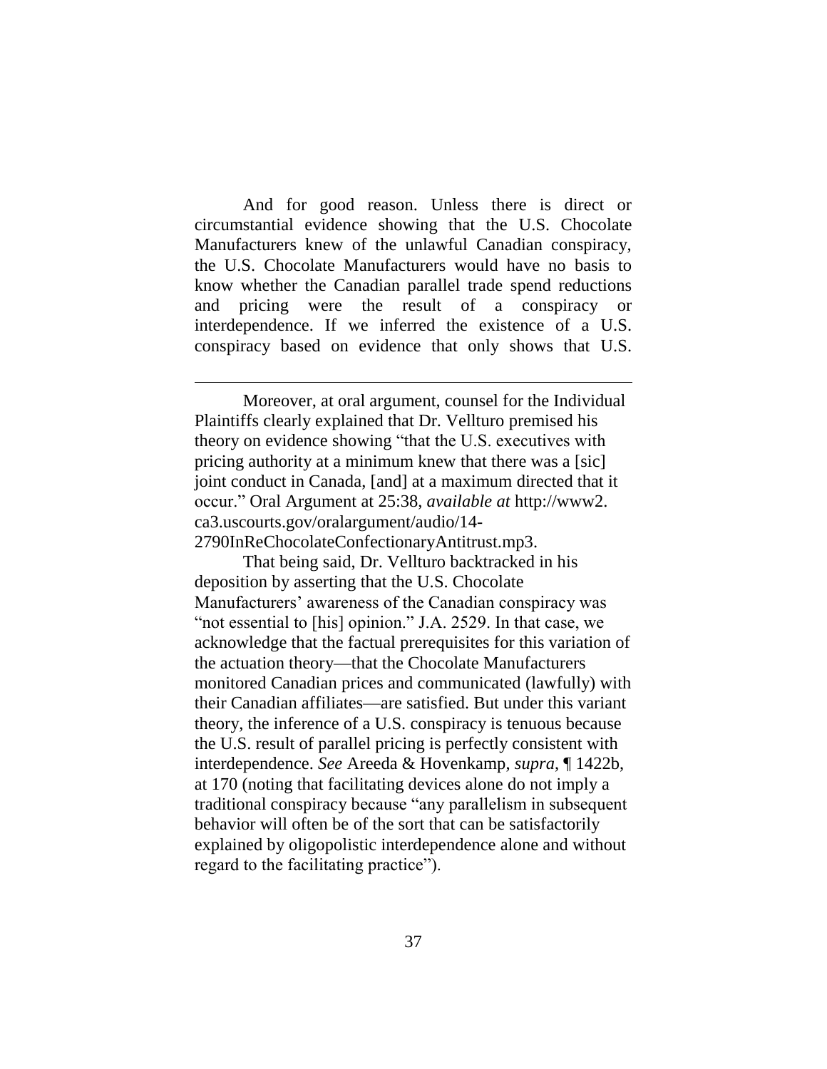And for good reason. Unless there is direct or circumstantial evidence showing that the U.S. Chocolate Manufacturers knew of the unlawful Canadian conspiracy, the U.S. Chocolate Manufacturers would have no basis to know whether the Canadian parallel trade spend reductions and pricing were the result of a conspiracy or interdependence. If we inferred the existence of a U.S. conspiracy based on evidence that only shows that U.S.

---

Moreover, at oral argument, counsel for the Individual Plaintiffs clearly explained that Dr. Vellturo premised his theory on evidence showing "that the U.S. executives with pricing authority at a minimum knew that there was a [sic] joint conduct in Canada, [and] at a maximum directed that it occur." Oral Argument at 25:38, *available at* http://www2.ca3.uscourts.gov/oralargument/audio/14-2790InReChocolateConfectionaryAntitrust.mp3.

That being said, Dr. Vellturo backtracked in his deposition by asserting that the U.S. Chocolate Manufacturers' awareness of the Canadian conspiracy was "not essential to [his] opinion." J.A. 2529. In that case, we acknowledge that the factual prerequisites for this variation of the actuation theory—that the Chocolate Manufacturers monitored Canadian prices and communicated (lawfully) with their Canadian affiliates—are satisfied. But under this variant theory, the inference of a U.S. conspiracy is tenuous because the U.S. result of parallel pricing is perfectly consistent with interdependence. *See* Areeda & Hovenkamp, *supra*, ¶ 1422b, at 170 (noting that facilitating devices alone do not imply a traditional conspiracy because "any parallelism in subsequent behavior will often be of the sort that can be satisfactorily explained by oligopolistic interdependence alone and without regard to the facilitating practice").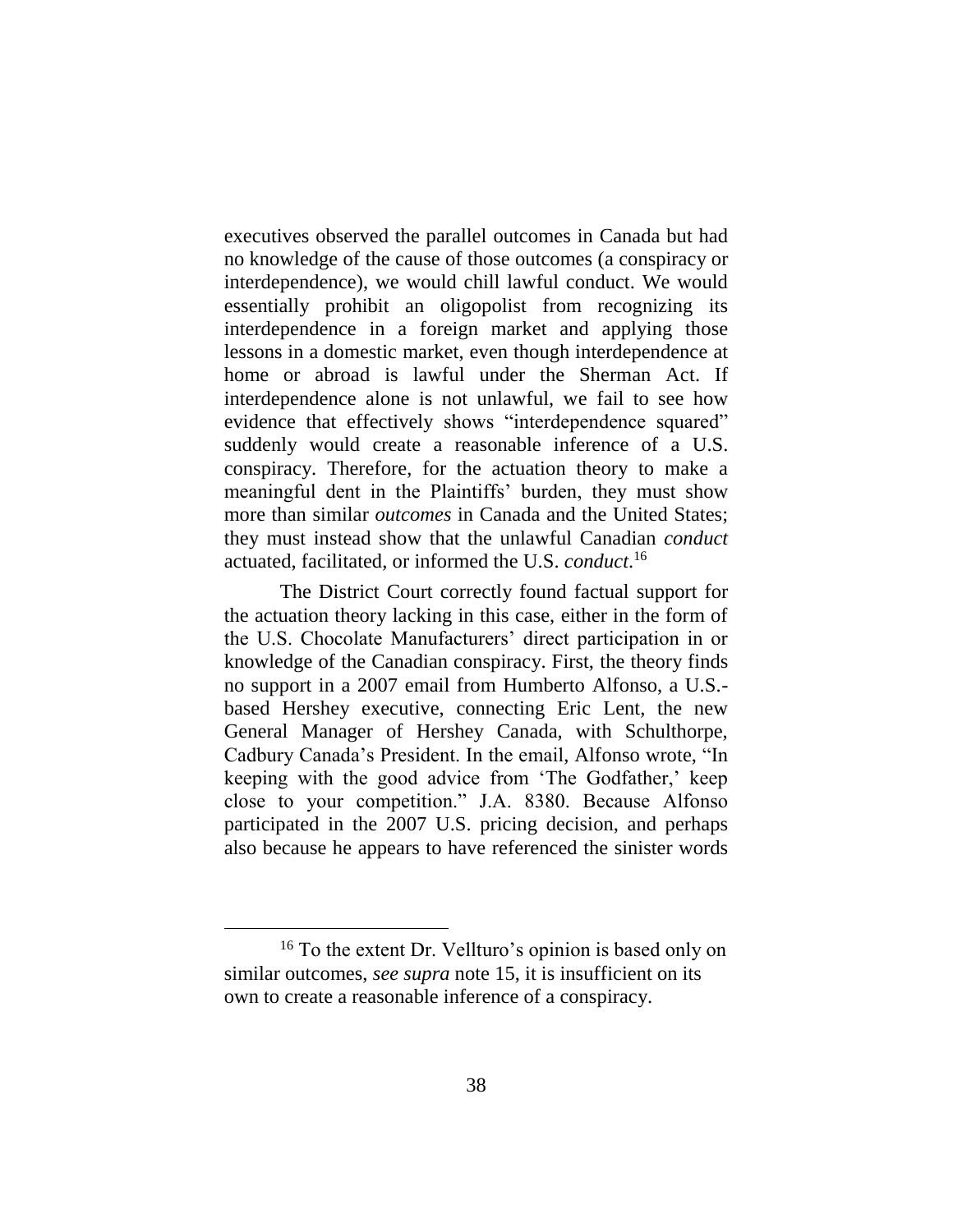executives observed the parallel outcomes in Canada but had no knowledge of the cause of those outcomes (a conspiracy or interdependence), we would chill lawful conduct. We would essentially prohibit an oligopolist from recognizing its interdependence in a foreign market and applying those lessons in a domestic market, even though interdependence at home or abroad is lawful under the Sherman Act. If interdependence alone is not unlawful, we fail to see how evidence that effectively shows "interdependence squared" suddenly would create a reasonable inference of a U.S. conspiracy. Therefore, for the actuation theory to make a meaningful dent in the Plaintiffs' burden, they must show more than similar *outcomes* in Canada and the United States; they must instead show that the unlawful Canadian *conduct* actuated, facilitated, or informed the U.S. *conduct*.[16]

The District Court correctly found factual support for the actuation theory lacking in this case, either in the form of the U.S. Chocolate Manufacturers' direct participation in or knowledge of the Canadian conspiracy. First, the theory finds no support in a 2007 email from Humberto Alfonso, a U.S.-based Hershey executive, connecting Eric Lent, the new General Manager of Hershey Canada, with Schulthorpe, Cadbury Canada's President. In the email, Alfonso wrote, "In keeping with the good advice from 'The Godfather,' keep close to your competition." J.A. 8380. Because Alfonso participated in the 2007 U.S. pricing decision, and perhaps also because he appears to have referenced the sinister words

---

[16] To the extent Dr. Vellturo's opinion is based only on similar outcomes, *see supra* note 15, it is insufficient on its own to create a reasonable inference of a conspiracy.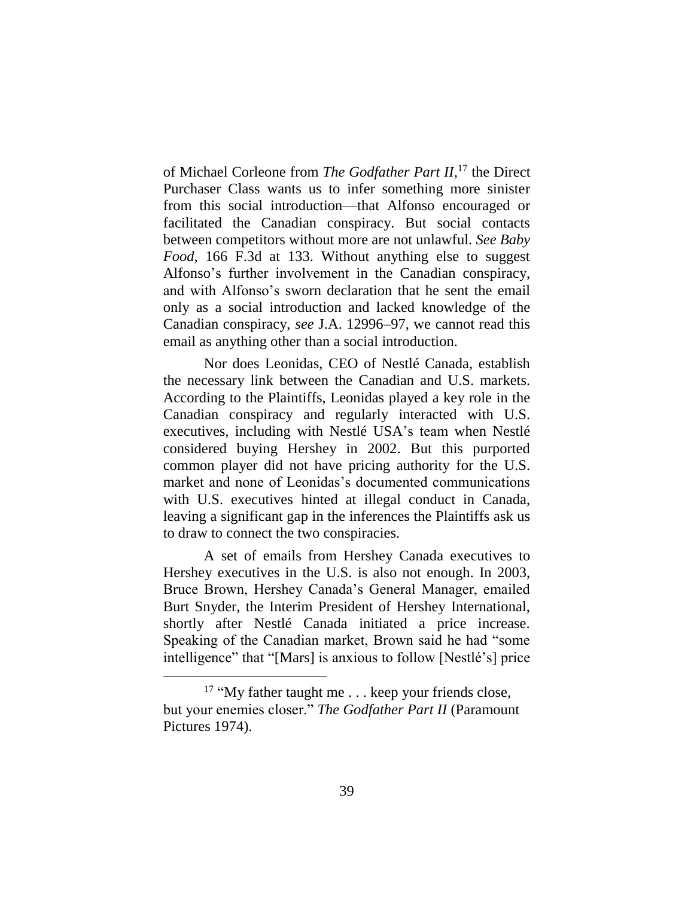of Michael Corleone from *The Godfather Part II*,[17] the Direct Purchaser Class wants us to infer something more sinister from this social introduction—that Alfonso encouraged or facilitated the Canadian conspiracy. But social contacts between competitors without more are not unlawful. *See Baby Food*, 166 F.3d at 133. Without anything else to suggest Alfonso's further involvement in the Canadian conspiracy, and with Alfonso's sworn declaration that he sent the email only as a social introduction and lacked knowledge of the Canadian conspiracy, *see* J.A. 12996–97, we cannot read this email as anything other than a social introduction.

Nor does Leonidas, CEO of Nestlé Canada, establish the necessary link between the Canadian and U.S. markets. According to the Plaintiffs, Leonidas played a key role in the Canadian conspiracy and regularly interacted with U.S. executives, including with Nestlé USA's team when Nestlé considered buying Hershey in 2002. But this purported common player did not have pricing authority for the U.S. market and none of Leonidas's documented communications with U.S. executives hinted at illegal conduct in Canada, leaving a significant gap in the inferences the Plaintiffs ask us to draw to connect the two conspiracies.

A set of emails from Hershey Canada executives to Hershey executives in the U.S. is also not enough. In 2003, Bruce Brown, Hershey Canada's General Manager, emailed Burt Snyder, the Interim President of Hershey International, shortly after Nestlé Canada initiated a price increase. Speaking of the Canadian market, Brown said he had "some intelligence" that "[Mars] is anxious to follow [Nestlé's] price

---

[17] "My father taught me . . . keep your friends close, but your enemies closer." *The Godfather Part II* (Paramount Pictures 1974).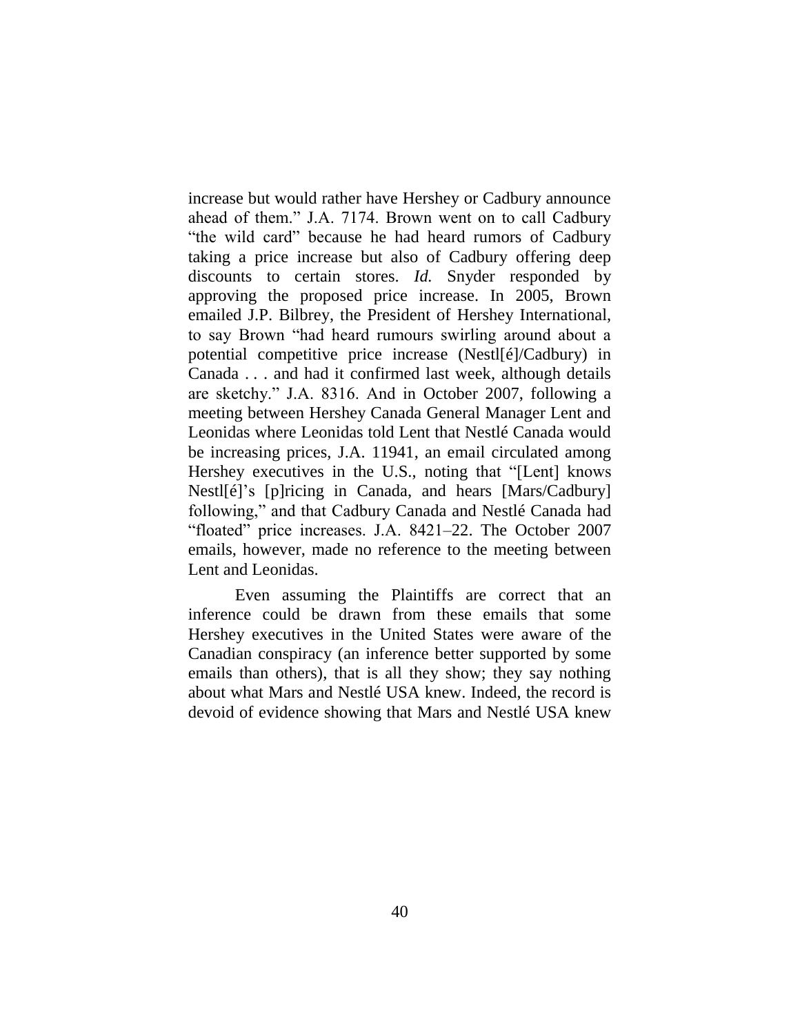increase but would rather have Hershey or Cadbury announce ahead of them." J.A. 7174. Brown went on to call Cadbury "the wild card" because he had heard rumors of Cadbury taking a price increase but also of Cadbury offering deep discounts to certain stores. *Id.* Snyder responded by approving the proposed price increase. In 2005, Brown emailed J.P. Bilbrey, the President of Hershey International, to say Brown "had heard rumours swirling around about a potential competitive price increase (Nestl[é]/Cadbury) in Canada . . . and had it confirmed last week, although details are sketchy." J.A. 8316. And in October 2007, following a meeting between Hershey Canada General Manager Lent and Leonidas where Leonidas told Lent that Nestlé Canada would be increasing prices, J.A. 11941, an email circulated among Hershey executives in the U.S., noting that "[Lent] knows Nestl[é]'s [p]ricing in Canada, and hears [Mars/Cadbury] following," and that Cadbury Canada and Nestlé Canada had "floated" price increases. J.A. 8421–22. The October 2007 emails, however, made no reference to the meeting between Lent and Leonidas.

Even assuming the Plaintiffs are correct that an inference could be drawn from these emails that some Hershey executives in the United States were aware of the Canadian conspiracy (an inference better supported by some emails than others), that is all they show; they say nothing about what Mars and Nestlé USA knew. Indeed, the record is devoid of evidence showing that Mars and Nestlé USA knew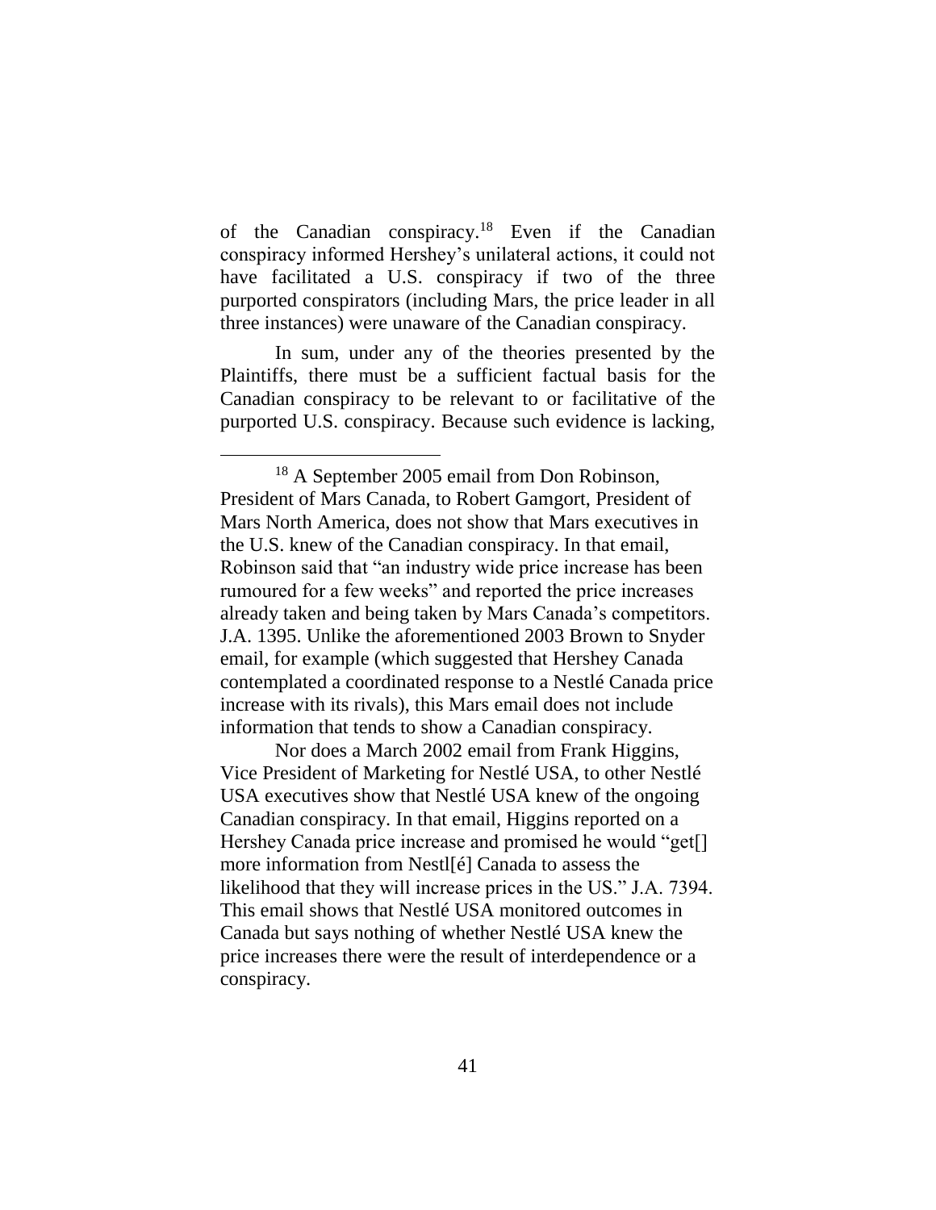of the Canadian conspiracy.[18] Even if the Canadian conspiracy informed Hershey's unilateral actions, it could not have facilitated a U.S. conspiracy if two of the three purported conspirators (including Mars, the price leader in all three instances) were unaware of the Canadian conspiracy.

In sum, under any of the theories presented by the Plaintiffs, there must be a sufficient factual basis for the Canadian conspiracy to be relevant to or facilitative of the purported U.S. conspiracy. Because such evidence is lacking,

---

[18] A September 2005 email from Don Robinson, President of Mars Canada, to Robert Gamgort, President of Mars North America, does not show that Mars executives in the U.S. knew of the Canadian conspiracy. In that email, Robinson said that "an industry wide price increase has been rumoured for a few weeks" and reported the price increases already taken and being taken by Mars Canada's competitors. J.A. 1395. Unlike the aforementioned 2003 Brown to Snyder email, for example (which suggested that Hershey Canada contemplated a coordinated response to a Nestlé Canada price increase with its rivals), this Mars email does not include information that tends to show a Canadian conspiracy.

Nor does a March 2002 email from Frank Higgins, Vice President of Marketing for Nestlé USA, to other Nestlé USA executives show that Nestlé USA knew of the ongoing Canadian conspiracy. In that email, Higgins reported on a Hershey Canada price increase and promised he would "get[] more information from Nestl[é] Canada to assess the likelihood that they will increase prices in the US." J.A. 7394. This email shows that Nestlé USA monitored outcomes in Canada but says nothing of whether Nestlé USA knew the price increases there were the result of interdependence or a conspiracy.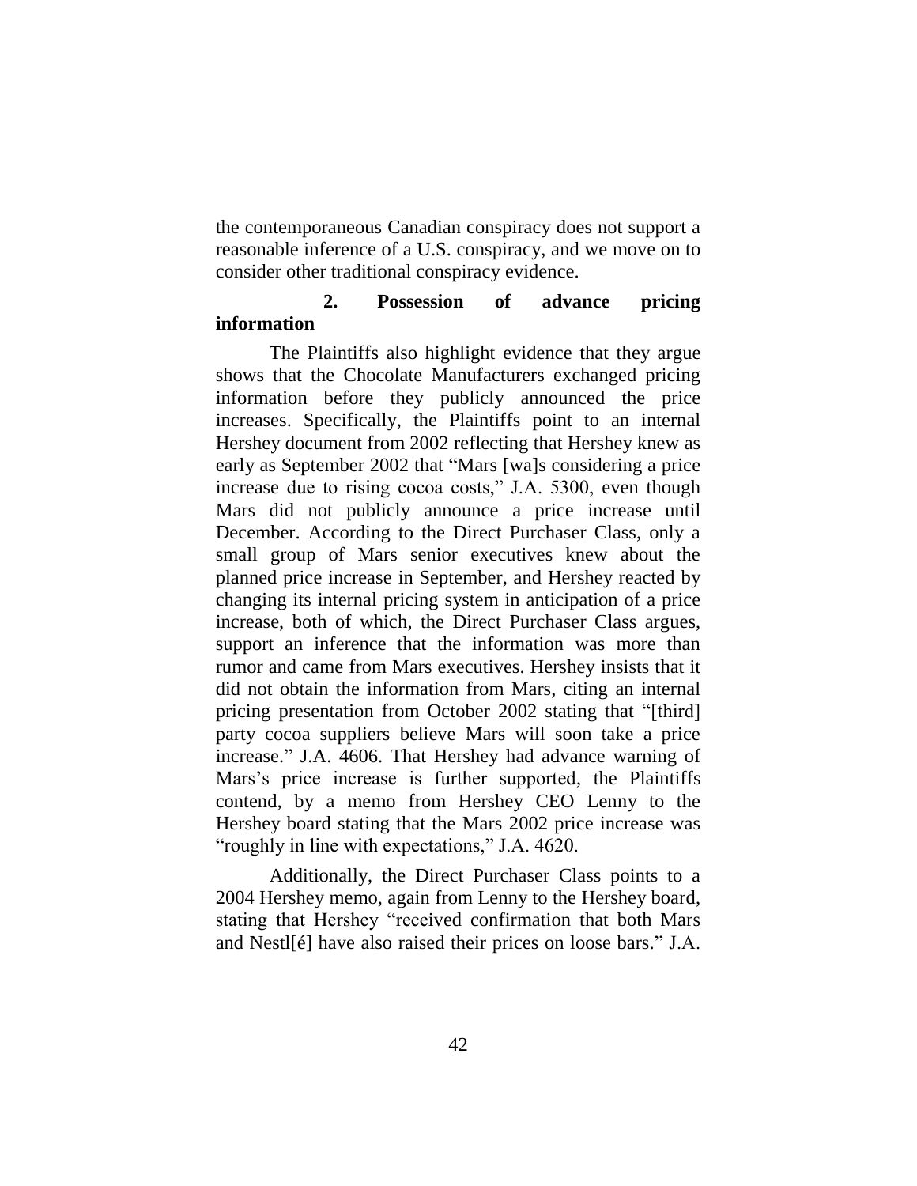the contemporaneous Canadian conspiracy does not support a reasonable inference of a U.S. conspiracy, and we move on to consider other traditional conspiracy evidence.

### 2. Possession of advance pricing information

The Plaintiffs also highlight evidence that they argue shows that the Chocolate Manufacturers exchanged pricing information before they publicly announced the price increases. Specifically, the Plaintiffs point to an internal Hershey document from 2002 reflecting that Hershey knew as early as September 2002 that "Mars [wa]s considering a price increase due to rising cocoa costs," J.A. 5300, even though Mars did not publicly announce a price increase until December. According to the Direct Purchaser Class, only a small group of Mars senior executives knew about the planned price increase in September, and Hershey reacted by changing its internal pricing system in anticipation of a price increase, both of which, the Direct Purchaser Class argues, support an inference that the information was more than rumor and came from Mars executives. Hershey insists that it did not obtain the information from Mars, citing an internal pricing presentation from October 2002 stating that "[third] party cocoa suppliers believe Mars will soon take a price increase." J.A. 4606. That Hershey had advance warning of Mars's price increase is further supported, the Plaintiffs contend, by a memo from Hershey CEO Lenny to the Hershey board stating that the Mars 2002 price increase was "roughly in line with expectations," J.A. 4620.

Additionally, the Direct Purchaser Class points to a 2004 Hershey memo, again from Lenny to the Hershey board, stating that Hershey "received confirmation that both Mars and Nestl[é] have also raised their prices on loose bars." J.A.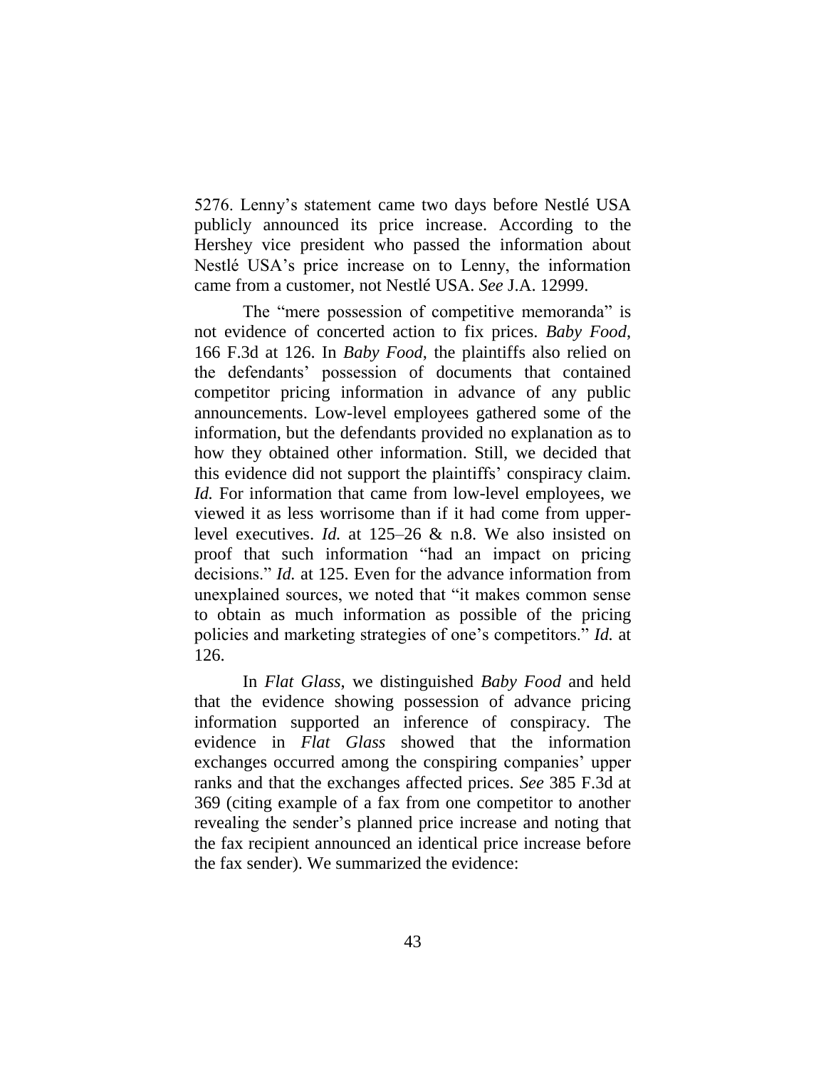5276. Lenny's statement came two days before Nestlé USA publicly announced its price increase. According to the Hershey vice president who passed the information about Nestlé USA's price increase on to Lenny, the information came from a customer, not Nestlé USA. *See* J.A. 12999.

The "mere possession of competitive memoranda" is not evidence of concerted action to fix prices. *Baby Food*, 166 F.3d at 126. In *Baby Food*, the plaintiffs also relied on the defendants' possession of documents that contained competitor pricing information in advance of any public announcements. Low-level employees gathered some of the information, but the defendants provided no explanation as to how they obtained other information. Still, we decided that this evidence did not support the plaintiffs' conspiracy claim. *Id.* For information that came from low-level employees, we viewed it as less worrisome than if it had come from upper-level executives. *Id.* at 125–26 & n.8. We also insisted on proof that such information "had an impact on pricing decisions." *Id.* at 125. Even for the advance information from unexplained sources, we noted that "it makes common sense to obtain as much information as possible of the pricing policies and marketing strategies of one's competitors." *Id.* at 126.

In *Flat Glass*, we distinguished *Baby Food* and held that the evidence showing possession of advance pricing information supported an inference of conspiracy. The evidence in *Flat Glass* showed that the information exchanges occurred among the conspiring companies' upper ranks and that the exchanges affected prices. *See* 385 F.3d at 369 (citing example of a fax from one competitor to another revealing the sender's planned price increase and noting that the fax recipient announced an identical price increase before the fax sender). We summarized the evidence: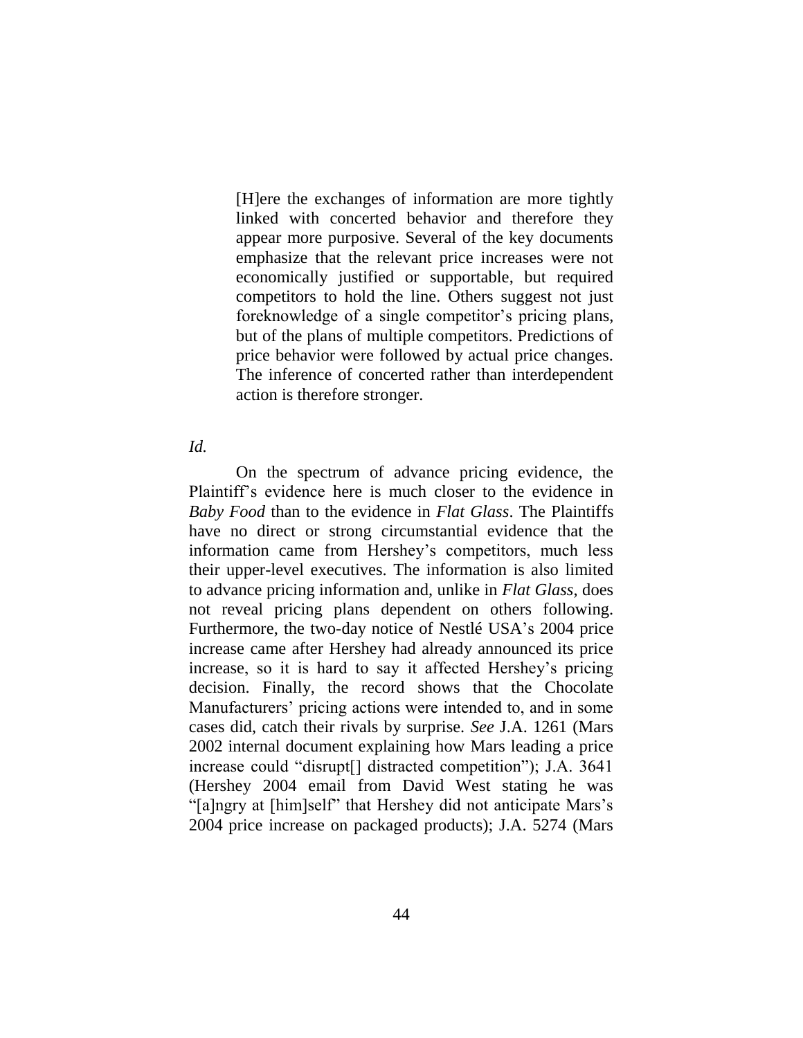> [H]ere the exchanges of information are more tightly linked with concerted behavior and therefore they appear more purposive. Several of the key documents emphasize that the relevant price increases were not economically justified or supportable, but required competitors to hold the line. Others suggest not just foreknowledge of a single competitor's pricing plans, but of the plans of multiple competitors. Predictions of price behavior were followed by actual price changes. The inference of concerted rather than interdependent action is therefore stronger.

*Id.*

On the spectrum of advance pricing evidence, the Plaintiff's evidence here is much closer to the evidence in *Baby Food* than to the evidence in *Flat Glass*. The Plaintiffs have no direct or strong circumstantial evidence that the information came from Hershey's competitors, much less their upper-level executives. The information is also limited to advance pricing information and, unlike in *Flat Glass*, does not reveal pricing plans dependent on others following. Furthermore, the two-day notice of Nestlé USA's 2004 price increase came after Hershey had already announced its price increase, so it is hard to say it affected Hershey's pricing decision. Finally, the record shows that the Chocolate Manufacturers' pricing actions were intended to, and in some cases did, catch their rivals by surprise. *See* J.A. 1261 (Mars 2002 internal document explaining how Mars leading a price increase could "disrupt[] distracted competition"); J.A. 3641 (Hershey 2004 email from David West stating he was "[a]ngry at [him]self" that Hershey did not anticipate Mars's 2004 price increase on packaged products); J.A. 5274 (Mars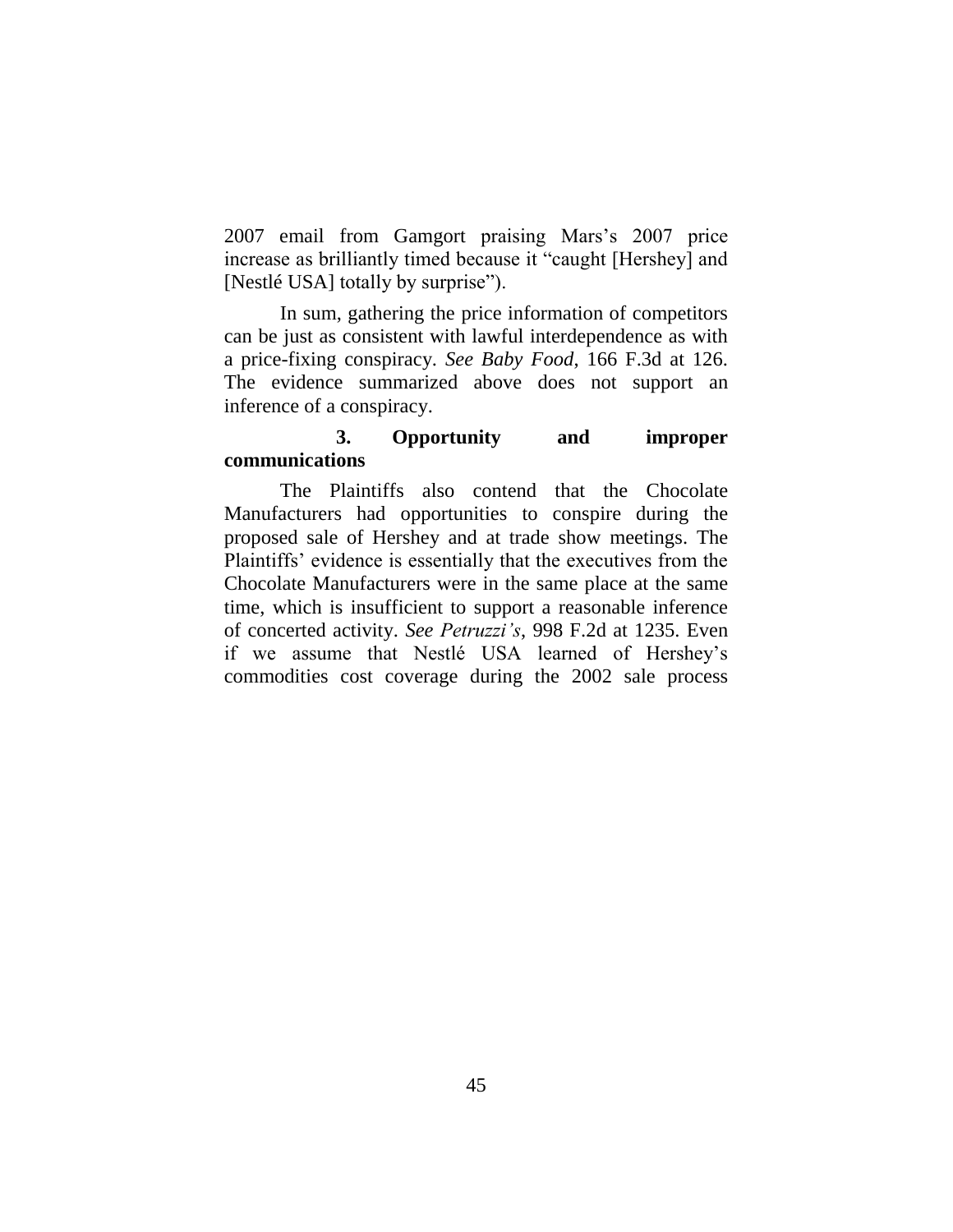2007 email from Gamgort praising Mars's 2007 price increase as brilliantly timed because it "caught [Hershey] and [Nestlé USA] totally by surprise").

In sum, gathering the price information of competitors can be just as consistent with lawful interdependence as with a price-fixing conspiracy. *See Baby Food*, 166 F.3d at 126. The evidence summarized above does not support an inference of a conspiracy.

#### 3. Opportunity and improper communications

The Plaintiffs also contend that the Chocolate Manufacturers had opportunities to conspire during the proposed sale of Hershey and at trade show meetings. The Plaintiffs' evidence is essentially that the executives from the Chocolate Manufacturers were in the same place at the same time, which is insufficient to support a reasonable inference of concerted activity. *See Petruzzi's*, 998 F.2d at 1235. Even if we assume that Nestlé USA learned of Hershey's commodities cost coverage during the 2002 sale process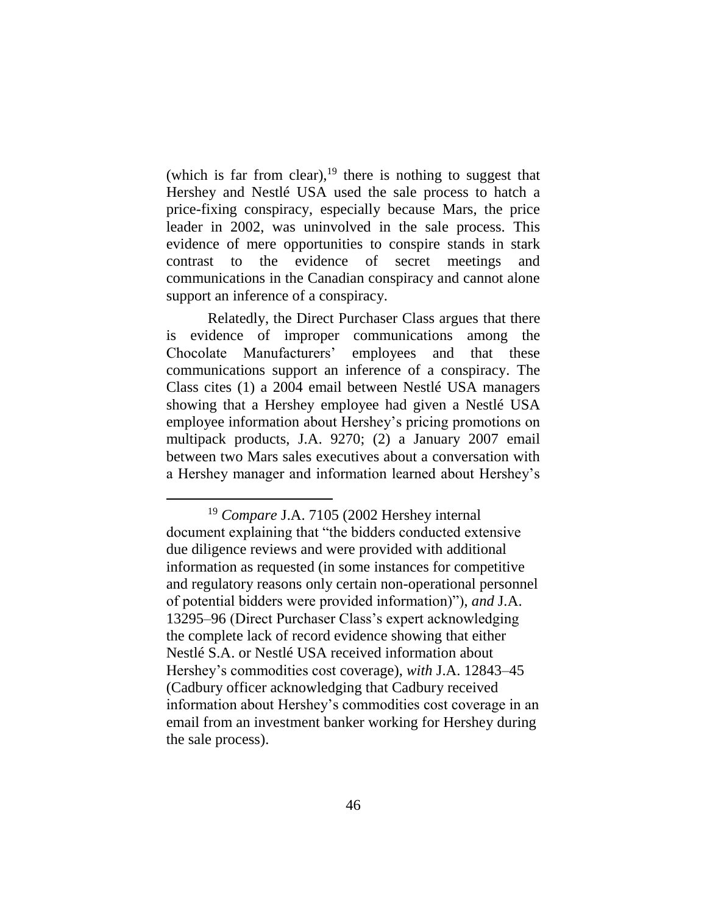(which is far from clear),[19] there is nothing to suggest that Hershey and Nestlé USA used the sale process to hatch a price-fixing conspiracy, especially because Mars, the price leader in 2002, was uninvolved in the sale process. This evidence of mere opportunities to conspire stands in stark contrast to the evidence of secret meetings and communications in the Canadian conspiracy and cannot alone support an inference of a conspiracy.

Relatedly, the Direct Purchaser Class argues that there is evidence of improper communications among the Chocolate Manufacturers' employees and that these communications support an inference of a conspiracy. The Class cites (1) a 2004 email between Nestlé USA managers showing that a Hershey employee had given a Nestlé USA employee information about Hershey's pricing promotions on multipack products, J.A. 9270; (2) a January 2007 email between two Mars sales executives about a conversation with a Hershey manager and information learned about Hershey's

---

[19] *Compare* J.A. 7105 (2002 Hershey internal document explaining that "the bidders conducted extensive due diligence reviews and were provided with additional information as requested (in some instances for competitive and regulatory reasons only certain non-operational personnel of potential bidders were provided information)"), *and* J.A. 13295–96 (Direct Purchaser Class's expert acknowledging the complete lack of record evidence showing that either Nestlé S.A. or Nestlé USA received information about Hershey's commodities cost coverage), *with* J.A. 12843–45 (Cadbury officer acknowledging that Cadbury received information about Hershey's commodities cost coverage in an email from an investment banker working for Hershey during the sale process).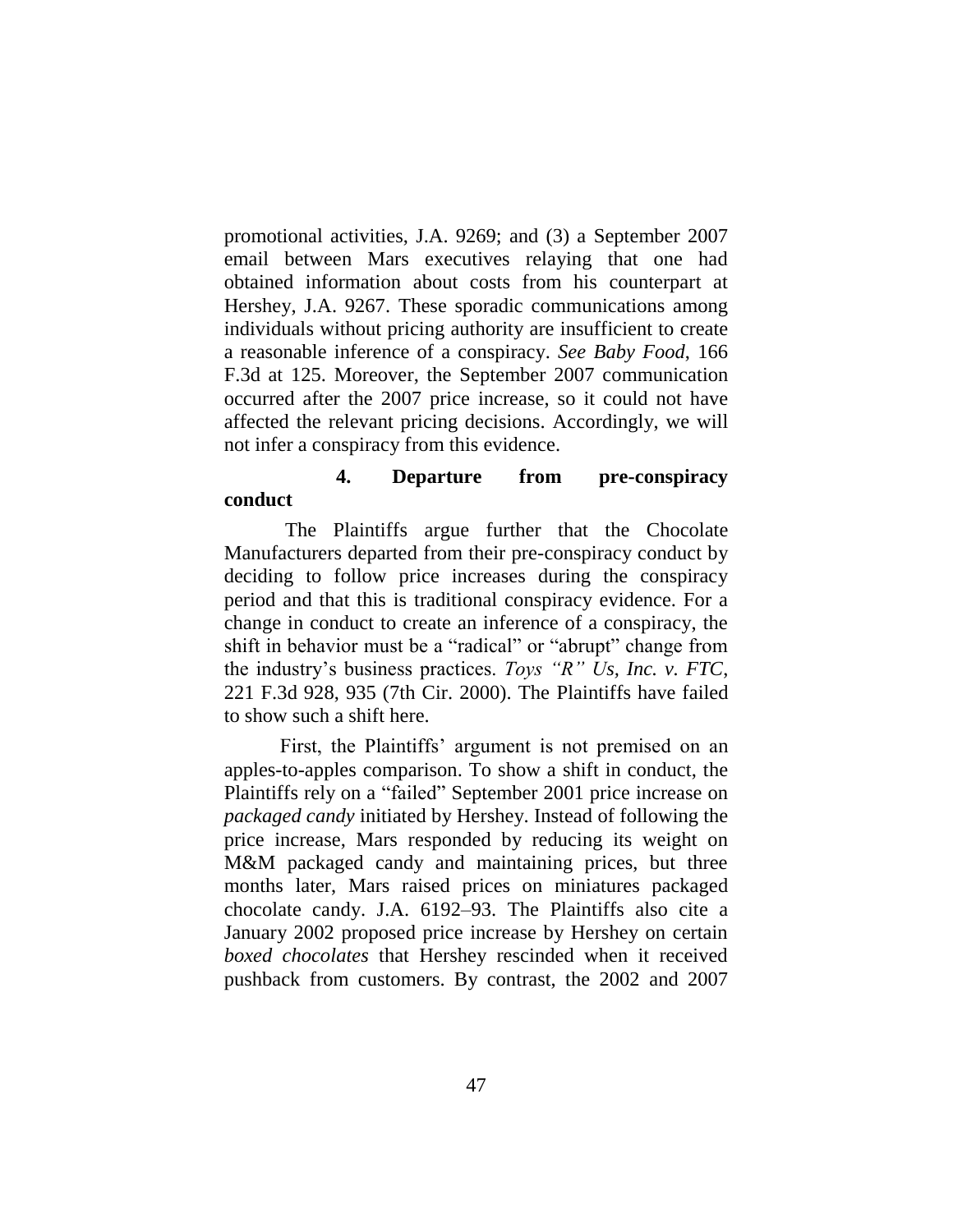promotional activities, J.A. 9269; and (3) a September 2007 email between Mars executives relaying that one had obtained information about costs from his counterpart at Hershey, J.A. 9267. These sporadic communications among individuals without pricing authority are insufficient to create a reasonable inference of a conspiracy. *See Baby Food*, 166 F.3d at 125. Moreover, the September 2007 communication occurred after the 2007 price increase, so it could not have affected the relevant pricing decisions. Accordingly, we will not infer a conspiracy from this evidence.

#### 4. Departure from pre-conspiracy conduct

The Plaintiffs argue further that the Chocolate Manufacturers departed from their pre-conspiracy conduct by deciding to follow price increases during the conspiracy period and that this is traditional conspiracy evidence. For a change in conduct to create an inference of a conspiracy, the shift in behavior must be a "radical" or "abrupt" change from the industry's business practices. *Toys "R" Us, Inc. v. FTC*, 221 F.3d 928, 935 (7th Cir. 2000). The Plaintiffs have failed to show such a shift here.

First, the Plaintiffs' argument is not premised on an apples-to-apples comparison. To show a shift in conduct, the Plaintiffs rely on a "failed" September 2001 price increase on *packaged candy* initiated by Hershey. Instead of following the price increase, Mars responded by reducing its weight on M&M packaged candy and maintaining prices, but three months later, Mars raised prices on miniatures packaged chocolate candy. J.A. 6192–93. The Plaintiffs also cite a January 2002 proposed price increase by Hershey on certain *boxed chocolates* that Hershey rescinded when it received pushback from customers. By contrast, the 2002 and 2007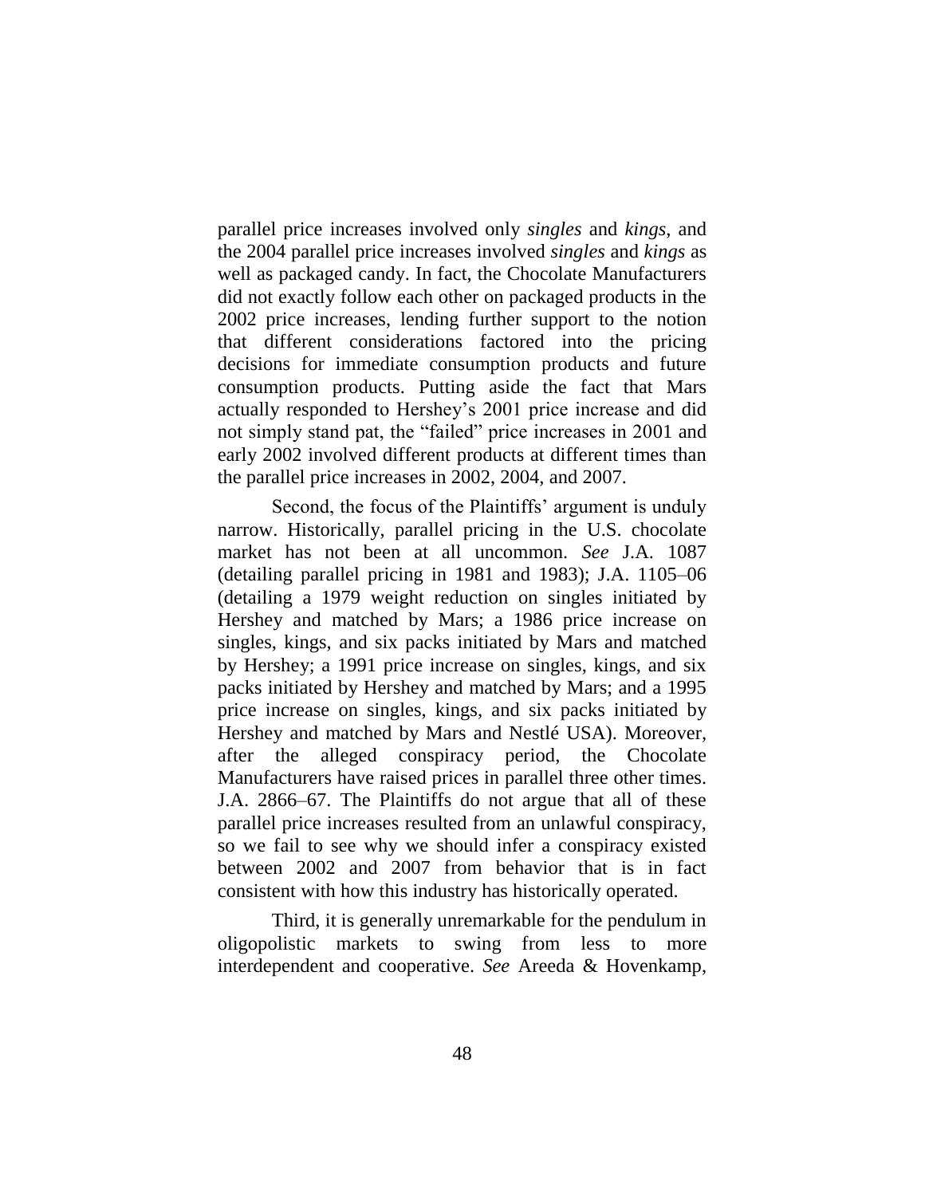parallel price increases involved only *singles* and *kings*, and the 2004 parallel price increases involved *singles* and *kings* as well as packaged candy. In fact, the Chocolate Manufacturers did not exactly follow each other on packaged products in the 2002 price increases, lending further support to the notion that different considerations factored into the pricing decisions for immediate consumption products and future consumption products. Putting aside the fact that Mars actually responded to Hershey's 2001 price increase and did not simply stand pat, the "failed" price increases in 2001 and early 2002 involved different products at different times than the parallel price increases in 2002, 2004, and 2007.

Second, the focus of the Plaintiffs' argument is unduly narrow. Historically, parallel pricing in the U.S. chocolate market has not been at all uncommon. *See* J.A. 1087 (detailing parallel pricing in 1981 and 1983); J.A. 1105–06 (detailing a 1979 weight reduction on singles initiated by Hershey and matched by Mars; a 1986 price increase on singles, kings, and six packs initiated by Mars and matched by Hershey; a 1991 price increase on singles, kings, and six packs initiated by Hershey and matched by Mars; and a 1995 price increase on singles, kings, and six packs initiated by Hershey and matched by Mars and Nestlé USA). Moreover, after the alleged conspiracy period, the Chocolate Manufacturers have raised prices in parallel three other times. J.A. 2866–67. The Plaintiffs do not argue that all of these parallel price increases resulted from an unlawful conspiracy, so we fail to see why we should infer a conspiracy existed between 2002 and 2007 from behavior that is in fact consistent with how this industry has historically operated.

Third, it is generally unremarkable for the pendulum in oligopolistic markets to swing from less to more interdependent and cooperative. *See* Areeda & Hovenkamp,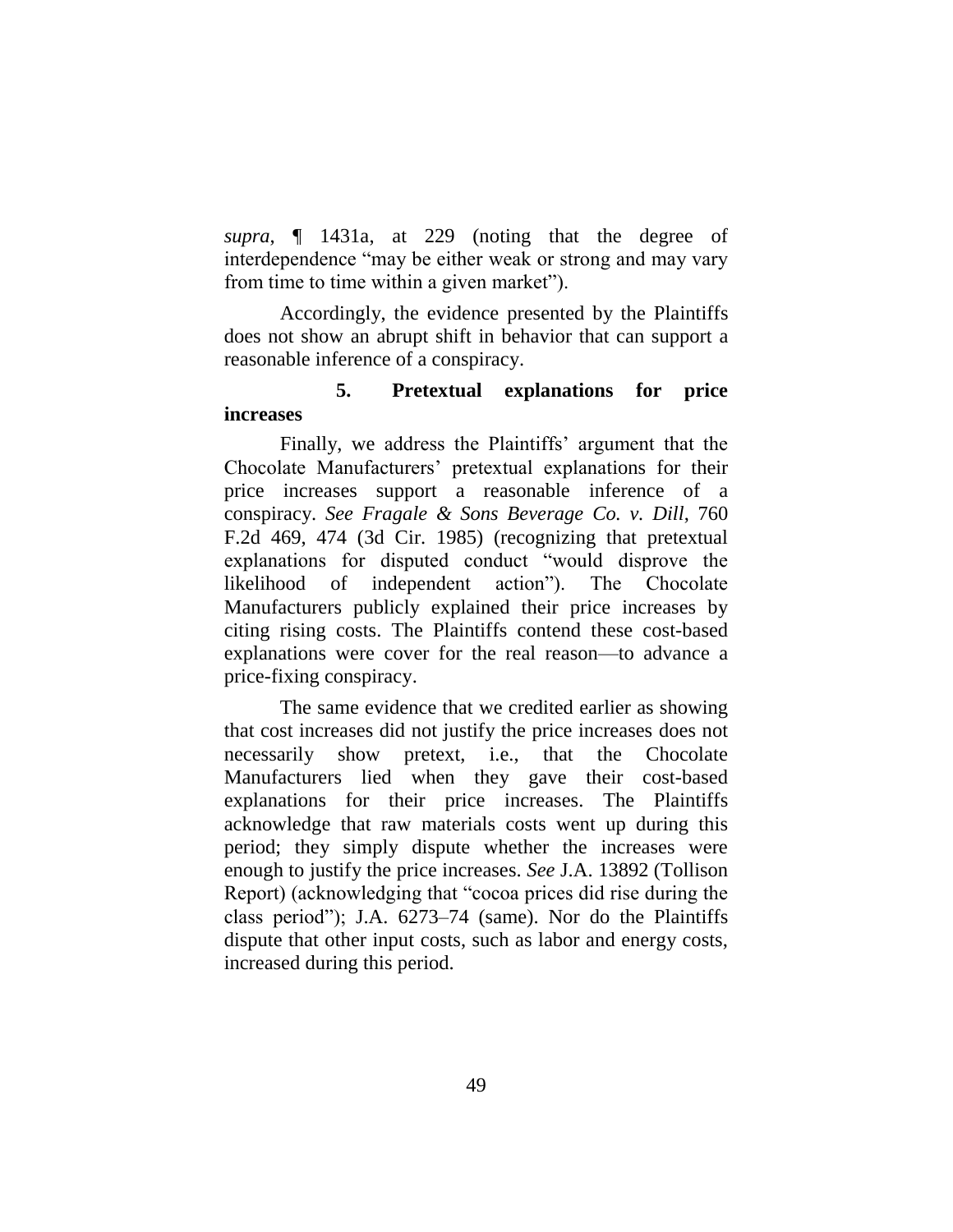*supra*, ¶ 1431a, at 229 (noting that the degree of interdependence "may be either weak or strong and may vary from time to time within a given market").

Accordingly, the evidence presented by the Plaintiffs does not show an abrupt shift in behavior that can support a reasonable inference of a conspiracy.

**5. Pretextual explanations for price increases**

Finally, we address the Plaintiffs' argument that the Chocolate Manufacturers' pretextual explanations for their price increases support a reasonable inference of a conspiracy. *See Fragale & Sons Beverage Co. v. Dill*, 760 F.2d 469, 474 (3d Cir. 1985) (recognizing that pretextual explanations for disputed conduct "would disprove the likelihood of independent action"). The Chocolate Manufacturers publicly explained their price increases by citing rising costs. The Plaintiffs contend these cost-based explanations were cover for the real reason—to advance a price-fixing conspiracy.

The same evidence that we credited earlier as showing that cost increases did not justify the price increases does not necessarily show pretext, i.e., that the Chocolate Manufacturers lied when they gave their cost-based explanations for their price increases. The Plaintiffs acknowledge that raw materials costs went up during this period; they simply dispute whether the increases were enough to justify the price increases. *See* J.A. 13892 (Tollison Report) (acknowledging that "cocoa prices did rise during the class period"); J.A. 6273–74 (same). Nor do the Plaintiffs dispute that other input costs, such as labor and energy costs, increased during this period.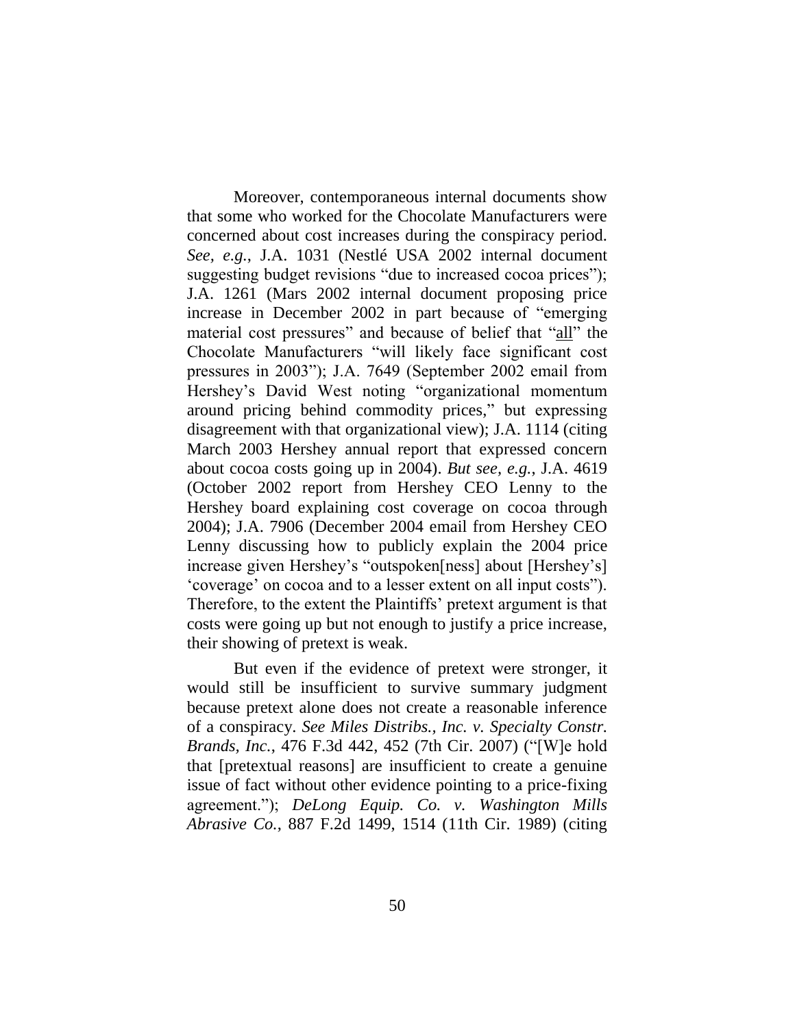Moreover, contemporaneous internal documents show that some who worked for the Chocolate Manufacturers were concerned about cost increases during the conspiracy period. *See, e.g.*, J.A. 1031 (Nestlé USA 2002 internal document suggesting budget revisions "due to increased cocoa prices"); J.A. 1261 (Mars 2002 internal document proposing price increase in December 2002 in part because of "emerging material cost pressures" and because of belief that "all" the Chocolate Manufacturers "will likely face significant cost pressures in 2003"); J.A. 7649 (September 2002 email from Hershey's David West noting "organizational momentum around pricing behind commodity prices," but expressing disagreement with that organizational view); J.A. 1114 (citing March 2003 Hershey annual report that expressed concern about cocoa costs going up in 2004). *But see, e.g.*, J.A. 4619 (October 2002 report from Hershey CEO Lenny to the Hershey board explaining cost coverage on cocoa through 2004); J.A. 7906 (December 2004 email from Hershey CEO Lenny discussing how to publicly explain the 2004 price increase given Hershey's "outspoken[ness] about [Hershey's] 'coverage' on cocoa and to a lesser extent on all input costs"). Therefore, to the extent the Plaintiffs' pretext argument is that costs were going up but not enough to justify a price increase, their showing of pretext is weak.

But even if the evidence of pretext were stronger, it would still be insufficient to survive summary judgment because pretext alone does not create a reasonable inference of a conspiracy. *See Miles Distribs., Inc. v. Specialty Constr. Brands, Inc.*, 476 F.3d 442, 452 (7th Cir. 2007) ("[W]e hold that [pretextual reasons] are insufficient to create a genuine issue of fact without other evidence pointing to a price-fixing agreement."); *DeLong Equip. Co. v. Washington Mills Abrasive Co.*, 887 F.2d 1499, 1514 (11th Cir. 1989) (citing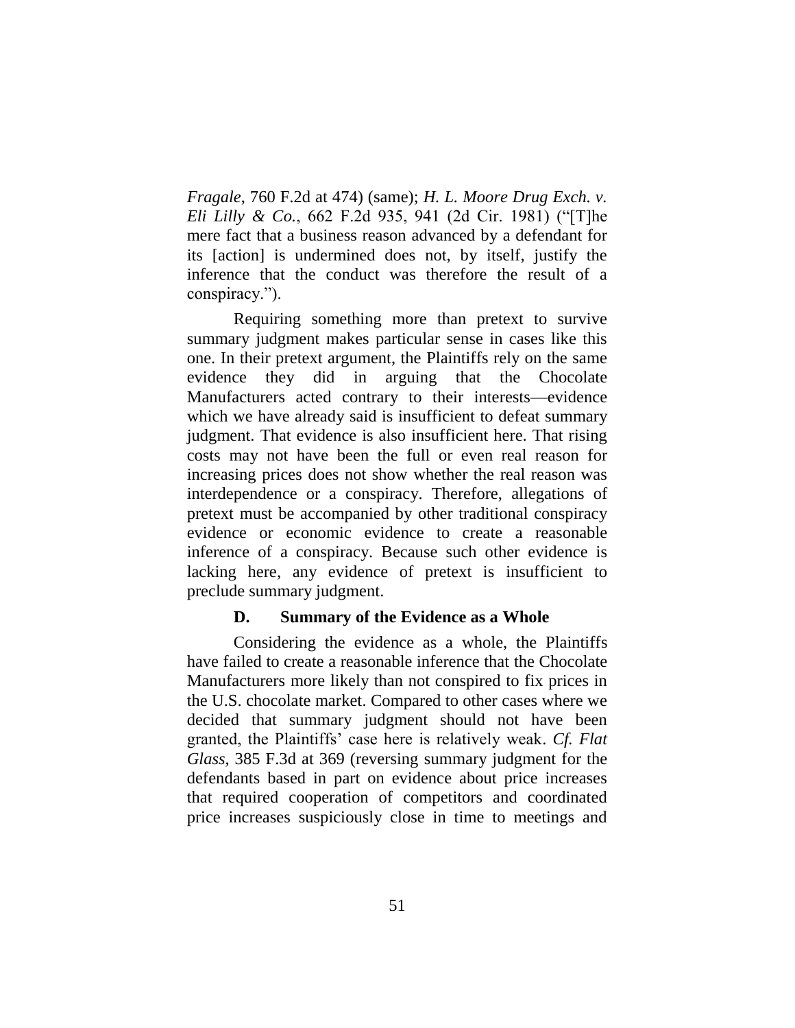*Fragale*, 760 F.2d at 474) (same); *H. L. Moore Drug Exch. v. Eli Lilly & Co.*, 662 F.2d 935, 941 (2d Cir. 1981) ("[T]he mere fact that a business reason advanced by a defendant for its [action] is undermined does not, by itself, justify the inference that the conduct was therefore the result of a conspiracy.").

Requiring something more than pretext to survive summary judgment makes particular sense in cases like this one. In their pretext argument, the Plaintiffs rely on the same evidence they did in arguing that the Chocolate Manufacturers acted contrary to their interests—evidence which we have already said is insufficient to defeat summary judgment. That evidence is also insufficient here. That rising costs may not have been the full or even real reason for increasing prices does not show whether the real reason was interdependence or a conspiracy. Therefore, allegations of pretext must be accompanied by other traditional conspiracy evidence or economic evidence to create a reasonable inference of a conspiracy. Because such other evidence is lacking here, any evidence of pretext is insufficient to preclude summary judgment.

### D. Summary of the Evidence as a Whole

Considering the evidence as a whole, the Plaintiffs have failed to create a reasonable inference that the Chocolate Manufacturers more likely than not conspired to fix prices in the U.S. chocolate market. Compared to other cases where we decided that summary judgment should not have been granted, the Plaintiffs' case here is relatively weak. *Cf. Flat Glass*, 385 F.3d at 369 (reversing summary judgment for the defendants based in part on evidence about price increases that required cooperation of competitors and coordinated price increases suspiciously close in time to meetings and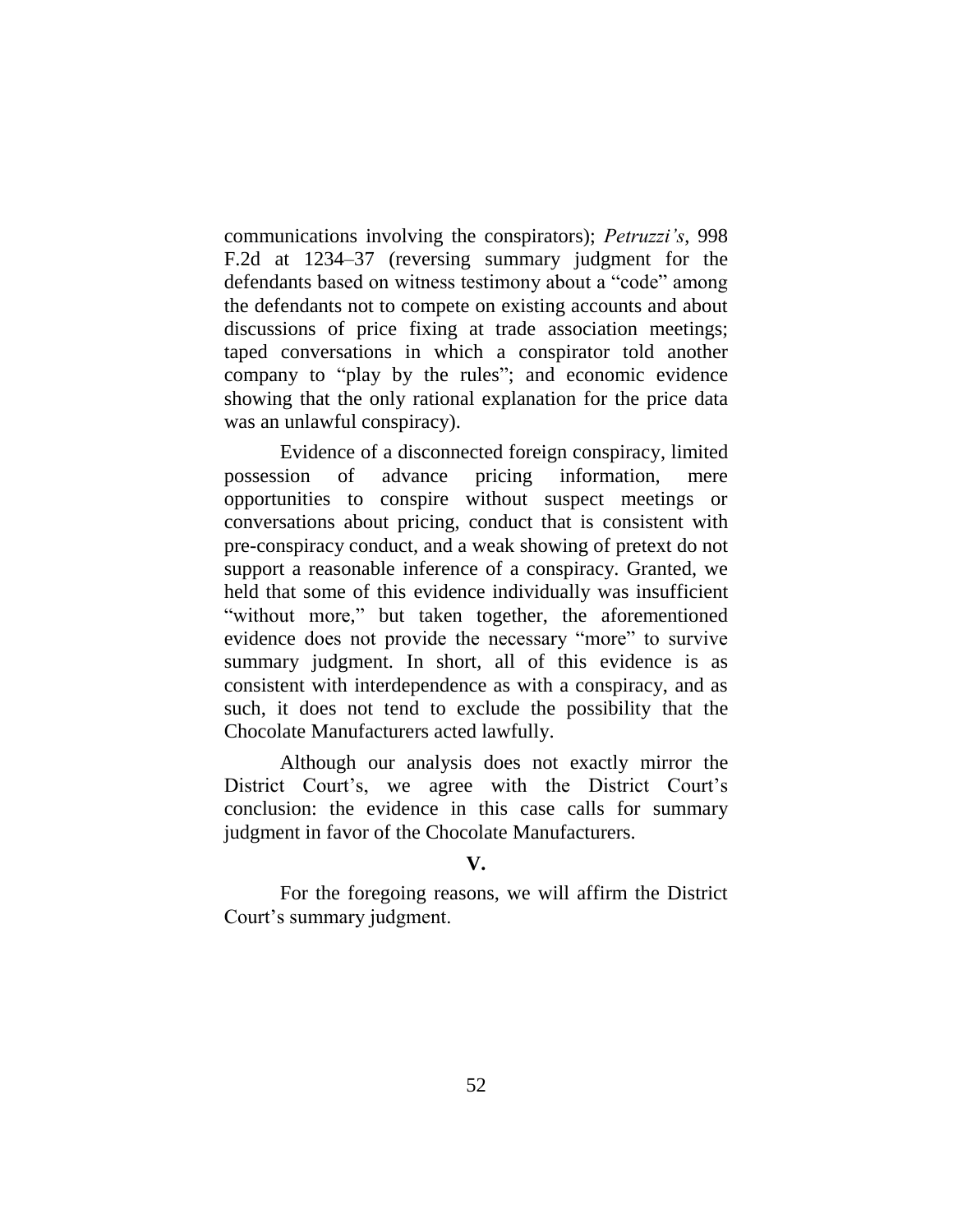communications involving the conspirators); *Petruzzi's*, 998 F.2d at 1234–37 (reversing summary judgment for the defendants based on witness testimony about a "code" among the defendants not to compete on existing accounts and about discussions of price fixing at trade association meetings; taped conversations in which a conspirator told another company to "play by the rules"; and economic evidence showing that the only rational explanation for the price data was an unlawful conspiracy).

Evidence of a disconnected foreign conspiracy, limited possession of advance pricing information, mere opportunities to conspire without suspect meetings or conversations about pricing, conduct that is consistent with pre-conspiracy conduct, and a weak showing of pretext do not support a reasonable inference of a conspiracy. Granted, we held that some of this evidence individually was insufficient "without more," but taken together, the aforementioned evidence does not provide the necessary "more" to survive summary judgment. In short, all of this evidence is as consistent with interdependence as with a conspiracy, and as such, it does not tend to exclude the possibility that the Chocolate Manufacturers acted lawfully.

Although our analysis does not exactly mirror the District Court's, we agree with the District Court's conclusion: the evidence in this case calls for summary judgment in favor of the Chocolate Manufacturers.

## V.

For the foregoing reasons, we will affirm the District Court's summary judgment.